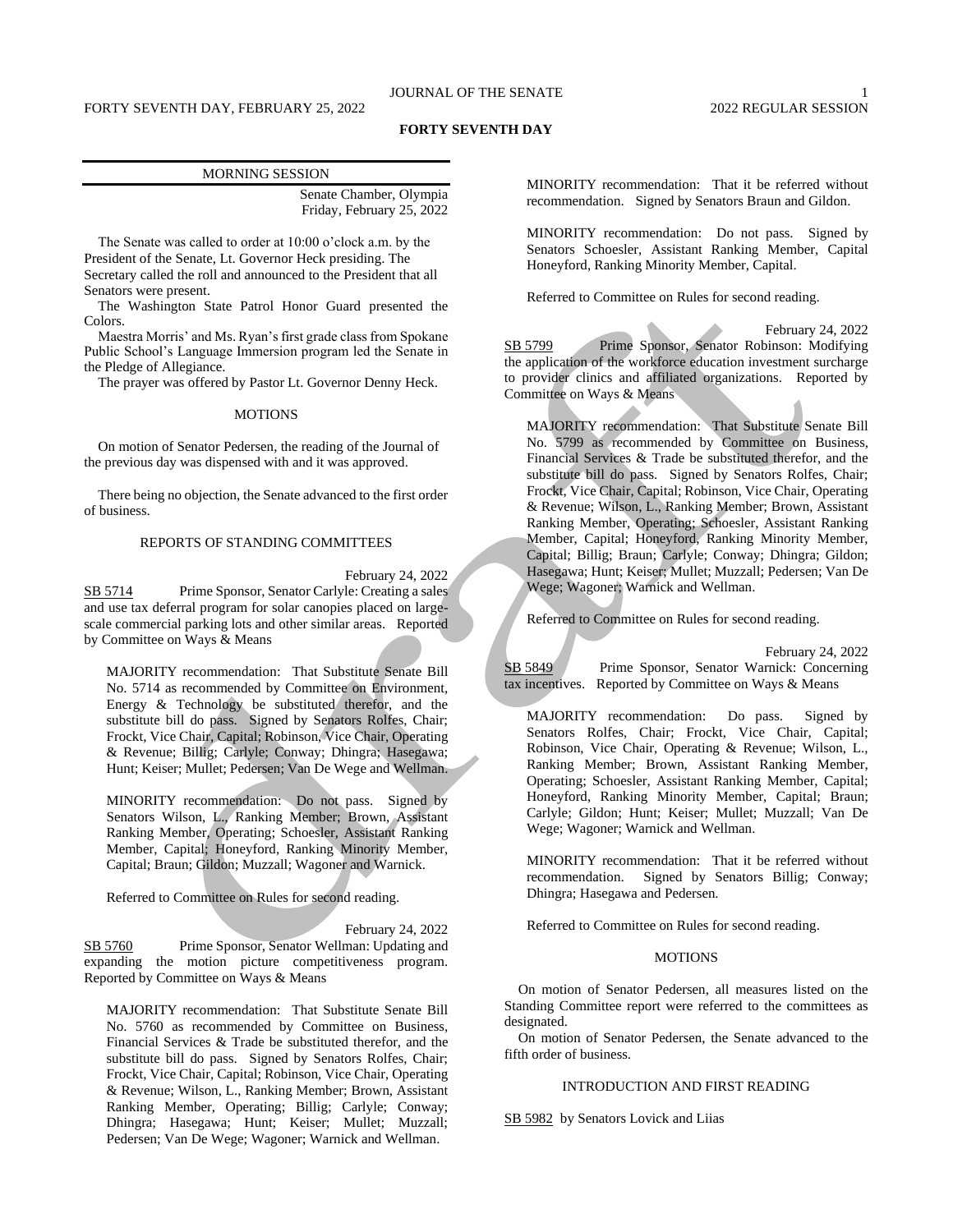# FORTY SEVENTH DAY

## MORNING SESSION

Senate Chamber, Olympia
Friday, February 25, 2022

The Senate was called to order at 10:00 o'clock a.m. by the President of the Senate, Lt. Governor Heck presiding. The Secretary called the roll and announced to the President that all Senators were present.

The Washington State Patrol Honor Guard presented the Colors.

Maestra Morris' and Ms. Ryan's first grade class from Spokane Public School's Language Immersion program led the Senate in the Pledge of Allegiance.

The prayer was offered by Pastor Lt. Governor Denny Heck.

### MOTIONS

On motion of Senator Pedersen, the reading of the Journal of the previous day was dispensed with and it was approved.

There being no objection, the Senate advanced to the first order of business.

### REPORTS OF STANDING COMMITTEES

February 24, 2022

SB 5714 Prime Sponsor, Senator Carlyle: Creating a sales and use tax deferral program for solar canopies placed on large-scale commercial parking lots and other similar areas. Reported by Committee on Ways & Means

MAJORITY recommendation: That Substitute Senate Bill No. 5714 as recommended by Committee on Environment, Energy & Technology be substituted therefor, and the substitute bill do pass. Signed by Senators Rolfes, Chair; Frockt, Vice Chair, Capital; Robinson, Vice Chair, Operating & Revenue; Billig; Carlyle; Conway; Dhingra; Hasegawa; Hunt; Keiser; Mullet; Pedersen; Van De Wege and Wellman.

MINORITY recommendation: Do not pass. Signed by Senators Wilson, L., Ranking Member; Brown, Assistant Ranking Member, Operating; Schoesler, Assistant Ranking Member, Capital; Honeyford, Ranking Minority Member, Capital; Braun; Gildon; Muzzall; Wagoner and Warnick.

Referred to Committee on Rules for second reading.

February 24, 2022

SB 5760 Prime Sponsor, Senator Wellman: Updating and expanding the motion picture competitiveness program. Reported by Committee on Ways & Means

MAJORITY recommendation: That Substitute Senate Bill No. 5760 as recommended by Committee on Business, Financial Services & Trade be substituted therefor, and the substitute bill do pass. Signed by Senators Rolfes, Chair; Frockt, Vice Chair, Capital; Robinson, Vice Chair, Operating & Revenue; Wilson, L., Ranking Member; Brown, Assistant Ranking Member, Operating; Billig; Carlyle; Conway; Dhingra; Hasegawa; Hunt; Keiser; Mullet; Muzzall; Pedersen; Van De Wege; Wagoner; Warnick and Wellman.

MINORITY recommendation: That it be referred without recommendation. Signed by Senators Braun and Gildon.

MINORITY recommendation: Do not pass. Signed by Senators Schoesler, Assistant Ranking Member, Capital Honeyford, Ranking Minority Member, Capital.

Referred to Committee on Rules for second reading.

February 24, 2022

SB 5799 Prime Sponsor, Senator Robinson: Modifying the application of the workforce education investment surcharge to provider clinics and affiliated organizations. Reported by Committee on Ways & Means

MAJORITY recommendation: That Substitute Senate Bill No. 5799 as recommended by Committee on Business, Financial Services & Trade be substituted therefor, and the substitute bill do pass. Signed by Senators Rolfes, Chair; Frockt, Vice Chair, Capital; Robinson, Vice Chair, Operating & Revenue; Wilson, L., Ranking Member; Brown, Assistant Ranking Member, Operating; Schoesler, Assistant Ranking Member, Capital; Honeyford, Ranking Minority Member, Capital; Billig; Braun; Carlyle; Conway; Dhingra; Gildon; Hasegawa; Hunt; Keiser; Mullet; Muzzall; Pedersen; Van De Wege; Wagoner; Warnick and Wellman.

Referred to Committee on Rules for second reading.

February 24, 2022

SB 5849 Prime Sponsor, Senator Warnick: Concerning tax incentives. Reported by Committee on Ways & Means

MAJORITY recommendation: Do pass. Signed by Senators Rolfes, Chair; Frockt, Vice Chair, Capital; Robinson, Vice Chair, Operating & Revenue; Wilson, L., Ranking Member; Brown, Assistant Ranking Member, Operating; Schoesler, Assistant Ranking Member, Capital; Honeyford, Ranking Minority Member, Capital; Braun; Carlyle; Gildon; Hunt; Keiser; Mullet; Muzzall; Van De Wege; Wagoner; Warnick and Wellman.

MINORITY recommendation: That it be referred without recommendation. Signed by Senators Billig; Conway; Dhingra; Hasegawa and Pedersen.

Referred to Committee on Rules for second reading.

### MOTIONS

On motion of Senator Pedersen, all measures listed on the Standing Committee report were referred to the committees as designated.

On motion of Senator Pedersen, the Senate advanced to the fifth order of business.

### INTRODUCTION AND FIRST READING

SB 5982 by Senators Lovick and Liias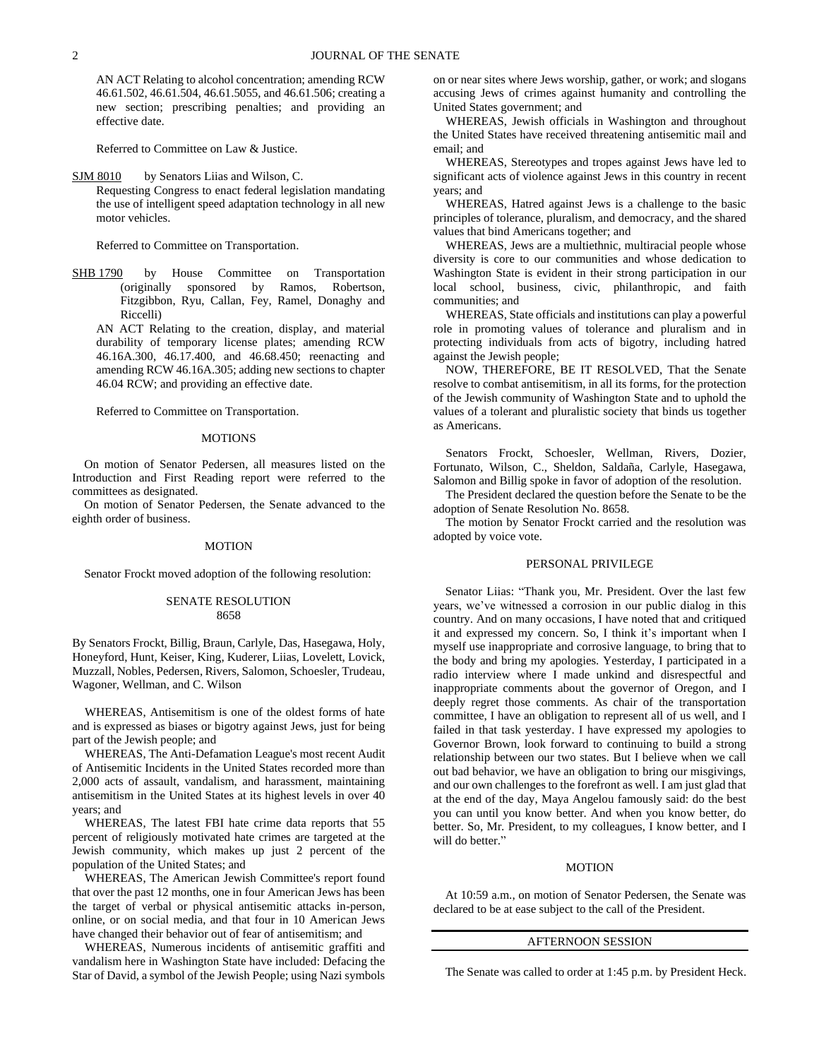AN ACT Relating to alcohol concentration; amending RCW 46.61.502, 46.61.504, 46.61.5055, and 46.61.506; creating a new section; prescribing penalties; and providing an effective date.

Referred to Committee on Law & Justice.

SJM 8010 by Senators Liias and Wilson, C.

Requesting Congress to enact federal legislation mandating the use of intelligent speed adaptation technology in all new motor vehicles.

Referred to Committee on Transportation.

SHB 1790 by House Committee on Transportation (originally sponsored by Ramos, Robertson, Fitzgibbon, Ryu, Callan, Fey, Ramel, Donaghy and Riccelli)

AN ACT Relating to the creation, display, and material durability of temporary license plates; amending RCW 46.16A.300, 46.17.400, and 46.68.450; reenacting and amending RCW 46.16A.305; adding new sections to chapter 46.04 RCW; and providing an effective date.

Referred to Committee on Transportation.

## MOTIONS

On motion of Senator Pedersen, all measures listed on the Introduction and First Reading report were referred to the committees as designated.

On motion of Senator Pedersen, the Senate advanced to the eighth order of business.

## MOTION

Senator Frockt moved adoption of the following resolution:

### SENATE RESOLUTION 8658

By Senators Frockt, Billig, Braun, Carlyle, Das, Hasegawa, Holy, Honeyford, Hunt, Keiser, King, Kuderer, Liias, Lovelett, Lovick, Muzzall, Nobles, Pedersen, Rivers, Salomon, Schoesler, Trudeau, Wagoner, Wellman, and C. Wilson

WHEREAS, Antisemitism is one of the oldest forms of hate and is expressed as biases or bigotry against Jews, just for being part of the Jewish people; and

WHEREAS, The Anti-Defamation League's most recent Audit of Antisemitic Incidents in the United States recorded more than 2,000 acts of assault, vandalism, and harassment, maintaining antisemitism in the United States at its highest levels in over 40 years; and

WHEREAS, The latest FBI hate crime data reports that 55 percent of religiously motivated hate crimes are targeted at the Jewish community, which makes up just 2 percent of the population of the United States; and

WHEREAS, The American Jewish Committee's report found that over the past 12 months, one in four American Jews has been the target of verbal or physical antisemitic attacks in-person, online, or on social media, and that four in 10 American Jews have changed their behavior out of fear of antisemitism; and

WHEREAS, Numerous incidents of antisemitic graffiti and vandalism here in Washington State have included: Defacing the Star of David, a symbol of the Jewish People; using Nazi symbols on or near sites where Jews worship, gather, or work; and slogans accusing Jews of crimes against humanity and controlling the United States government; and

WHEREAS, Jewish officials in Washington and throughout the United States have received threatening antisemitic mail and email; and

WHEREAS, Stereotypes and tropes against Jews have led to significant acts of violence against Jews in this country in recent years; and

WHEREAS, Hatred against Jews is a challenge to the basic principles of tolerance, pluralism, and democracy, and the shared values that bind Americans together; and

WHEREAS, Jews are a multiethnic, multiracial people whose diversity is core to our communities and whose dedication to Washington State is evident in their strong participation in our local school, business, civic, philanthropic, and faith communities; and

WHEREAS, State officials and institutions can play a powerful role in promoting values of tolerance and pluralism and in protecting individuals from acts of bigotry, including hatred against the Jewish people;

NOW, THEREFORE, BE IT RESOLVED, That the Senate resolve to combat antisemitism, in all its forms, for the protection of the Jewish community of Washington State and to uphold the values of a tolerant and pluralistic society that binds us together as Americans.

Senators Frockt, Schoesler, Wellman, Rivers, Dozier, Fortunato, Wilson, C., Sheldon, Saldaña, Carlyle, Hasegawa, Salomon and Billig spoke in favor of adoption of the resolution.

The President declared the question before the Senate to be the adoption of Senate Resolution No. 8658.

The motion by Senator Frockt carried and the resolution was adopted by voice vote.

## PERSONAL PRIVILEGE

Senator Liias: "Thank you, Mr. President. Over the last few years, we've witnessed a corrosion in our public dialog in this country. And on many occasions, I have noted that and critiqued it and expressed my concern. So, I think it's important when I myself use inappropriate and corrosive language, to bring that to the body and bring my apologies. Yesterday, I participated in a radio interview where I made unkind and disrespectful and inappropriate comments about the governor of Oregon, and I deeply regret those comments. As chair of the transportation committee, I have an obligation to represent all of us well, and I failed in that task yesterday. I have expressed my apologies to Governor Brown, look forward to continuing to build a strong relationship between our two states. But I believe when we call out bad behavior, we have an obligation to bring our misgivings, and our own challenges to the forefront as well. I am just glad that at the end of the day, Maya Angelou famously said: do the best you can until you know better. And when you know better, do better. So, Mr. President, to my colleagues, I know better, and I will do better."

## MOTION

At 10:59 a.m., on motion of Senator Pedersen, the Senate was declared to be at ease subject to the call of the President.

## AFTERNOON SESSION

The Senate was called to order at 1:45 p.m. by President Heck.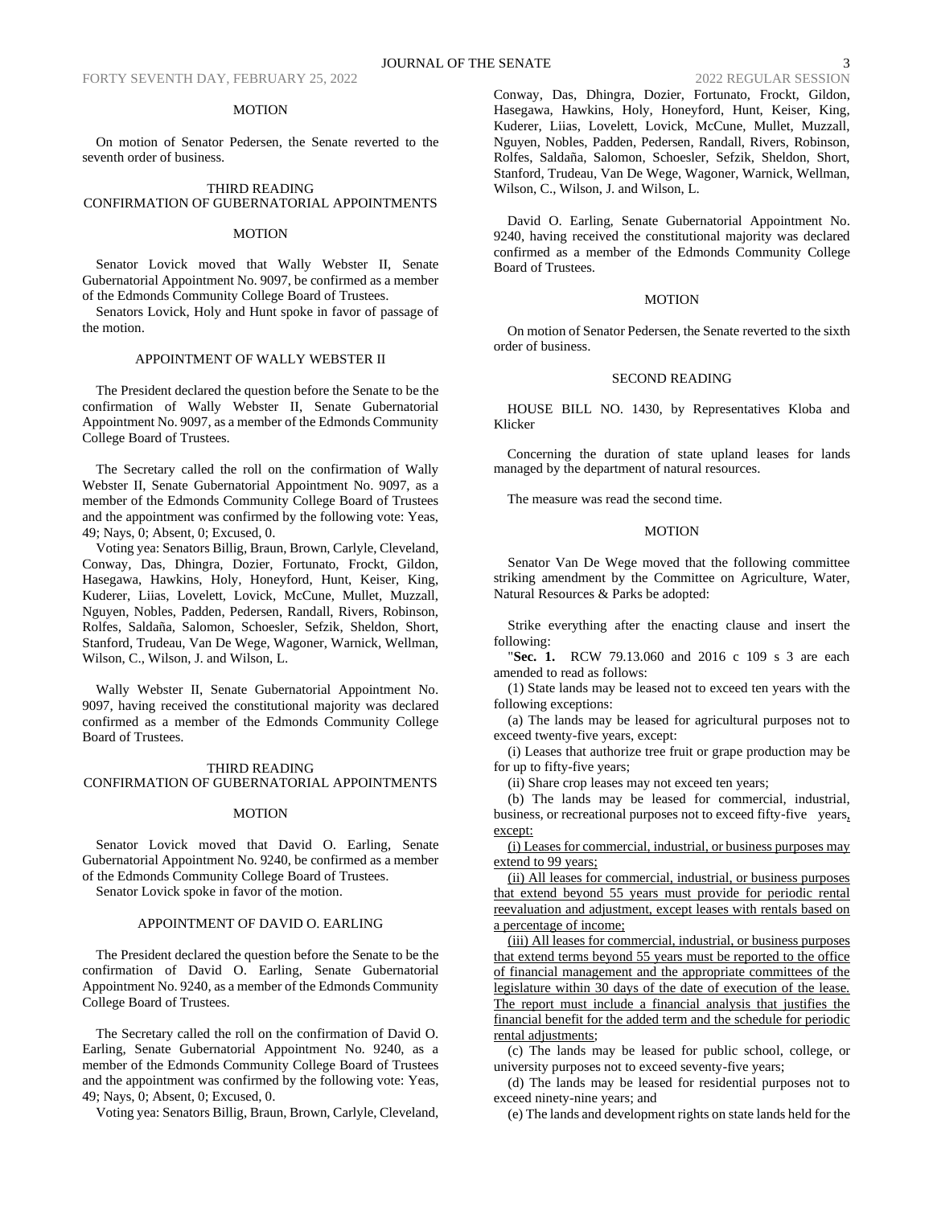MOTION

On motion of Senator Pedersen, the Senate reverted to the seventh order of business.

THIRD READING
CONFIRMATION OF GUBERNATORIAL APPOINTMENTS

MOTION

Senator Lovick moved that Wally Webster II, Senate Gubernatorial Appointment No. 9097, be confirmed as a member of the Edmonds Community College Board of Trustees.

Senators Lovick, Holy and Hunt spoke in favor of passage of the motion.

APPOINTMENT OF WALLY WEBSTER II

The President declared the question before the Senate to be the confirmation of Wally Webster II, Senate Gubernatorial Appointment No. 9097, as a member of the Edmonds Community College Board of Trustees.

The Secretary called the roll on the confirmation of Wally Webster II, Senate Gubernatorial Appointment No. 9097, as a member of the Edmonds Community College Board of Trustees and the appointment was confirmed by the following vote: Yeas, 49; Nays, 0; Absent, 0; Excused, 0.

Voting yea: Senators Billig, Braun, Brown, Carlyle, Cleveland, Conway, Das, Dhingra, Dozier, Fortunato, Frockt, Gildon, Hasegawa, Hawkins, Holy, Honeyford, Hunt, Keiser, King, Kuderer, Liias, Lovelett, Lovick, McCune, Mullet, Muzzall, Nguyen, Nobles, Padden, Pedersen, Randall, Rivers, Robinson, Rolfes, Saldaña, Salomon, Schoesler, Sefzik, Sheldon, Short, Stanford, Trudeau, Van De Wege, Wagoner, Warnick, Wellman, Wilson, C., Wilson, J. and Wilson, L.

Wally Webster II, Senate Gubernatorial Appointment No. 9097, having received the constitutional majority was declared confirmed as a member of the Edmonds Community College Board of Trustees.

THIRD READING
CONFIRMATION OF GUBERNATORIAL APPOINTMENTS

MOTION

Senator Lovick moved that David O. Earling, Senate Gubernatorial Appointment No. 9240, be confirmed as a member of the Edmonds Community College Board of Trustees.

Senator Lovick spoke in favor of the motion.

APPOINTMENT OF DAVID O. EARLING

The President declared the question before the Senate to be the confirmation of David O. Earling, Senate Gubernatorial Appointment No. 9240, as a member of the Edmonds Community College Board of Trustees.

The Secretary called the roll on the confirmation of David O. Earling, Senate Gubernatorial Appointment No. 9240, as a member of the Edmonds Community College Board of Trustees and the appointment was confirmed by the following vote: Yeas, 49; Nays, 0; Absent, 0; Excused, 0.

Voting yea: Senators Billig, Braun, Brown, Carlyle, Cleveland, Conway, Das, Dhingra, Dozier, Fortunato, Frockt, Gildon, Hasegawa, Hawkins, Holy, Honeyford, Hunt, Keiser, King, Kuderer, Liias, Lovelett, Lovick, McCune, Mullet, Muzzall, Nguyen, Nobles, Padden, Pedersen, Randall, Rivers, Robinson, Rolfes, Saldaña, Salomon, Schoesler, Sefzik, Sheldon, Short, Stanford, Trudeau, Van De Wege, Wagoner, Warnick, Wellman, Wilson, C., Wilson, J. and Wilson, L.

David O. Earling, Senate Gubernatorial Appointment No. 9240, having received the constitutional majority was declared confirmed as a member of the Edmonds Community College Board of Trustees.

MOTION

On motion of Senator Pedersen, the Senate reverted to the sixth order of business.

SECOND READING

HOUSE BILL NO. 1430, by Representatives Kloba and Klicker

Concerning the duration of state upland leases for lands managed by the department of natural resources.

The measure was read the second time.

MOTION

Senator Van De Wege moved that the following committee striking amendment by the Committee on Agriculture, Water, Natural Resources & Parks be adopted:

Strike everything after the enacting clause and insert the following:

"**Sec. 1.** RCW 79.13.060 and 2016 c 109 s 3 are each amended to read as follows:

(1) State lands may be leased not to exceed ten years with the following exceptions:

(a) The lands may be leased for agricultural purposes not to exceed twenty-five years, except:

(i) Leases that authorize tree fruit or grape production may be for up to fifty-five years;

(ii) Share crop leases may not exceed ten years;

(b) The lands may be leased for commercial, industrial, business, or recreational purposes not to exceed fifty-five years, except:

(i) Leases for commercial, industrial, or business purposes may extend to 99 years;

(ii) All leases for commercial, industrial, or business purposes that extend beyond 55 years must provide for periodic rental reevaluation and adjustment, except leases with rentals based on a percentage of income;

(iii) All leases for commercial, industrial, or business purposes that extend terms beyond 55 years must be reported to the office of financial management and the appropriate committees of the legislature within 30 days of the date of execution of the lease. The report must include a financial analysis that justifies the financial benefit for the added term and the schedule for periodic rental adjustments;

(c) The lands may be leased for public school, college, or university purposes not to exceed seventy-five years;

(d) The lands may be leased for residential purposes not to exceed ninety-nine years; and

(e) The lands and development rights on state lands held for the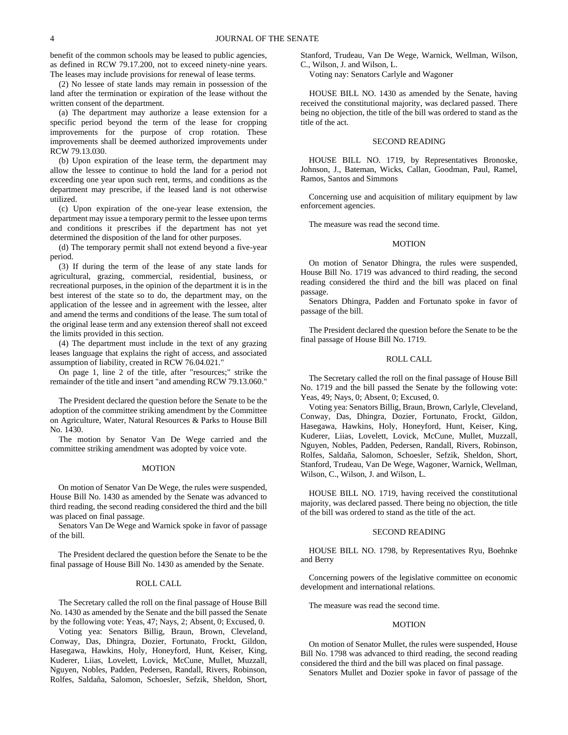benefit of the common schools may be leased to public agencies, as defined in RCW 79.17.200, not to exceed ninety-nine years. The leases may include provisions for renewal of lease terms.

(2) No lessee of state lands may remain in possession of the land after the termination or expiration of the lease without the written consent of the department.

(a) The department may authorize a lease extension for a specific period beyond the term of the lease for cropping improvements for the purpose of crop rotation. These improvements shall be deemed authorized improvements under RCW 79.13.030.

(b) Upon expiration of the lease term, the department may allow the lessee to continue to hold the land for a period not exceeding one year upon such rent, terms, and conditions as the department may prescribe, if the leased land is not otherwise utilized.

(c) Upon expiration of the one-year lease extension, the department may issue a temporary permit to the lessee upon terms and conditions it prescribes if the department has not yet determined the disposition of the land for other purposes.

(d) The temporary permit shall not extend beyond a five-year period.

(3) If during the term of the lease of any state lands for agricultural, grazing, commercial, residential, business, or recreational purposes, in the opinion of the department it is in the best interest of the state so to do, the department may, on the application of the lessee and in agreement with the lessee, alter and amend the terms and conditions of the lease. The sum total of the original lease term and any extension thereof shall not exceed the limits provided in this section.

(4) The department must include in the text of any grazing leases language that explains the right of access, and associated assumption of liability, created in RCW 76.04.021."

On page 1, line 2 of the title, after "resources;" strike the remainder of the title and insert "and amending RCW 79.13.060."

The President declared the question before the Senate to be the adoption of the committee striking amendment by the Committee on Agriculture, Water, Natural Resources & Parks to House Bill No. 1430.

The motion by Senator Van De Wege carried and the committee striking amendment was adopted by voice vote.

MOTION

On motion of Senator Van De Wege, the rules were suspended, House Bill No. 1430 as amended by the Senate was advanced to third reading, the second reading considered the third and the bill was placed on final passage.

Senators Van De Wege and Warnick spoke in favor of passage of the bill.

The President declared the question before the Senate to be the final passage of House Bill No. 1430 as amended by the Senate.

ROLL CALL

The Secretary called the roll on the final passage of House Bill No. 1430 as amended by the Senate and the bill passed the Senate by the following vote: Yeas, 47; Nays, 2; Absent, 0; Excused, 0.

Voting yea: Senators Billig, Braun, Brown, Cleveland, Conway, Das, Dhingra, Dozier, Fortunato, Frockt, Gildon, Hasegawa, Hawkins, Holy, Honeyford, Hunt, Keiser, King, Kuderer, Liias, Lovelett, Lovick, McCune, Mullet, Muzzall, Nguyen, Nobles, Padden, Pedersen, Randall, Rivers, Robinson, Rolfes, Saldaña, Salomon, Schoesler, Sefzik, Sheldon, Short, Stanford, Trudeau, Van De Wege, Warnick, Wellman, Wilson, C., Wilson, J. and Wilson, L.

Voting nay: Senators Carlyle and Wagoner

HOUSE BILL NO. 1430 as amended by the Senate, having received the constitutional majority, was declared passed. There being no objection, the title of the bill was ordered to stand as the title of the act.

SECOND READING

HOUSE BILL NO. 1719, by Representatives Bronoske, Johnson, J., Bateman, Wicks, Callan, Goodman, Paul, Ramel, Ramos, Santos and Simmons

Concerning use and acquisition of military equipment by law enforcement agencies.

The measure was read the second time.

MOTION

On motion of Senator Dhingra, the rules were suspended, House Bill No. 1719 was advanced to third reading, the second reading considered the third and the bill was placed on final passage.

Senators Dhingra, Padden and Fortunato spoke in favor of passage of the bill.

The President declared the question before the Senate to be the final passage of House Bill No. 1719.

ROLL CALL

The Secretary called the roll on the final passage of House Bill No. 1719 and the bill passed the Senate by the following vote: Yeas, 49; Nays, 0; Absent, 0; Excused, 0.

Voting yea: Senators Billig, Braun, Brown, Carlyle, Cleveland, Conway, Das, Dhingra, Dozier, Fortunato, Frockt, Gildon, Hasegawa, Hawkins, Holy, Honeyford, Hunt, Keiser, King, Kuderer, Liias, Lovelett, Lovick, McCune, Mullet, Muzzall, Nguyen, Nobles, Padden, Pedersen, Randall, Rivers, Robinson, Rolfes, Saldaña, Salomon, Schoesler, Sefzik, Sheldon, Short, Stanford, Trudeau, Van De Wege, Wagoner, Warnick, Wellman, Wilson, C., Wilson, J. and Wilson, L.

HOUSE BILL NO. 1719, having received the constitutional majority, was declared passed. There being no objection, the title of the bill was ordered to stand as the title of the act.

SECOND READING

HOUSE BILL NO. 1798, by Representatives Ryu, Boehnke and Berry

Concerning powers of the legislative committee on economic development and international relations.

The measure was read the second time.

MOTION

On motion of Senator Mullet, the rules were suspended, House Bill No. 1798 was advanced to third reading, the second reading considered the third and the bill was placed on final passage.

Senators Mullet and Dozier spoke in favor of passage of the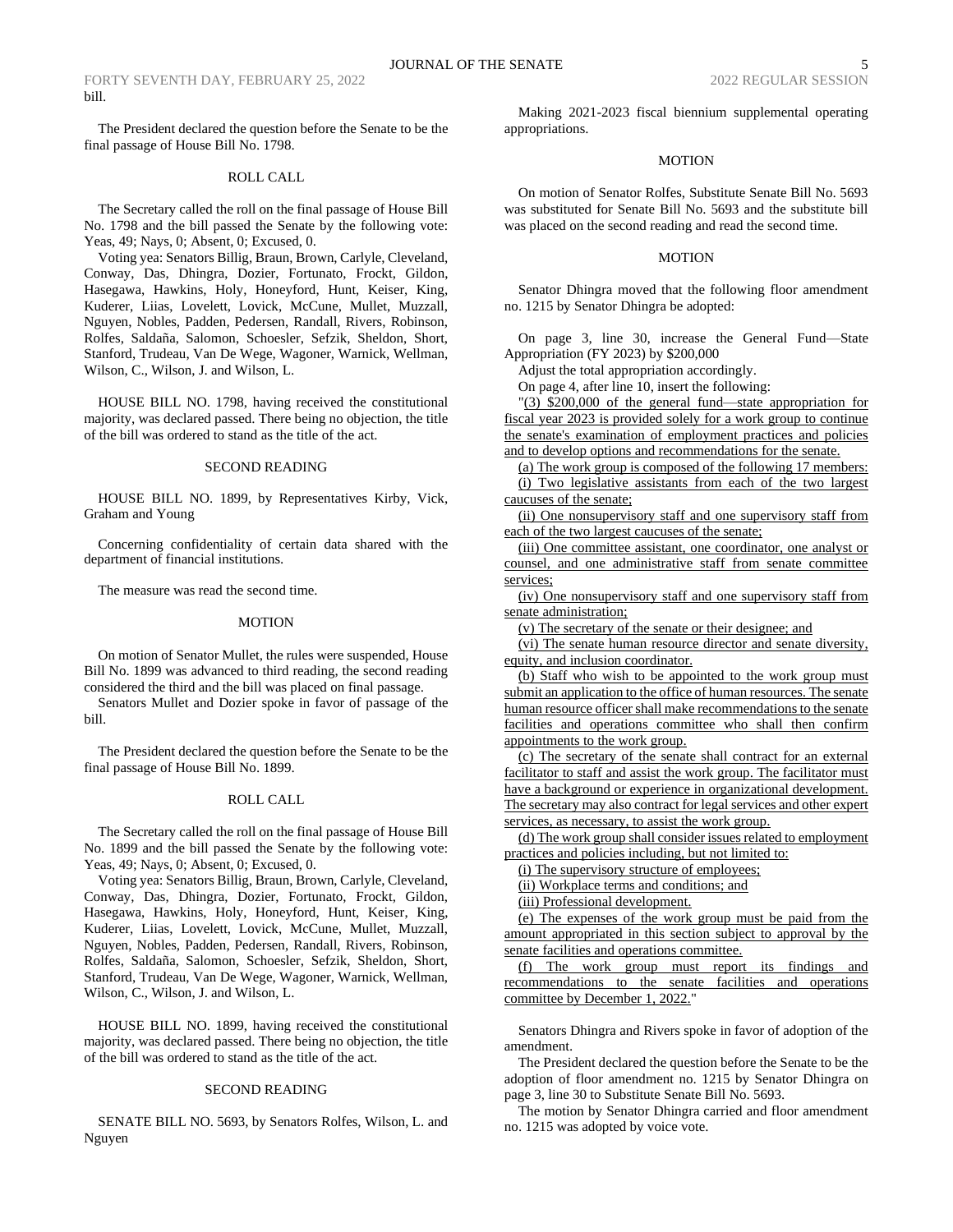bill.

The President declared the question before the Senate to be the final passage of House Bill No. 1798.

ROLL CALL

The Secretary called the roll on the final passage of House Bill No. 1798 and the bill passed the Senate by the following vote: Yeas, 49; Nays, 0; Absent, 0; Excused, 0.

Voting yea: Senators Billig, Braun, Brown, Carlyle, Cleveland, Conway, Das, Dhingra, Dozier, Fortunato, Frockt, Gildon, Hasegawa, Hawkins, Holy, Honeyford, Hunt, Keiser, King, Kuderer, Liias, Lovelett, Lovick, McCune, Mullet, Muzzall, Nguyen, Nobles, Padden, Pedersen, Randall, Rivers, Robinson, Rolfes, Saldaña, Salomon, Schoesler, Sefzik, Sheldon, Short, Stanford, Trudeau, Van De Wege, Wagoner, Warnick, Wellman, Wilson, C., Wilson, J. and Wilson, L.

HOUSE BILL NO. 1798, having received the constitutional majority, was declared passed. There being no objection, the title of the bill was ordered to stand as the title of the act.

SECOND READING

HOUSE BILL NO. 1899, by Representatives Kirby, Vick, Graham and Young

Concerning confidentiality of certain data shared with the department of financial institutions.

The measure was read the second time.

MOTION

On motion of Senator Mullet, the rules were suspended, House Bill No. 1899 was advanced to third reading, the second reading considered the third and the bill was placed on final passage.

Senators Mullet and Dozier spoke in favor of passage of the bill.

The President declared the question before the Senate to be the final passage of House Bill No. 1899.

ROLL CALL

The Secretary called the roll on the final passage of House Bill No. 1899 and the bill passed the Senate by the following vote: Yeas, 49; Nays, 0; Absent, 0; Excused, 0.

Voting yea: Senators Billig, Braun, Brown, Carlyle, Cleveland, Conway, Das, Dhingra, Dozier, Fortunato, Frockt, Gildon, Hasegawa, Hawkins, Holy, Honeyford, Hunt, Keiser, King, Kuderer, Liias, Lovelett, Lovick, McCune, Mullet, Muzzall, Nguyen, Nobles, Padden, Pedersen, Randall, Rivers, Robinson, Rolfes, Saldaña, Salomon, Schoesler, Sefzik, Sheldon, Short, Stanford, Trudeau, Van De Wege, Wagoner, Warnick, Wellman, Wilson, C., Wilson, J. and Wilson, L.

HOUSE BILL NO. 1899, having received the constitutional majority, was declared passed. There being no objection, the title of the bill was ordered to stand as the title of the act.

SECOND READING

SENATE BILL NO. 5693, by Senators Rolfes, Wilson, L. and Nguyen

Making 2021-2023 fiscal biennium supplemental operating appropriations.

MOTION

On motion of Senator Rolfes, Substitute Senate Bill No. 5693 was substituted for Senate Bill No. 5693 and the substitute bill was placed on the second reading and read the second time.

MOTION

Senator Dhingra moved that the following floor amendment no. 1215 by Senator Dhingra be adopted:

On page 3, line 30, increase the General Fund—State Appropriation (FY 2023) by $200,000

Adjust the total appropriation accordingly.

On page 4, after line 10, insert the following:

"(3) $200,000 of the general fund—state appropriation for fiscal year 2023 is provided solely for a work group to continue the senate's examination of employment practices and policies and to develop options and recommendations for the senate.

(a) The work group is composed of the following 17 members:

(i) Two legislative assistants from each of the two largest caucuses of the senate;

(ii) One nonsupervisory staff and one supervisory staff from each of the two largest caucuses of the senate;

(iii) One committee assistant, one coordinator, one analyst or counsel, and one administrative staff from senate committee services;

(iv) One nonsupervisory staff and one supervisory staff from senate administration;

(v) The secretary of the senate or their designee; and

(vi) The senate human resource director and senate diversity, equity, and inclusion coordinator.

(b) Staff who wish to be appointed to the work group must submit an application to the office of human resources. The senate human resource officer shall make recommendations to the senate facilities and operations committee who shall then confirm appointments to the work group.

(c) The secretary of the senate shall contract for an external facilitator to staff and assist the work group. The facilitator must have a background or experience in organizational development. The secretary may also contract for legal services and other expert services, as necessary, to assist the work group.

(d) The work group shall consider issues related to employment practices and policies including, but not limited to:

(i) The supervisory structure of employees;

(ii) Workplace terms and conditions; and

(iii) Professional development.

(e) The expenses of the work group must be paid from the amount appropriated in this section subject to approval by the senate facilities and operations committee.

(f) The work group must report its findings and recommendations to the senate facilities and operations committee by December 1, 2022."

Senators Dhingra and Rivers spoke in favor of adoption of the amendment.

The President declared the question before the Senate to be the adoption of floor amendment no. 1215 by Senator Dhingra on page 3, line 30 to Substitute Senate Bill No. 5693.

The motion by Senator Dhingra carried and floor amendment no. 1215 was adopted by voice vote.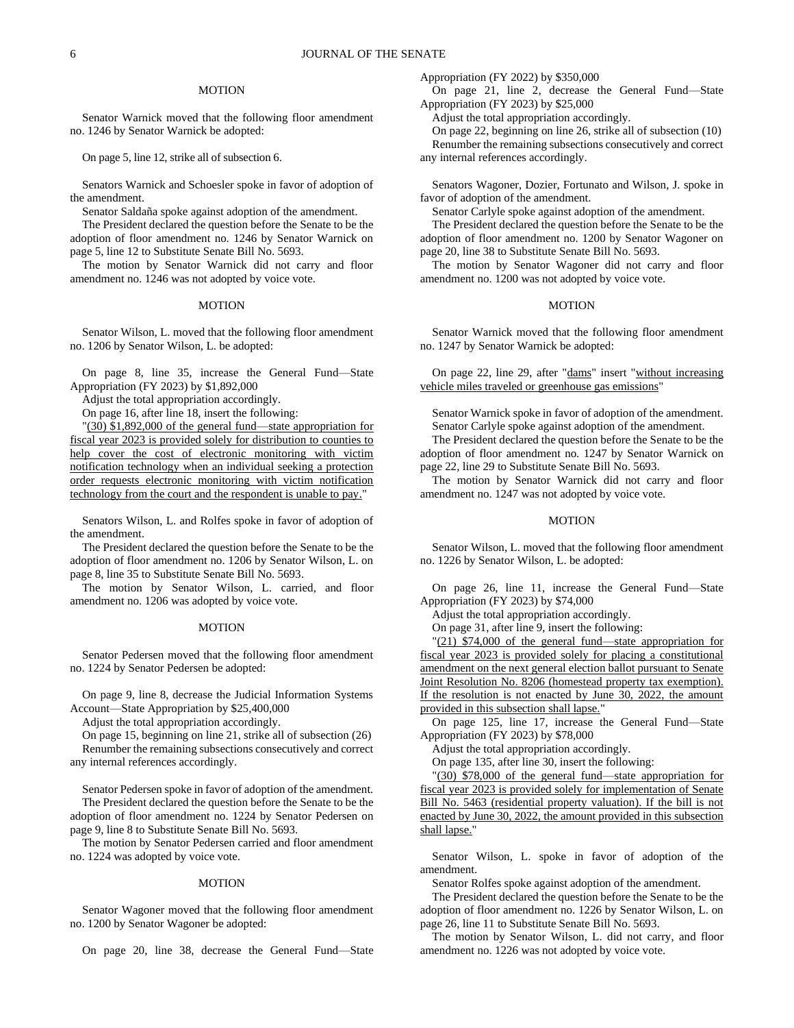## MOTION

Senator Warnick moved that the following floor amendment no. 1246 by Senator Warnick be adopted:

On page 5, line 12, strike all of subsection 6.

Senators Warnick and Schoesler spoke in favor of adoption of the amendment.

Senator Saldaña spoke against adoption of the amendment.

The President declared the question before the Senate to be the adoption of floor amendment no. 1246 by Senator Warnick on page 5, line 12 to Substitute Senate Bill No. 5693.

The motion by Senator Warnick did not carry and floor amendment no. 1246 was not adopted by voice vote.

## MOTION

Senator Wilson, L. moved that the following floor amendment no. 1206 by Senator Wilson, L. be adopted:

On page 8, line 35, increase the General Fund—State Appropriation (FY 2023) by $1,892,000

Adjust the total appropriation accordingly.

On page 16, after line 18, insert the following:

"(30) $1,892,000 of the general fund—state appropriation for fiscal year 2023 is provided solely for distribution to counties to help cover the cost of electronic monitoring with victim notification technology when an individual seeking a protection order requests electronic monitoring with victim notification technology from the court and the respondent is unable to pay."

Senators Wilson, L. and Rolfes spoke in favor of adoption of the amendment.

The President declared the question before the Senate to be the adoption of floor amendment no. 1206 by Senator Wilson, L. on page 8, line 35 to Substitute Senate Bill No. 5693.

The motion by Senator Wilson, L. carried, and floor amendment no. 1206 was adopted by voice vote.

## MOTION

Senator Pedersen moved that the following floor amendment no. 1224 by Senator Pedersen be adopted:

On page 9, line 8, decrease the Judicial Information Systems Account—State Appropriation by $25,400,000

Adjust the total appropriation accordingly.

On page 15, beginning on line 21, strike all of subsection (26)

Renumber the remaining subsections consecutively and correct any internal references accordingly.

Senator Pedersen spoke in favor of adoption of the amendment.

The President declared the question before the Senate to be the adoption of floor amendment no. 1224 by Senator Pedersen on page 9, line 8 to Substitute Senate Bill No. 5693.

The motion by Senator Pedersen carried and floor amendment no. 1224 was adopted by voice vote.

## MOTION

Senator Wagoner moved that the following floor amendment no. 1200 by Senator Wagoner be adopted:

On page 20, line 38, decrease the General Fund—State Appropriation (FY 2022) by $350,000

On page 21, line 2, decrease the General Fund—State Appropriation (FY 2023) by $25,000

Adjust the total appropriation accordingly.

On page 22, beginning on line 26, strike all of subsection (10)

Renumber the remaining subsections consecutively and correct any internal references accordingly.

Senators Wagoner, Dozier, Fortunato and Wilson, J. spoke in favor of adoption of the amendment.

Senator Carlyle spoke against adoption of the amendment.

The President declared the question before the Senate to be the adoption of floor amendment no. 1200 by Senator Wagoner on page 20, line 38 to Substitute Senate Bill No. 5693.

The motion by Senator Wagoner did not carry and floor amendment no. 1200 was not adopted by voice vote.

## MOTION

Senator Warnick moved that the following floor amendment no. 1247 by Senator Warnick be adopted:

On page 22, line 29, after "dams" insert "without increasing vehicle miles traveled or greenhouse gas emissions"

Senator Warnick spoke in favor of adoption of the amendment.

Senator Carlyle spoke against adoption of the amendment.

The President declared the question before the Senate to be the adoption of floor amendment no. 1247 by Senator Warnick on page 22, line 29 to Substitute Senate Bill No. 5693.

The motion by Senator Warnick did not carry and floor amendment no. 1247 was not adopted by voice vote.

## MOTION

Senator Wilson, L. moved that the following floor amendment no. 1226 by Senator Wilson, L. be adopted:

On page 26, line 11, increase the General Fund—State Appropriation (FY 2023) by $74,000

Adjust the total appropriation accordingly.

On page 31, after line 9, insert the following:

"(21) $74,000 of the general fund—state appropriation for fiscal year 2023 is provided solely for placing a constitutional amendment on the next general election ballot pursuant to Senate Joint Resolution No. 8206 (homestead property tax exemption). If the resolution is not enacted by June 30, 2022, the amount provided in this subsection shall lapse."

On page 125, line 17, increase the General Fund—State Appropriation (FY 2023) by $78,000

Adjust the total appropriation accordingly.

On page 135, after line 30, insert the following:

"(30) $78,000 of the general fund—state appropriation for fiscal year 2023 is provided solely for implementation of Senate Bill No. 5463 (residential property valuation). If the bill is not enacted by June 30, 2022, the amount provided in this subsection shall lapse."

Senator Wilson, L. spoke in favor of adoption of the amendment.

Senator Rolfes spoke against adoption of the amendment.

The President declared the question before the Senate to be the adoption of floor amendment no. 1226 by Senator Wilson, L. on page 26, line 11 to Substitute Senate Bill No. 5693.

The motion by Senator Wilson, L. did not carry, and floor amendment no. 1226 was not adopted by voice vote.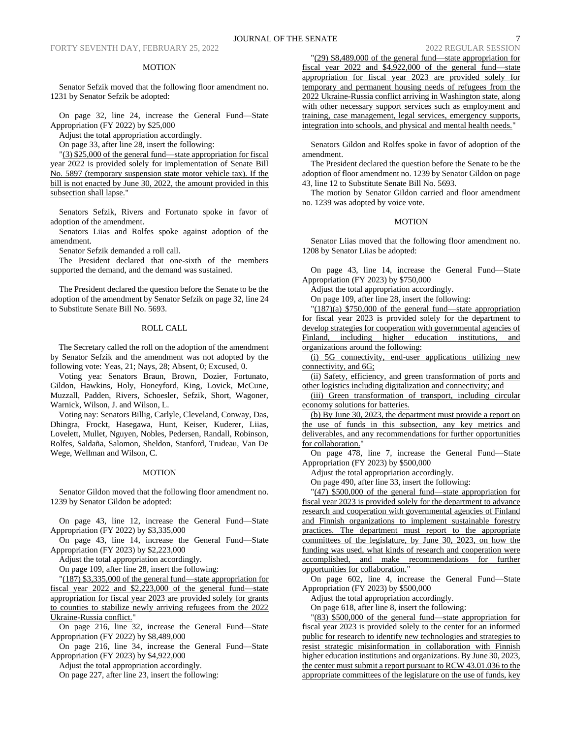### MOTION

Senator Sefzik moved that the following floor amendment no. 1231 by Senator Sefzik be adopted:

On page 32, line 24, increase the General Fund—State Appropriation (FY 2022) by $25,000

Adjust the total appropriation accordingly.

On page 33, after line 28, insert the following:

"(3) $25,000 of the general fund—state appropriation for fiscal year 2022 is provided solely for implementation of Senate Bill No. 5897 (temporary suspension state motor vehicle tax). If the bill is not enacted by June 30, 2022, the amount provided in this subsection shall lapse."

Senators Sefzik, Rivers and Fortunato spoke in favor of adoption of the amendment.

Senators Liias and Rolfes spoke against adoption of the amendment.

Senator Sefzik demanded a roll call.

The President declared that one-sixth of the members supported the demand, and the demand was sustained.

The President declared the question before the Senate to be the adoption of the amendment by Senator Sefzik on page 32, line 24 to Substitute Senate Bill No. 5693.

### ROLL CALL

The Secretary called the roll on the adoption of the amendment by Senator Sefzik and the amendment was not adopted by the following vote: Yeas, 21; Nays, 28; Absent, 0; Excused, 0.

Voting yea: Senators Braun, Brown, Dozier, Fortunato, Gildon, Hawkins, Holy, Honeyford, King, Lovick, McCune, Muzzall, Padden, Rivers, Schoesler, Sefzik, Short, Wagoner, Warnick, Wilson, J. and Wilson, L.

Voting nay: Senators Billig, Carlyle, Cleveland, Conway, Das, Dhingra, Frockt, Hasegawa, Hunt, Keiser, Kuderer, Liias, Lovelett, Mullet, Nguyen, Nobles, Pedersen, Randall, Robinson, Rolfes, Saldaña, Salomon, Sheldon, Stanford, Trudeau, Van De Wege, Wellman and Wilson, C.

### MOTION

Senator Gildon moved that the following floor amendment no. 1239 by Senator Gildon be adopted:

On page 43, line 12, increase the General Fund—State Appropriation (FY 2022) by $3,335,000

On page 43, line 14, increase the General Fund—State Appropriation (FY 2023) by $2,223,000

Adjust the total appropriation accordingly.

On page 109, after line 28, insert the following:

"(187) $3,335,000 of the general fund—state appropriation for fiscal year 2022 and $2,223,000 of the general fund—state appropriation for fiscal year 2023 are provided solely for grants to counties to stabilize newly arriving refugees from the 2022 Ukraine-Russia conflict."

On page 216, line 32, increase the General Fund—State Appropriation (FY 2022) by $8,489,000

On page 216, line 34, increase the General Fund—State Appropriation (FY 2023) by $4,922,000

Adjust the total appropriation accordingly.

On page 227, after line 23, insert the following:

"(29) $8,489,000 of the general fund—state appropriation for fiscal year 2022 and $4,922,000 of the general fund—state appropriation for fiscal year 2023 are provided solely for temporary and permanent housing needs of refugees from the 2022 Ukraine-Russia conflict arriving in Washington state, along with other necessary support services such as employment and training, case management, legal services, emergency supports, integration into schools, and physical and mental health needs."

Senators Gildon and Rolfes spoke in favor of adoption of the amendment.

The President declared the question before the Senate to be the adoption of floor amendment no. 1239 by Senator Gildon on page 43, line 12 to Substitute Senate Bill No. 5693.

The motion by Senator Gildon carried and floor amendment no. 1239 was adopted by voice vote.

### MOTION

Senator Liias moved that the following floor amendment no. 1208 by Senator Liias be adopted:

On page 43, line 14, increase the General Fund—State Appropriation (FY 2023) by $750,000

Adjust the total appropriation accordingly.

On page 109, after line 28, insert the following:

"(187)(a) $750,000 of the general fund—state appropriation for fiscal year 2023 is provided solely for the department to develop strategies for cooperation with governmental agencies of Finland, including higher education institutions, and organizations around the following:

(i) 5G connectivity, end-user applications utilizing new connectivity, and 6G;

(ii) Safety, efficiency, and green transformation of ports and other logistics including digitalization and connectivity; and

(iii) Green transformation of transport, including circular economy solutions for batteries.

(b) By June 30, 2023, the department must provide a report on the use of funds in this subsection, any key metrics and deliverables, and any recommendations for further opportunities for collaboration."

On page 478, line 7, increase the General Fund—State Appropriation (FY 2023) by $500,000

Adjust the total appropriation accordingly.

On page 490, after line 33, insert the following:

"(47) $500,000 of the general fund—state appropriation for fiscal year 2023 is provided solely for the department to advance research and cooperation with governmental agencies of Finland and Finnish organizations to implement sustainable forestry practices. The department must report to the appropriate committees of the legislature, by June 30, 2023, on how the funding was used, what kinds of research and cooperation were accomplished, and make recommendations for further opportunities for collaboration."

On page 602, line 4, increase the General Fund—State Appropriation (FY 2023) by $500,000

Adjust the total appropriation accordingly.

On page 618, after line 8, insert the following:

"(83) $500,000 of the general fund—state appropriation for fiscal year 2023 is provided solely to the center for an informed public for research to identify new technologies and strategies to resist strategic misinformation in collaboration with Finnish higher education institutions and organizations. By June 30, 2023, the center must submit a report pursuant to RCW 43.01.036 to the appropriate committees of the legislature on the use of funds, key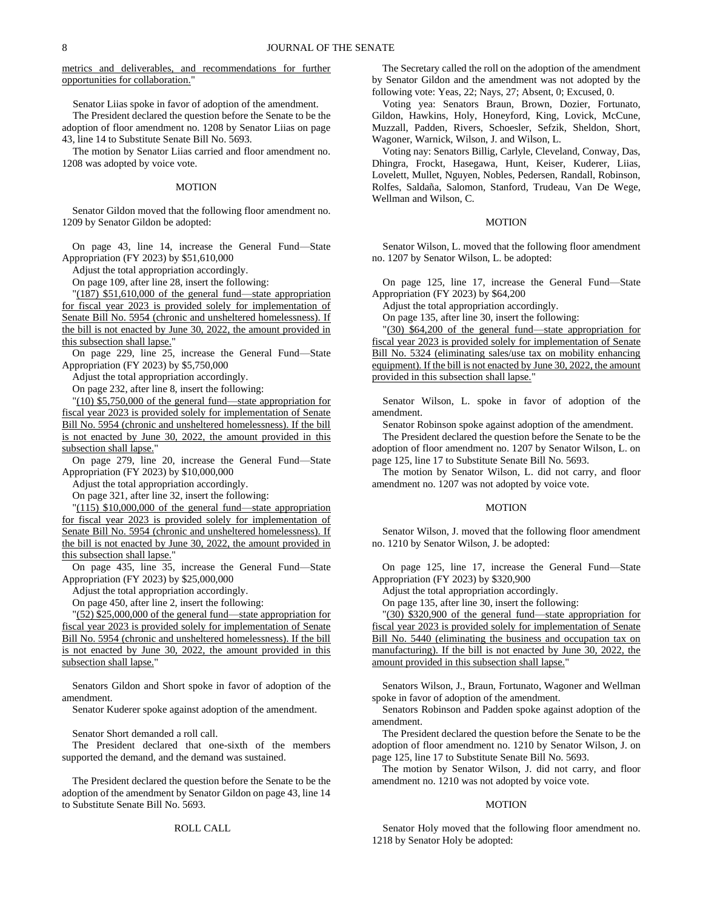metrics and deliverables, and recommendations for further opportunities for collaboration."

Senator Liias spoke in favor of adoption of the amendment.

The President declared the question before the Senate to be the adoption of floor amendment no. 1208 by Senator Liias on page 43, line 14 to Substitute Senate Bill No. 5693.

The motion by Senator Liias carried and floor amendment no. 1208 was adopted by voice vote.

MOTION

Senator Gildon moved that the following floor amendment no. 1209 by Senator Gildon be adopted:

On page 43, line 14, increase the General Fund—State Appropriation (FY 2023) by $51,610,000

Adjust the total appropriation accordingly.

On page 109, after line 28, insert the following:

"(187) $51,610,000 of the general fund—state appropriation for fiscal year 2023 is provided solely for implementation of Senate Bill No. 5954 (chronic and unsheltered homelessness). If the bill is not enacted by June 30, 2022, the amount provided in this subsection shall lapse."

On page 229, line 25, increase the General Fund—State Appropriation (FY 2023) by $5,750,000

Adjust the total appropriation accordingly.

On page 232, after line 8, insert the following:

"(10) $5,750,000 of the general fund—state appropriation for fiscal year 2023 is provided solely for implementation of Senate Bill No. 5954 (chronic and unsheltered homelessness). If the bill is not enacted by June 30, 2022, the amount provided in this subsection shall lapse."

On page 279, line 20, increase the General Fund—State Appropriation (FY 2023) by $10,000,000

Adjust the total appropriation accordingly.

On page 321, after line 32, insert the following:

"(115) $10,000,000 of the general fund—state appropriation for fiscal year 2023 is provided solely for implementation of Senate Bill No. 5954 (chronic and unsheltered homelessness). If the bill is not enacted by June 30, 2022, the amount provided in this subsection shall lapse."

On page 435, line 35, increase the General Fund—State Appropriation (FY 2023) by $25,000,000

Adjust the total appropriation accordingly.

On page 450, after line 2, insert the following:

"(52) $25,000,000 of the general fund—state appropriation for fiscal year 2023 is provided solely for implementation of Senate Bill No. 5954 (chronic and unsheltered homelessness). If the bill is not enacted by June 30, 2022, the amount provided in this subsection shall lapse."

Senators Gildon and Short spoke in favor of adoption of the amendment.

Senator Kuderer spoke against adoption of the amendment.

Senator Short demanded a roll call.

The President declared that one-sixth of the members supported the demand, and the demand was sustained.

The President declared the question before the Senate to be the adoption of the amendment by Senator Gildon on page 43, line 14 to Substitute Senate Bill No. 5693.

ROLL CALL

The Secretary called the roll on the adoption of the amendment by Senator Gildon and the amendment was not adopted by the following vote: Yeas, 22; Nays, 27; Absent, 0; Excused, 0.

Voting yea: Senators Braun, Brown, Dozier, Fortunato, Gildon, Hawkins, Holy, Honeyford, King, Lovick, McCune, Muzzall, Padden, Rivers, Schoesler, Sefzik, Sheldon, Short, Wagoner, Warnick, Wilson, J. and Wilson, L.

Voting nay: Senators Billig, Carlyle, Cleveland, Conway, Das, Dhingra, Frockt, Hasegawa, Hunt, Keiser, Kuderer, Liias, Lovelett, Mullet, Nguyen, Nobles, Pedersen, Randall, Robinson, Rolfes, Saldaña, Salomon, Stanford, Trudeau, Van De Wege, Wellman and Wilson, C.

MOTION

Senator Wilson, L. moved that the following floor amendment no. 1207 by Senator Wilson, L. be adopted:

On page 125, line 17, increase the General Fund—State Appropriation (FY 2023) by $64,200

Adjust the total appropriation accordingly.

On page 135, after line 30, insert the following:

"(30) $64,200 of the general fund—state appropriation for fiscal year 2023 is provided solely for implementation of Senate Bill No. 5324 (eliminating sales/use tax on mobility enhancing equipment). If the bill is not enacted by June 30, 2022, the amount provided in this subsection shall lapse."

Senator Wilson, L. spoke in favor of adoption of the amendment.

Senator Robinson spoke against adoption of the amendment.

The President declared the question before the Senate to be the adoption of floor amendment no. 1207 by Senator Wilson, L. on page 125, line 17 to Substitute Senate Bill No. 5693.

The motion by Senator Wilson, L. did not carry, and floor amendment no. 1207 was not adopted by voice vote.

MOTION

Senator Wilson, J. moved that the following floor amendment no. 1210 by Senator Wilson, J. be adopted:

On page 125, line 17, increase the General Fund—State Appropriation (FY 2023) by $320,900

Adjust the total appropriation accordingly.

On page 135, after line 30, insert the following:

"(30) $320,900 of the general fund—state appropriation for fiscal year 2023 is provided solely for implementation of Senate Bill No. 5440 (eliminating the business and occupation tax on manufacturing). If the bill is not enacted by June 30, 2022, the amount provided in this subsection shall lapse."

Senators Wilson, J., Braun, Fortunato, Wagoner and Wellman spoke in favor of adoption of the amendment.

Senators Robinson and Padden spoke against adoption of the amendment.

The President declared the question before the Senate to be the adoption of floor amendment no. 1210 by Senator Wilson, J. on page 125, line 17 to Substitute Senate Bill No. 5693.

The motion by Senator Wilson, J. did not carry, and floor amendment no. 1210 was not adopted by voice vote.

MOTION

Senator Holy moved that the following floor amendment no. 1218 by Senator Holy be adopted: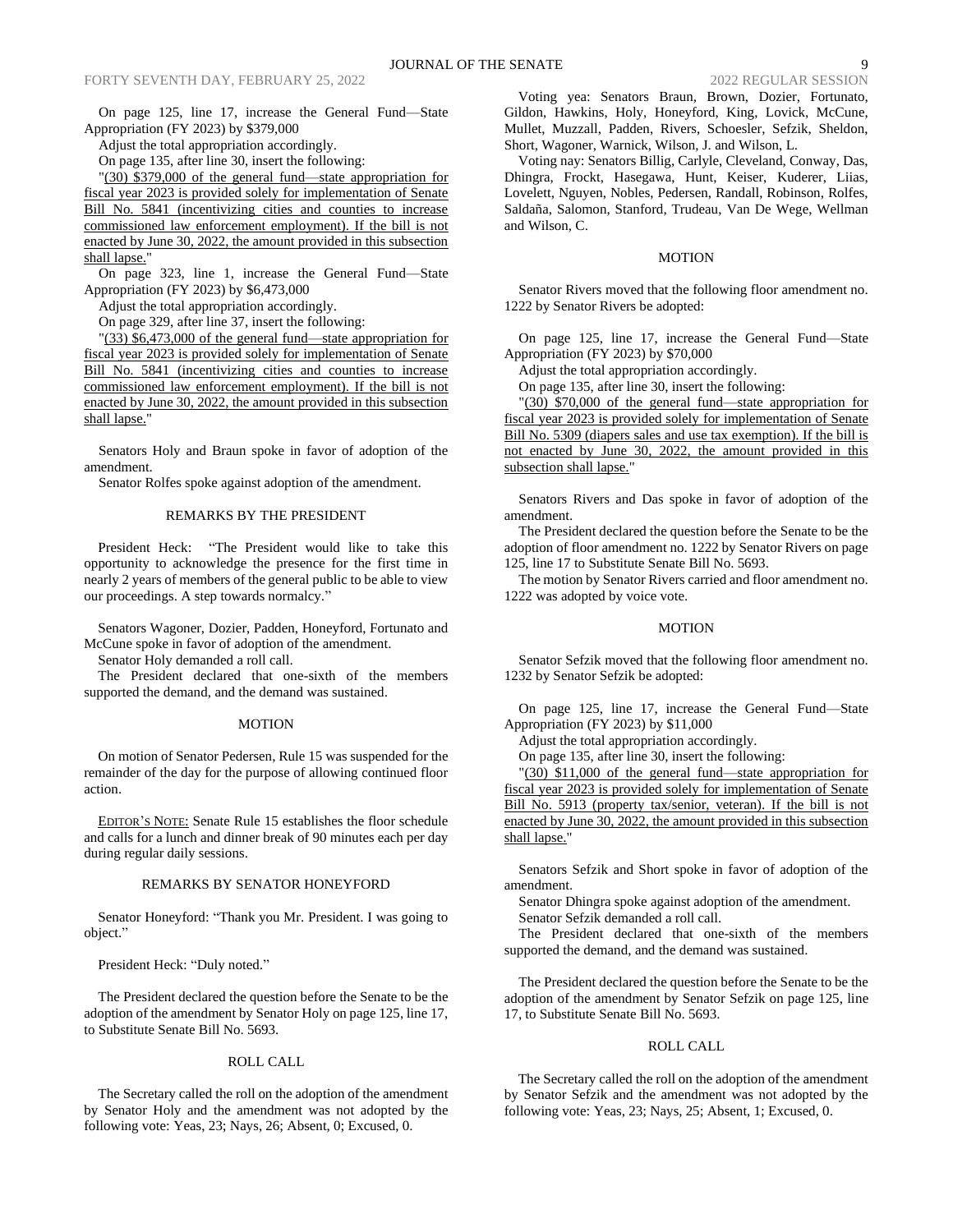On page 125, line 17, increase the General Fund—State Appropriation (FY 2023) by $379,000

Adjust the total appropriation accordingly.

On page 135, after line 30, insert the following:

"(30) $379,000 of the general fund—state appropriation for fiscal year 2023 is provided solely for implementation of Senate Bill No. 5841 (incentivizing cities and counties to increase commissioned law enforcement employment). If the bill is not enacted by June 30, 2022, the amount provided in this subsection shall lapse."

On page 323, line 1, increase the General Fund—State Appropriation (FY 2023) by $6,473,000

Adjust the total appropriation accordingly.

On page 329, after line 37, insert the following:

"(33) $6,473,000 of the general fund—state appropriation for fiscal year 2023 is provided solely for implementation of Senate Bill No. 5841 (incentivizing cities and counties to increase commissioned law enforcement employment). If the bill is not enacted by June 30, 2022, the amount provided in this subsection shall lapse."

Senators Holy and Braun spoke in favor of adoption of the amendment.

Senator Rolfes spoke against adoption of the amendment.

REMARKS BY THE PRESIDENT

President Heck: "The President would like to take this opportunity to acknowledge the presence for the first time in nearly 2 years of members of the general public to be able to view our proceedings. A step towards normalcy."

Senators Wagoner, Dozier, Padden, Honeyford, Fortunato and McCune spoke in favor of adoption of the amendment.

Senator Holy demanded a roll call.

The President declared that one-sixth of the members supported the demand, and the demand was sustained.

MOTION

On motion of Senator Pedersen, Rule 15 was suspended for the remainder of the day for the purpose of allowing continued floor action.

EDITOR'S NOTE: Senate Rule 15 establishes the floor schedule and calls for a lunch and dinner break of 90 minutes each per day during regular daily sessions.

REMARKS BY SENATOR HONEYFORD

Senator Honeyford: "Thank you Mr. President. I was going to object."

President Heck: "Duly noted."

The President declared the question before the Senate to be the adoption of the amendment by Senator Holy on page 125, line 17, to Substitute Senate Bill No. 5693.

ROLL CALL

The Secretary called the roll on the adoption of the amendment by Senator Holy and the amendment was not adopted by the following vote: Yeas, 23; Nays, 26; Absent, 0; Excused, 0.

Voting yea: Senators Braun, Brown, Dozier, Fortunato, Gildon, Hawkins, Holy, Honeyford, King, Lovick, McCune, Mullet, Muzzall, Padden, Rivers, Schoesler, Sefzik, Sheldon, Short, Wagoner, Warnick, Wilson, J. and Wilson, L.

Voting nay: Senators Billig, Carlyle, Cleveland, Conway, Das, Dhingra, Frockt, Hasegawa, Hunt, Keiser, Kuderer, Liias, Lovelett, Nguyen, Nobles, Pedersen, Randall, Robinson, Rolfes, Saldaña, Salomon, Stanford, Trudeau, Van De Wege, Wellman and Wilson, C.

MOTION

Senator Rivers moved that the following floor amendment no. 1222 by Senator Rivers be adopted:

On page 125, line 17, increase the General Fund—State Appropriation (FY 2023) by $70,000

Adjust the total appropriation accordingly.

On page 135, after line 30, insert the following:

"(30) $70,000 of the general fund—state appropriation for fiscal year 2023 is provided solely for implementation of Senate Bill No. 5309 (diapers sales and use tax exemption). If the bill is not enacted by June 30, 2022, the amount provided in this subsection shall lapse."

Senators Rivers and Das spoke in favor of adoption of the amendment.

The President declared the question before the Senate to be the adoption of floor amendment no. 1222 by Senator Rivers on page 125, line 17 to Substitute Senate Bill No. 5693.

The motion by Senator Rivers carried and floor amendment no. 1222 was adopted by voice vote.

MOTION

Senator Sefzik moved that the following floor amendment no. 1232 by Senator Sefzik be adopted:

On page 125, line 17, increase the General Fund—State Appropriation (FY 2023) by $11,000

Adjust the total appropriation accordingly.

On page 135, after line 30, insert the following:

"(30) $11,000 of the general fund—state appropriation for fiscal year 2023 is provided solely for implementation of Senate Bill No. 5913 (property tax/senior, veteran). If the bill is not enacted by June 30, 2022, the amount provided in this subsection shall lapse."

Senators Sefzik and Short spoke in favor of adoption of the amendment.

Senator Dhingra spoke against adoption of the amendment.

Senator Sefzik demanded a roll call.

The President declared that one-sixth of the members supported the demand, and the demand was sustained.

The President declared the question before the Senate to be the adoption of the amendment by Senator Sefzik on page 125, line 17, to Substitute Senate Bill No. 5693.

ROLL CALL

The Secretary called the roll on the adoption of the amendment by Senator Sefzik and the amendment was not adopted by the following vote: Yeas, 23; Nays, 25; Absent, 1; Excused, 0.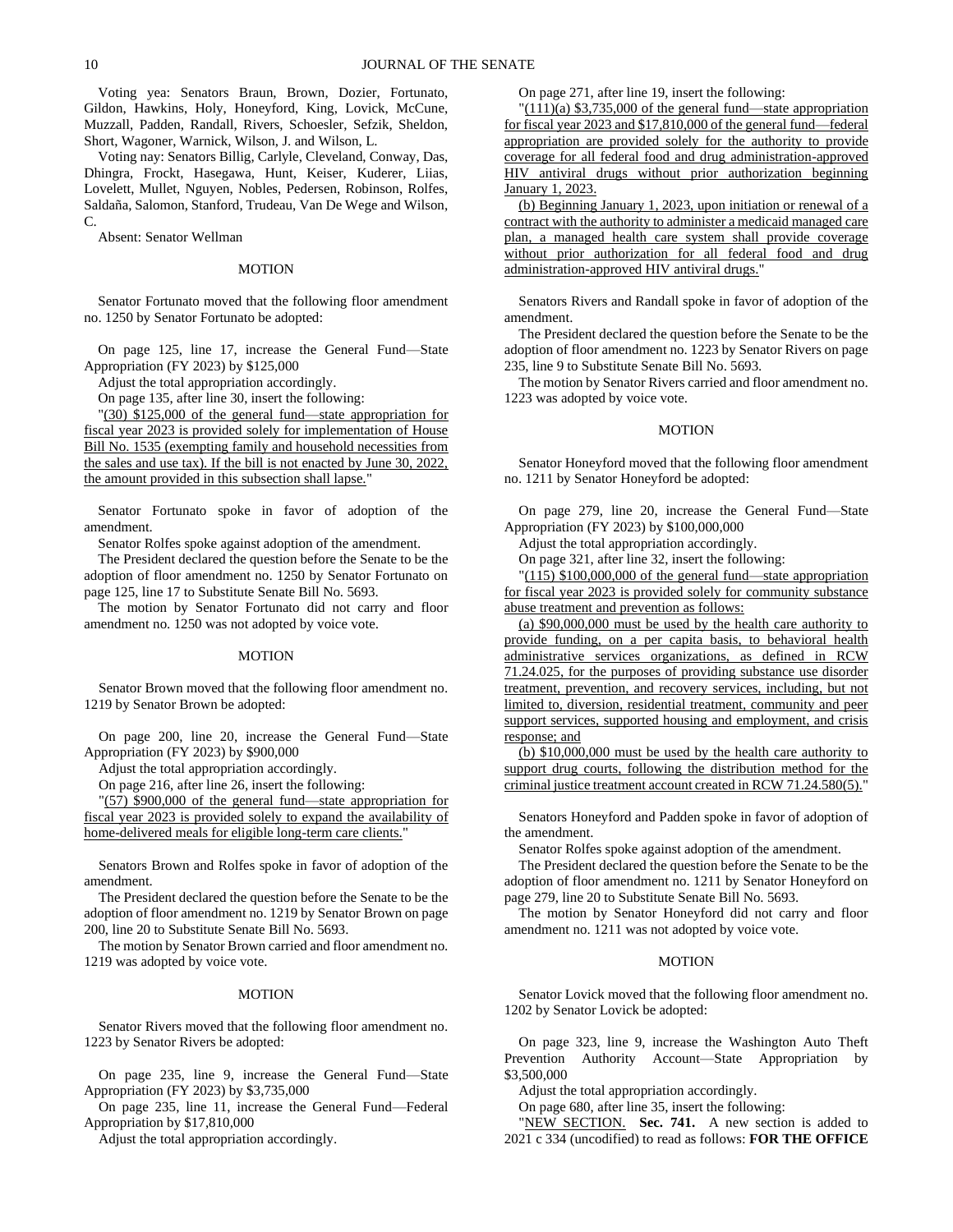Voting yea: Senators Braun, Brown, Dozier, Fortunato, Gildon, Hawkins, Holy, Honeyford, King, Lovick, McCune, Muzzall, Padden, Randall, Rivers, Schoesler, Sefzik, Sheldon, Short, Wagoner, Warnick, Wilson, J. and Wilson, L.

Voting nay: Senators Billig, Carlyle, Cleveland, Conway, Das, Dhingra, Frockt, Hasegawa, Hunt, Keiser, Kuderer, Liias, Lovelett, Mullet, Nguyen, Nobles, Pedersen, Robinson, Rolfes, Saldaña, Salomon, Stanford, Trudeau, Van De Wege and Wilson, C.

Absent: Senator Wellman

MOTION

Senator Fortunato moved that the following floor amendment no. 1250 by Senator Fortunato be adopted:

On page 125, line 17, increase the General Fund—State Appropriation (FY 2023) by $125,000

Adjust the total appropriation accordingly.

On page 135, after line 30, insert the following:

"(30) $125,000 of the general fund—state appropriation for fiscal year 2023 is provided solely for implementation of House Bill No. 1535 (exempting family and household necessities from the sales and use tax). If the bill is not enacted by June 30, 2022, the amount provided in this subsection shall lapse."

Senator Fortunato spoke in favor of adoption of the amendment.

Senator Rolfes spoke against adoption of the amendment.

The President declared the question before the Senate to be the adoption of floor amendment no. 1250 by Senator Fortunato on page 125, line 17 to Substitute Senate Bill No. 5693.

The motion by Senator Fortunato did not carry and floor amendment no. 1250 was not adopted by voice vote.

MOTION

Senator Brown moved that the following floor amendment no. 1219 by Senator Brown be adopted:

On page 200, line 20, increase the General Fund—State Appropriation (FY 2023) by $900,000

Adjust the total appropriation accordingly.

On page 216, after line 26, insert the following:

"(57) $900,000 of the general fund—state appropriation for fiscal year 2023 is provided solely to expand the availability of home-delivered meals for eligible long-term care clients."

Senators Brown and Rolfes spoke in favor of adoption of the amendment.

The President declared the question before the Senate to be the adoption of floor amendment no. 1219 by Senator Brown on page 200, line 20 to Substitute Senate Bill No. 5693.

The motion by Senator Brown carried and floor amendment no. 1219 was adopted by voice vote.

MOTION

Senator Rivers moved that the following floor amendment no. 1223 by Senator Rivers be adopted:

On page 235, line 9, increase the General Fund—State Appropriation (FY 2023) by $3,735,000

On page 235, line 11, increase the General Fund—Federal Appropriation by $17,810,000

Adjust the total appropriation accordingly.

On page 271, after line 19, insert the following:

"(111)(a) $3,735,000 of the general fund—state appropriation for fiscal year 2023 and $17,810,000 of the general fund—federal appropriation are provided solely for the authority to provide coverage for all federal food and drug administration-approved HIV antiviral drugs without prior authorization beginning January 1, 2023.

(b) Beginning January 1, 2023, upon initiation or renewal of a contract with the authority to administer a medicaid managed care plan, a managed health care system shall provide coverage without prior authorization for all federal food and drug administration-approved HIV antiviral drugs."

Senators Rivers and Randall spoke in favor of adoption of the amendment.

The President declared the question before the Senate to be the adoption of floor amendment no. 1223 by Senator Rivers on page 235, line 9 to Substitute Senate Bill No. 5693.

The motion by Senator Rivers carried and floor amendment no. 1223 was adopted by voice vote.

MOTION

Senator Honeyford moved that the following floor amendment no. 1211 by Senator Honeyford be adopted:

On page 279, line 20, increase the General Fund—State Appropriation (FY 2023) by $100,000,000

Adjust the total appropriation accordingly.

On page 321, after line 32, insert the following:

"(115) $100,000,000 of the general fund—state appropriation for fiscal year 2023 is provided solely for community substance abuse treatment and prevention as follows:

(a) $90,000,000 must be used by the health care authority to provide funding, on a per capita basis, to behavioral health administrative services organizations, as defined in RCW 71.24.025, for the purposes of providing substance use disorder treatment, prevention, and recovery services, including, but not limited to, diversion, residential treatment, community and peer support services, supported housing and employment, and crisis response; and

(b) $10,000,000 must be used by the health care authority to support drug courts, following the distribution method for the criminal justice treatment account created in RCW 71.24.580(5)."

Senators Honeyford and Padden spoke in favor of adoption of the amendment.

Senator Rolfes spoke against adoption of the amendment.

The President declared the question before the Senate to be the adoption of floor amendment no. 1211 by Senator Honeyford on page 279, line 20 to Substitute Senate Bill No. 5693.

The motion by Senator Honeyford did not carry and floor amendment no. 1211 was not adopted by voice vote.

MOTION

Senator Lovick moved that the following floor amendment no. 1202 by Senator Lovick be adopted:

On page 323, line 9, increase the Washington Auto Theft Prevention Authority Account—State Appropriation by $3,500,000

Adjust the total appropriation accordingly.

On page 680, after line 35, insert the following:

"NEW SECTION. **Sec. 741.** A new section is added to 2021 c 334 (uncodified) to read as follows: **FOR THE OFFICE**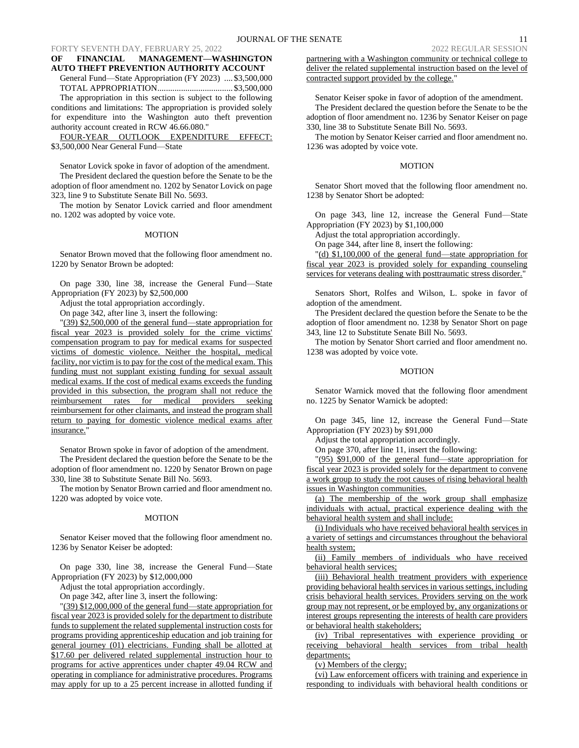**OF FINANCIAL MANAGEMENT—WASHINGTON AUTO THEFT PREVENTION AUTHORITY ACCOUNT**

General Fund—State Appropriation (FY 2023) ....$3,500,000

TOTAL APPROPRIATION....................................$3,500,000

The appropriation in this section is subject to the following conditions and limitations: The appropriation is provided solely for expenditure into the Washington auto theft prevention authority account created in RCW 46.66.080."

FOUR-YEAR OUTLOOK EXPENDITURE EFFECT: $3,500,000 Near General Fund—State

Senator Lovick spoke in favor of adoption of the amendment.

The President declared the question before the Senate to be the adoption of floor amendment no. 1202 by Senator Lovick on page 323, line 9 to Substitute Senate Bill No. 5693.

The motion by Senator Lovick carried and floor amendment no. 1202 was adopted by voice vote.

MOTION

Senator Brown moved that the following floor amendment no. 1220 by Senator Brown be adopted:

On page 330, line 38, increase the General Fund—State Appropriation (FY 2023) by $2,500,000

Adjust the total appropriation accordingly.

On page 342, after line 3, insert the following:

"(39) $2,500,000 of the general fund—state appropriation for fiscal year 2023 is provided solely for the crime victims' compensation program to pay for medical exams for suspected victims of domestic violence. Neither the hospital, medical facility, nor victim is to pay for the cost of the medical exam. This funding must not supplant existing funding for sexual assault medical exams. If the cost of medical exams exceeds the funding provided in this subsection, the program shall not reduce the reimbursement rates for medical providers seeking reimbursement for other claimants, and instead the program shall return to paying for domestic violence medical exams after insurance."

Senator Brown spoke in favor of adoption of the amendment.

The President declared the question before the Senate to be the adoption of floor amendment no. 1220 by Senator Brown on page 330, line 38 to Substitute Senate Bill No. 5693.

The motion by Senator Brown carried and floor amendment no. 1220 was adopted by voice vote.

MOTION

Senator Keiser moved that the following floor amendment no. 1236 by Senator Keiser be adopted:

On page 330, line 38, increase the General Fund—State Appropriation (FY 2023) by $12,000,000

Adjust the total appropriation accordingly.

On page 342, after line 3, insert the following:

"(39) $12,000,000 of the general fund—state appropriation for fiscal year 2023 is provided solely for the department to distribute funds to supplement the related supplemental instruction costs for programs providing apprenticeship education and job training for general journey (01) electricians. Funding shall be allotted at $17.60 per delivered related supplemental instruction hour to programs for active apprentices under chapter 49.04 RCW and operating in compliance for administrative procedures. Programs may apply for up to a 25 percent increase in allotted funding if partnering with a Washington community or technical college to deliver the related supplemental instruction based on the level of contracted support provided by the college."

Senator Keiser spoke in favor of adoption of the amendment.

The President declared the question before the Senate to be the adoption of floor amendment no. 1236 by Senator Keiser on page 330, line 38 to Substitute Senate Bill No. 5693.

The motion by Senator Keiser carried and floor amendment no. 1236 was adopted by voice vote.

MOTION

Senator Short moved that the following floor amendment no. 1238 by Senator Short be adopted:

On page 343, line 12, increase the General Fund—State Appropriation (FY 2023) by $1,100,000

Adjust the total appropriation accordingly.

On page 344, after line 8, insert the following:

"(d) $1,100,000 of the general fund—state appropriation for fiscal year 2023 is provided solely for expanding counseling services for veterans dealing with posttraumatic stress disorder."

Senators Short, Rolfes and Wilson, L. spoke in favor of adoption of the amendment.

The President declared the question before the Senate to be the adoption of floor amendment no. 1238 by Senator Short on page 343, line 12 to Substitute Senate Bill No. 5693.

The motion by Senator Short carried and floor amendment no. 1238 was adopted by voice vote.

MOTION

Senator Warnick moved that the following floor amendment no. 1225 by Senator Warnick be adopted:

On page 345, line 12, increase the General Fund—State Appropriation (FY 2023) by $91,000

Adjust the total appropriation accordingly.

On page 370, after line 11, insert the following:

"(95) $91,000 of the general fund—state appropriation for fiscal year 2023 is provided solely for the department to convene a work group to study the root causes of rising behavioral health issues in Washington communities.

(a) The membership of the work group shall emphasize individuals with actual, practical experience dealing with the behavioral health system and shall include:

(i) Individuals who have received behavioral health services in a variety of settings and circumstances throughout the behavioral health system;

(ii) Family members of individuals who have received behavioral health services;

(iii) Behavioral health treatment providers with experience providing behavioral health services in various settings, including crisis behavioral health services. Providers serving on the work group may not represent, or be employed by, any organizations or interest groups representing the interests of health care providers or behavioral health stakeholders;

(iv) Tribal representatives with experience providing or receiving behavioral health services from tribal health departments;

(v) Members of the clergy;

(vi) Law enforcement officers with training and experience in responding to individuals with behavioral health conditions or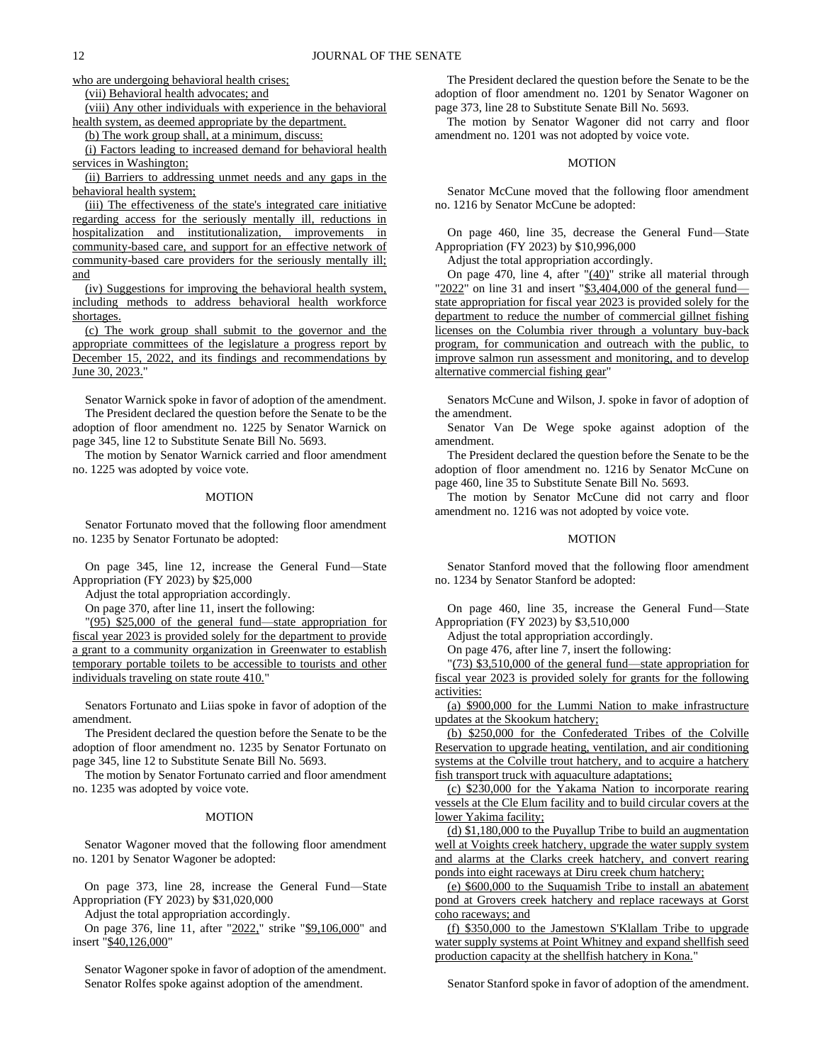who are undergoing behavioral health crises;

(vii) Behavioral health advocates; and

(viii) Any other individuals with experience in the behavioral health system, as deemed appropriate by the department.

(b) The work group shall, at a minimum, discuss:

(i) Factors leading to increased demand for behavioral health services in Washington;

(ii) Barriers to addressing unmet needs and any gaps in the behavioral health system;

(iii) The effectiveness of the state's integrated care initiative regarding access for the seriously mentally ill, reductions in hospitalization and institutionalization, improvements in community-based care, and support for an effective network of community-based care providers for the seriously mentally ill; and

(iv) Suggestions for improving the behavioral health system, including methods to address behavioral health workforce shortages.

(c) The work group shall submit to the governor and the appropriate committees of the legislature a progress report by December 15, 2022, and its findings and recommendations by June 30, 2023."

Senator Warnick spoke in favor of adoption of the amendment.

The President declared the question before the Senate to be the adoption of floor amendment no. 1225 by Senator Warnick on page 345, line 12 to Substitute Senate Bill No. 5693.

The motion by Senator Warnick carried and floor amendment no. 1225 was adopted by voice vote.

MOTION

Senator Fortunato moved that the following floor amendment no. 1235 by Senator Fortunato be adopted:

On page 345, line 12, increase the General Fund—State Appropriation (FY 2023) by $25,000

Adjust the total appropriation accordingly.

On page 370, after line 11, insert the following:

"(95) $25,000 of the general fund—state appropriation for fiscal year 2023 is provided solely for the department to provide a grant to a community organization in Greenwater to establish temporary portable toilets to be accessible to tourists and other individuals traveling on state route 410."

Senators Fortunato and Liias spoke in favor of adoption of the amendment.

The President declared the question before the Senate to be the adoption of floor amendment no. 1235 by Senator Fortunato on page 345, line 12 to Substitute Senate Bill No. 5693.

The motion by Senator Fortunato carried and floor amendment no. 1235 was adopted by voice vote.

MOTION

Senator Wagoner moved that the following floor amendment no. 1201 by Senator Wagoner be adopted:

On page 373, line 28, increase the General Fund—State Appropriation (FY 2023) by $31,020,000

Adjust the total appropriation accordingly.

On page 376, line 11, after "2022," strike "$9,106,000" and insert "$40,126,000"

Senator Wagoner spoke in favor of adoption of the amendment.

Senator Rolfes spoke against adoption of the amendment.

The President declared the question before the Senate to be the adoption of floor amendment no. 1201 by Senator Wagoner on page 373, line 28 to Substitute Senate Bill No. 5693.

The motion by Senator Wagoner did not carry and floor amendment no. 1201 was not adopted by voice vote.

MOTION

Senator McCune moved that the following floor amendment no. 1216 by Senator McCune be adopted:

On page 460, line 35, decrease the General Fund—State Appropriation (FY 2023) by $10,996,000

Adjust the total appropriation accordingly.

On page 470, line 4, after "(40)" strike all material through "2022" on line 31 and insert "$3,404,000 of the general fund—state appropriation for fiscal year 2023 is provided solely for the department to reduce the number of commercial gillnet fishing licenses on the Columbia river through a voluntary buy-back program, for communication and outreach with the public, to improve salmon run assessment and monitoring, and to develop alternative commercial fishing gear"

Senators McCune and Wilson, J. spoke in favor of adoption of the amendment.

Senator Van De Wege spoke against adoption of the amendment.

The President declared the question before the Senate to be the adoption of floor amendment no. 1216 by Senator McCune on page 460, line 35 to Substitute Senate Bill No. 5693.

The motion by Senator McCune did not carry and floor amendment no. 1216 was not adopted by voice vote.

MOTION

Senator Stanford moved that the following floor amendment no. 1234 by Senator Stanford be adopted:

On page 460, line 35, increase the General Fund—State Appropriation (FY 2023) by $3,510,000

Adjust the total appropriation accordingly.

On page 476, after line 7, insert the following:

"(73) $3,510,000 of the general fund—state appropriation for fiscal year 2023 is provided solely for grants for the following activities:

(a) $900,000 for the Lummi Nation to make infrastructure updates at the Skookum hatchery;

(b) $250,000 for the Confederated Tribes of the Colville Reservation to upgrade heating, ventilation, and air conditioning systems at the Colville trout hatchery, and to acquire a hatchery fish transport truck with aquaculture adaptations;

(c) $230,000 for the Yakama Nation to incorporate rearing vessels at the Cle Elum facility and to build circular covers at the lower Yakima facility;

(d) $1,180,000 to the Puyallup Tribe to build an augmentation well at Voights creek hatchery, upgrade the water supply system and alarms at the Clarks creek hatchery, and convert rearing ponds into eight raceways at Diru creek chum hatchery;

(e) $600,000 to the Suquamish Tribe to install an abatement pond at Grovers creek hatchery and replace raceways at Gorst coho raceways; and

(f) $350,000 to the Jamestown S'Klallam Tribe to upgrade water supply systems at Point Whitney and expand shellfish seed production capacity at the shellfish hatchery in Kona."

Senator Stanford spoke in favor of adoption of the amendment.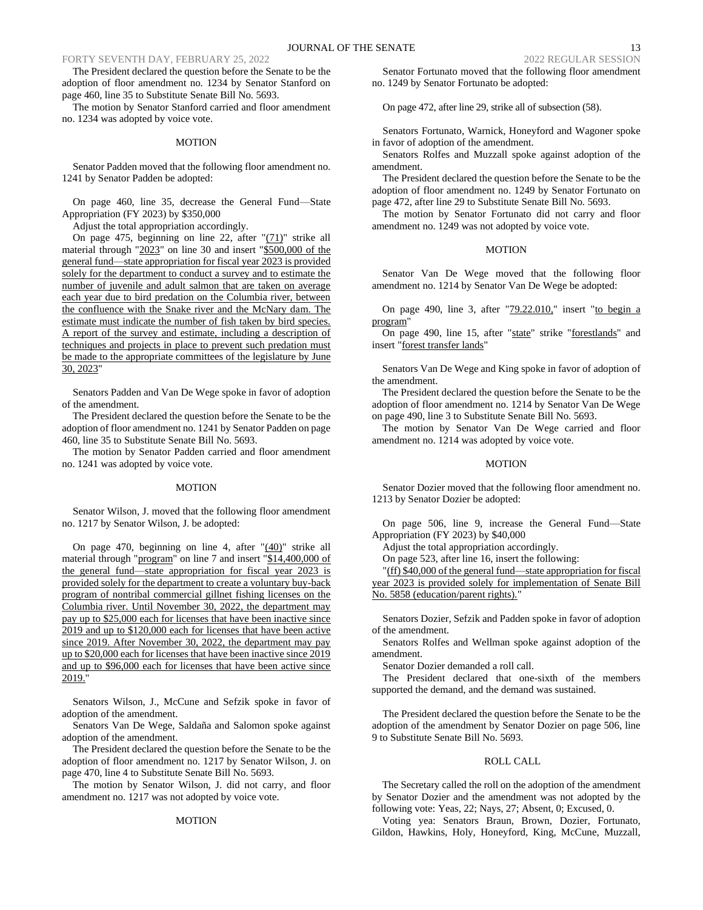The President declared the question before the Senate to be the adoption of floor amendment no. 1234 by Senator Stanford on page 460, line 35 to Substitute Senate Bill No. 5693.

The motion by Senator Stanford carried and floor amendment no. 1234 was adopted by voice vote.

## MOTION

Senator Padden moved that the following floor amendment no. 1241 by Senator Padden be adopted:

On page 460, line 35, decrease the General Fund—State Appropriation (FY 2023) by $350,000

Adjust the total appropriation accordingly.

On page 475, beginning on line 22, after "(71)" strike all material through "2023" on line 30 and insert "$500,000 of the general fund—state appropriation for fiscal year 2023 is provided solely for the department to conduct a survey and to estimate the number of juvenile and adult salmon that are taken on average each year due to bird predation on the Columbia river, between the confluence with the Snake river and the McNary dam. The estimate must indicate the number of fish taken by bird species. A report of the survey and estimate, including a description of techniques and projects in place to prevent such predation must be made to the appropriate committees of the legislature by June 30, 2023"

Senators Padden and Van De Wege spoke in favor of adoption of the amendment.

The President declared the question before the Senate to be the adoption of floor amendment no. 1241 by Senator Padden on page 460, line 35 to Substitute Senate Bill No. 5693.

The motion by Senator Padden carried and floor amendment no. 1241 was adopted by voice vote.

## MOTION

Senator Wilson, J. moved that the following floor amendment no. 1217 by Senator Wilson, J. be adopted:

On page 470, beginning on line 4, after "(40)" strike all material through "program" on line 7 and insert "$14,400,000 of the general fund—state appropriation for fiscal year 2023 is provided solely for the department to create a voluntary buy-back program of nontribal commercial gillnet fishing licenses on the Columbia river. Until November 30, 2022, the department may pay up to $25,000 each for licenses that have been inactive since 2019 and up to $120,000 each for licenses that have been active since 2019. After November 30, 2022, the department may pay up to $20,000 each for licenses that have been inactive since 2019 and up to $96,000 each for licenses that have been active since 2019."

Senators Wilson, J., McCune and Sefzik spoke in favor of adoption of the amendment.

Senators Van De Wege, Saldaña and Salomon spoke against adoption of the amendment.

The President declared the question before the Senate to be the adoption of floor amendment no. 1217 by Senator Wilson, J. on page 470, line 4 to Substitute Senate Bill No. 5693.

The motion by Senator Wilson, J. did not carry, and floor amendment no. 1217 was not adopted by voice vote.

## MOTION

Senator Fortunato moved that the following floor amendment no. 1249 by Senator Fortunato be adopted:

On page 472, after line 29, strike all of subsection (58).

Senators Fortunato, Warnick, Honeyford and Wagoner spoke in favor of adoption of the amendment.

Senators Rolfes and Muzzall spoke against adoption of the amendment.

The President declared the question before the Senate to be the adoption of floor amendment no. 1249 by Senator Fortunato on page 472, after line 29 to Substitute Senate Bill No. 5693.

The motion by Senator Fortunato did not carry and floor amendment no. 1249 was not adopted by voice vote.

## MOTION

Senator Van De Wege moved that the following floor amendment no. 1214 by Senator Van De Wege be adopted:

On page 490, line 3, after "79.22.010," insert "to begin a program"

On page 490, line 15, after "state" strike "forestlands" and insert "forest transfer lands"

Senators Van De Wege and King spoke in favor of adoption of the amendment.

The President declared the question before the Senate to be the adoption of floor amendment no. 1214 by Senator Van De Wege on page 490, line 3 to Substitute Senate Bill No. 5693.

The motion by Senator Van De Wege carried and floor amendment no. 1214 was adopted by voice vote.

## MOTION

Senator Dozier moved that the following floor amendment no. 1213 by Senator Dozier be adopted:

On page 506, line 9, increase the General Fund—State Appropriation (FY 2023) by $40,000

Adjust the total appropriation accordingly.

On page 523, after line 16, insert the following:

"(ff) $40,000 of the general fund—state appropriation for fiscal year 2023 is provided solely for implementation of Senate Bill No. 5858 (education/parent rights)."

Senators Dozier, Sefzik and Padden spoke in favor of adoption of the amendment.

Senators Rolfes and Wellman spoke against adoption of the amendment.

Senator Dozier demanded a roll call.

The President declared that one-sixth of the members supported the demand, and the demand was sustained.

The President declared the question before the Senate to be the adoption of the amendment by Senator Dozier on page 506, line 9 to Substitute Senate Bill No. 5693.

## ROLL CALL

The Secretary called the roll on the adoption of the amendment by Senator Dozier and the amendment was not adopted by the following vote: Yeas, 22; Nays, 27; Absent, 0; Excused, 0.

Voting yea: Senators Braun, Brown, Dozier, Fortunato, Gildon, Hawkins, Holy, Honeyford, King, McCune, Muzzall,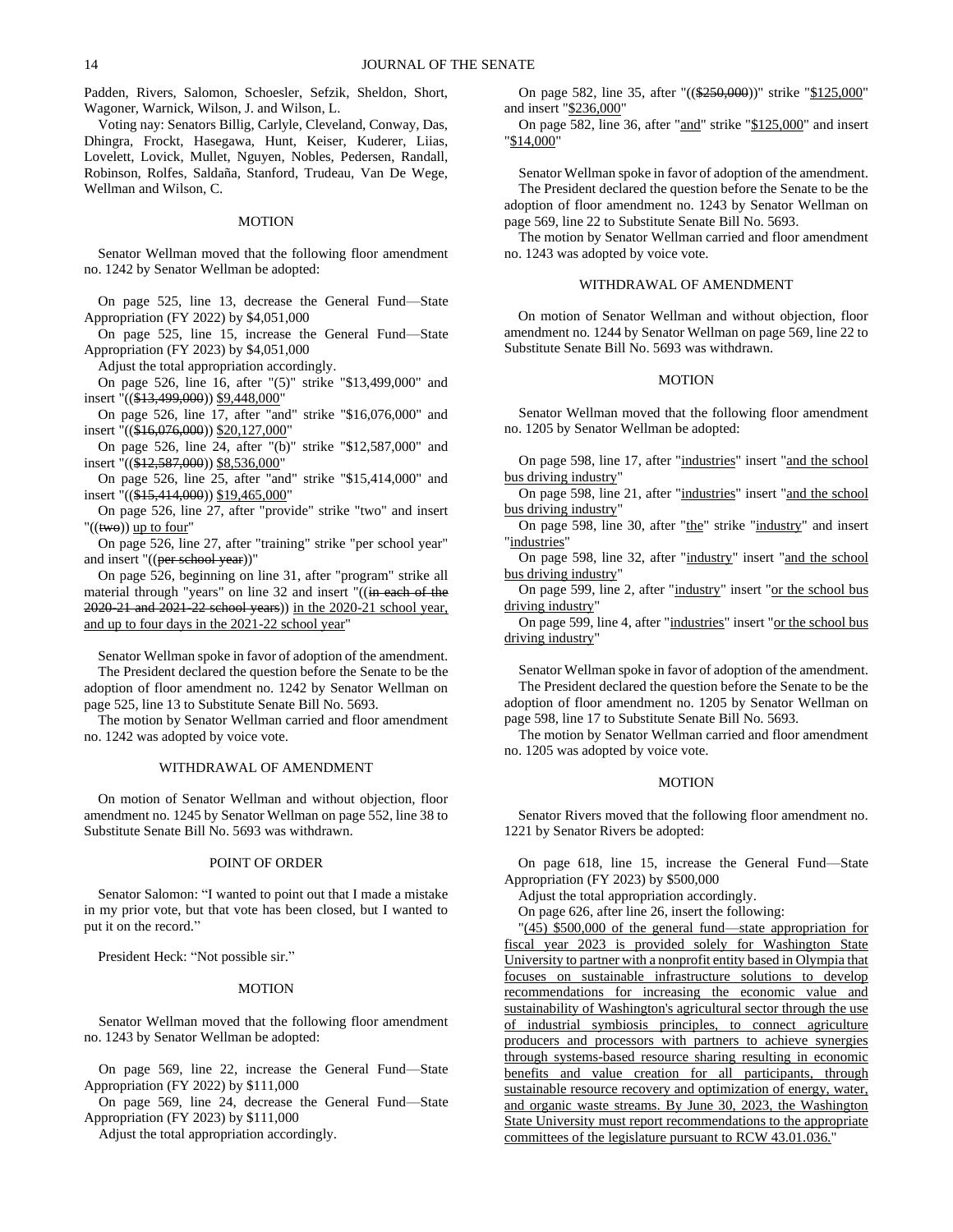Padden, Rivers, Salomon, Schoesler, Sefzik, Sheldon, Short, Wagoner, Warnick, Wilson, J. and Wilson, L.

Voting nay: Senators Billig, Carlyle, Cleveland, Conway, Das, Dhingra, Frockt, Hasegawa, Hunt, Keiser, Kuderer, Liias, Lovelett, Lovick, Mullet, Nguyen, Nobles, Pedersen, Randall, Robinson, Rolfes, Saldaña, Stanford, Trudeau, Van De Wege, Wellman and Wilson, C.

### MOTION

Senator Wellman moved that the following floor amendment no. 1242 by Senator Wellman be adopted:

On page 525, line 13, decrease the General Fund—State Appropriation (FY 2022) by $4,051,000

On page 525, line 15, increase the General Fund—State Appropriation (FY 2023) by $4,051,000

Adjust the total appropriation accordingly.

On page 526, line 16, after "(5)" strike "$13,499,000" and insert "((~~$13,499,000~~)) <u>$9,448,000</u>"

On page 526, line 17, after "and" strike "$16,076,000" and insert "((~~$16,076,000~~)) <u>$20,127,000</u>"

On page 526, line 24, after "(b)" strike "$12,587,000" and insert "((~~$12,587,000~~)) <u>$8,536,000</u>"

On page 526, line 25, after "and" strike "$15,414,000" and insert "((~~$15,414,000~~)) <u>$19,465,000</u>"

On page 526, line 27, after "provide" strike "two" and insert "((~~two~~)) <u>up to four</u>"

On page 526, line 27, after "training" strike "per school year" and insert "((~~per school year~~))"

On page 526, beginning on line 31, after "program" strike all material through "years" on line 32 and insert "((~~in each of the 2020-21 and 2021-22 school years~~)) <u>in the 2020-21 school year, and up to four days in the 2021-22 school year</u>"

Senator Wellman spoke in favor of adoption of the amendment.

The President declared the question before the Senate to be the adoption of floor amendment no. 1242 by Senator Wellman on page 525, line 13 to Substitute Senate Bill No. 5693.

The motion by Senator Wellman carried and floor amendment no. 1242 was adopted by voice vote.

### WITHDRAWAL OF AMENDMENT

On motion of Senator Wellman and without objection, floor amendment no. 1245 by Senator Wellman on page 552, line 38 to Substitute Senate Bill No. 5693 was withdrawn.

### POINT OF ORDER

Senator Salomon: "I wanted to point out that I made a mistake in my prior vote, but that vote has been closed, but I wanted to put it on the record."

President Heck: "Not possible sir."

### MOTION

Senator Wellman moved that the following floor amendment no. 1243 by Senator Wellman be adopted:

On page 569, line 22, increase the General Fund—State Appropriation (FY 2022) by $111,000

On page 569, line 24, decrease the General Fund—State Appropriation (FY 2023) by $111,000

Adjust the total appropriation accordingly.

On page 582, line 35, after "((~~$250,000~~))" strike "<u>$125,000</u>" and insert "<u>$236,000</u>"

On page 582, line 36, after "<u>and</u>" strike "<u>$125,000</u>" and insert "<u>$14,000</u>"

Senator Wellman spoke in favor of adoption of the amendment.

The President declared the question before the Senate to be the adoption of floor amendment no. 1243 by Senator Wellman on page 569, line 22 to Substitute Senate Bill No. 5693.

The motion by Senator Wellman carried and floor amendment no. 1243 was adopted by voice vote.

### WITHDRAWAL OF AMENDMENT

On motion of Senator Wellman and without objection, floor amendment no. 1244 by Senator Wellman on page 569, line 22 to Substitute Senate Bill No. 5693 was withdrawn.

### MOTION

Senator Wellman moved that the following floor amendment no. 1205 by Senator Wellman be adopted:

On page 598, line 17, after "<u>industries</u>" insert "<u>and the school bus driving industry</u>"

On page 598, line 21, after "<u>industries</u>" insert "<u>and the school bus driving industry</u>"

On page 598, line 30, after "<u>the</u>" strike "<u>industry</u>" and insert "<u>industries</u>"

On page 598, line 32, after "<u>industry</u>" insert "<u>and the school bus driving industry</u>"

On page 599, line 2, after "<u>industry</u>" insert "<u>or the school bus driving industry</u>"

On page 599, line 4, after "<u>industries</u>" insert "<u>or the school bus driving industry</u>"

Senator Wellman spoke in favor of adoption of the amendment.

The President declared the question before the Senate to be the adoption of floor amendment no. 1205 by Senator Wellman on page 598, line 17 to Substitute Senate Bill No. 5693.

The motion by Senator Wellman carried and floor amendment no. 1205 was adopted by voice vote.

### MOTION

Senator Rivers moved that the following floor amendment no. 1221 by Senator Rivers be adopted:

On page 618, line 15, increase the General Fund—State Appropriation (FY 2023) by $500,000

Adjust the total appropriation accordingly.

On page 626, after line 26, insert the following:

"<u>(45) $500,000 of the general fund—state appropriation for fiscal year 2023 is provided solely for Washington State University to partner with a nonprofit entity based in Olympia that focuses on sustainable infrastructure solutions to develop recommendations for increasing the economic value and sustainability of Washington's agricultural sector through the use of industrial symbiosis principles, to connect agriculture producers and processors with partners to achieve synergies through systems-based resource sharing resulting in economic benefits and value creation for all participants, through sustainable resource recovery and optimization of energy, water, and organic waste streams. By June 30, 2023, the Washington State University must report recommendations to the appropriate committees of the legislature pursuant to RCW 43.01.036.</u>"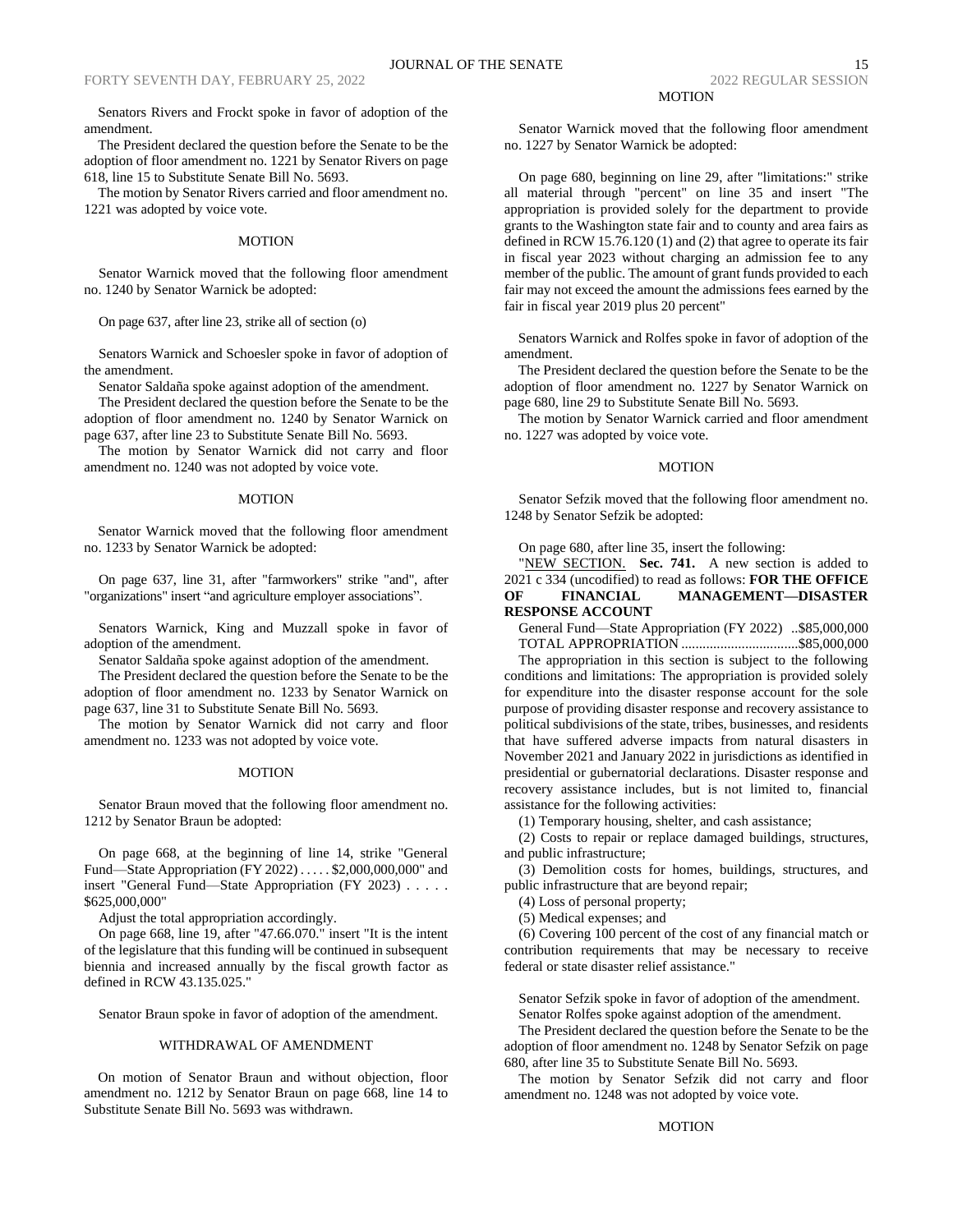Senators Rivers and Frockt spoke in favor of adoption of the amendment.

The President declared the question before the Senate to be the adoption of floor amendment no. 1221 by Senator Rivers on page 618, line 15 to Substitute Senate Bill No. 5693.

The motion by Senator Rivers carried and floor amendment no. 1221 was adopted by voice vote.

MOTION

Senator Warnick moved that the following floor amendment no. 1240 by Senator Warnick be adopted:

On page 637, after line 23, strike all of section (o)

Senators Warnick and Schoesler spoke in favor of adoption of the amendment.

Senator Saldaña spoke against adoption of the amendment.

The President declared the question before the Senate to be the adoption of floor amendment no. 1240 by Senator Warnick on page 637, after line 23 to Substitute Senate Bill No. 5693.

The motion by Senator Warnick did not carry and floor amendment no. 1240 was not adopted by voice vote.

MOTION

Senator Warnick moved that the following floor amendment no. 1233 by Senator Warnick be adopted:

On page 637, line 31, after "farmworkers" strike "and", after "organizations" insert "and agriculture employer associations".

Senators Warnick, King and Muzzall spoke in favor of adoption of the amendment.

Senator Saldaña spoke against adoption of the amendment.

The President declared the question before the Senate to be the adoption of floor amendment no. 1233 by Senator Warnick on page 637, line 31 to Substitute Senate Bill No. 5693.

The motion by Senator Warnick did not carry and floor amendment no. 1233 was not adopted by voice vote.

MOTION

Senator Braun moved that the following floor amendment no. 1212 by Senator Braun be adopted:

On page 668, at the beginning of line 14, strike "General Fund—State Appropriation (FY 2022) . . . . . $2,000,000,000" and insert "General Fund—State Appropriation (FY 2023) . . . . . $625,000,000"

Adjust the total appropriation accordingly.

On page 668, line 19, after "47.66.070." insert "It is the intent of the legislature that this funding will be continued in subsequent biennia and increased annually by the fiscal growth factor as defined in RCW 43.135.025."

Senator Braun spoke in favor of adoption of the amendment.

WITHDRAWAL OF AMENDMENT

On motion of Senator Braun and without objection, floor amendment no. 1212 by Senator Braun on page 668, line 14 to Substitute Senate Bill No. 5693 was withdrawn.

MOTION

Senator Warnick moved that the following floor amendment no. 1227 by Senator Warnick be adopted:

On page 680, beginning on line 29, after "limitations:" strike all material through "percent" on line 35 and insert "The appropriation is provided solely for the department to provide grants to the Washington state fair and to county and area fairs as defined in RCW 15.76.120 (1) and (2) that agree to operate its fair in fiscal year 2023 without charging an admission fee to any member of the public. The amount of grant funds provided to each fair may not exceed the amount the admissions fees earned by the fair in fiscal year 2019 plus 20 percent"

Senators Warnick and Rolfes spoke in favor of adoption of the amendment.

The President declared the question before the Senate to be the adoption of floor amendment no. 1227 by Senator Warnick on page 680, line 29 to Substitute Senate Bill No. 5693.

The motion by Senator Warnick carried and floor amendment no. 1227 was adopted by voice vote.

MOTION

Senator Sefzik moved that the following floor amendment no. 1248 by Senator Sefzik be adopted:

On page 680, after line 35, insert the following:

"NEW SECTION. **Sec. 741.** A new section is added to 2021 c 334 (uncodified) to read as follows: **FOR THE OFFICE OF FINANCIAL MANAGEMENT—DISASTER RESPONSE ACCOUNT**

General Fund—State Appropriation (FY 2022) ..$85,000,000
TOTAL APPROPRIATION ..................................$85,000,000

The appropriation in this section is subject to the following conditions and limitations: The appropriation is provided solely for expenditure into the disaster response account for the sole purpose of providing disaster response and recovery assistance to political subdivisions of the state, tribes, businesses, and residents that have suffered adverse impacts from natural disasters in November 2021 and January 2022 in jurisdictions as identified in presidential or gubernatorial declarations. Disaster response and recovery assistance includes, but is not limited to, financial assistance for the following activities:

(1) Temporary housing, shelter, and cash assistance;

(2) Costs to repair or replace damaged buildings, structures, and public infrastructure;

(3) Demolition costs for homes, buildings, structures, and public infrastructure that are beyond repair;

(4) Loss of personal property;

(5) Medical expenses; and

(6) Covering 100 percent of the cost of any financial match or contribution requirements that may be necessary to receive federal or state disaster relief assistance."

Senator Sefzik spoke in favor of adoption of the amendment.

Senator Rolfes spoke against adoption of the amendment.

The President declared the question before the Senate to be the adoption of floor amendment no. 1248 by Senator Sefzik on page 680, after line 35 to Substitute Senate Bill No. 5693.

The motion by Senator Sefzik did not carry and floor amendment no. 1248 was not adopted by voice vote.

MOTION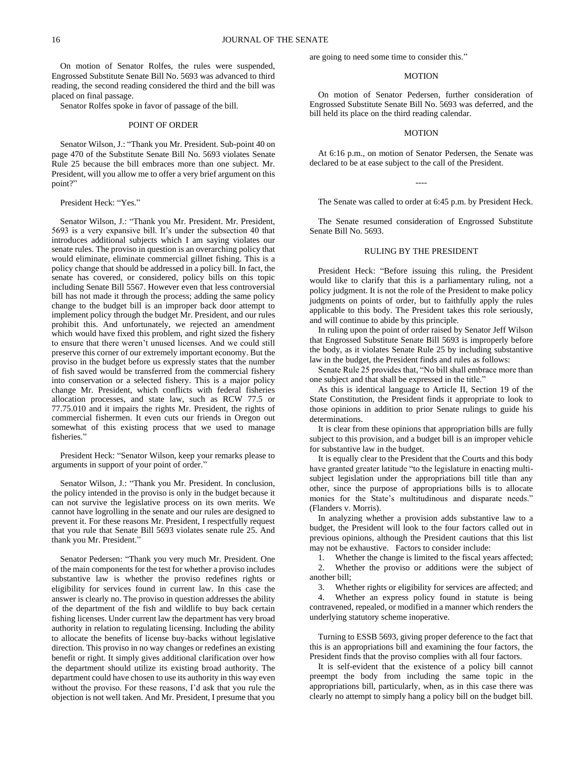On motion of Senator Rolfes, the rules were suspended, Engrossed Substitute Senate Bill No. 5693 was advanced to third reading, the second reading considered the third and the bill was placed on final passage.

Senator Rolfes spoke in favor of passage of the bill.

POINT OF ORDER

Senator Wilson, J.: "Thank you Mr. President. Sub-point 40 on page 470 of the Substitute Senate Bill No. 5693 violates Senate Rule 25 because the bill embraces more than one subject. Mr. President, will you allow me to offer a very brief argument on this point?"

President Heck: "Yes."

Senator Wilson, J.: "Thank you Mr. President. Mr. President, 5693 is a very expansive bill. It's under the subsection 40 that introduces additional subjects which I am saying violates our senate rules. The proviso in question is an overarching policy that would eliminate, eliminate commercial gillnet fishing. This is a policy change that should be addressed in a policy bill. In fact, the senate has covered, or considered, policy bills on this topic including Senate Bill 5567. However even that less controversial bill has not made it through the process; adding the same policy change to the budget bill is an improper back door attempt to implement policy through the budget Mr. President, and our rules prohibit this. And unfortunately, we rejected an amendment which would have fixed this problem, and right sized the fishery to ensure that there weren't unused licenses. And we could still preserve this corner of our extremely important economy. But the proviso in the budget before us expressly states that the number of fish saved would be transferred from the commercial fishery into conservation or a selected fishery. This is a major policy change Mr. President, which conflicts with federal fisheries allocation processes, and state law, such as RCW 77.5 or 77.75.010 and it impairs the rights Mr. President, the rights of commercial fishermen. It even cuts our friends in Oregon out somewhat of this existing process that we used to manage fisheries."

President Heck: "Senator Wilson, keep your remarks please to arguments in support of your point of order."

Senator Wilson, J.: "Thank you Mr. President. In conclusion, the policy intended in the proviso is only in the budget because it can not survive the legislative process on its own merits. We cannot have logrolling in the senate and our rules are designed to prevent it. For these reasons Mr. President, I respectfully request that you rule that Senate Bill 5693 violates senate rule 25. And thank you Mr. President."

Senator Pedersen: "Thank you very much Mr. President. One of the main components for the test for whether a proviso includes substantive law is whether the proviso redefines rights or eligibility for services found in current law. In this case the answer is clearly no. The proviso in question addresses the ability of the department of the fish and wildlife to buy back certain fishing licenses. Under current law the department has very broad authority in relation to regulating licensing. Including the ability to allocate the benefits of license buy-backs without legislative direction. This proviso in no way changes or redefines an existing benefit or right. It simply gives additional clarification over how the department should utilize its existing broad authority. The department could have chosen to use its authority in this way even without the proviso. For these reasons, I'd ask that you rule the objection is not well taken. And Mr. President, I presume that you are going to need some time to consider this."

MOTION

On motion of Senator Pedersen, further consideration of Engrossed Substitute Senate Bill No. 5693 was deferred, and the bill held its place on the third reading calendar.

MOTION

At 6:16 p.m., on motion of Senator Pedersen, the Senate was declared to be at ease subject to the call of the President.

----

The Senate was called to order at 6:45 p.m. by President Heck.

The Senate resumed consideration of Engrossed Substitute Senate Bill No. 5693.

RULING BY THE PRESIDENT

President Heck: "Before issuing this ruling, the President would like to clarify that this is a parliamentary ruling, not a policy judgment. It is not the role of the President to make policy judgments on points of order, but to faithfully apply the rules applicable to this body. The President takes this role seriously, and will continue to abide by this principle.

In ruling upon the point of order raised by Senator Jeff Wilson that Engrossed Substitute Senate Bill 5693 is improperly before the body, as it violates Senate Rule 25 by including substantive law in the budget, the President finds and rules as follows:

Senate Rule 25 provides that, "No bill shall embrace more than one subject and that shall be expressed in the title."

As this is identical language to Article II, Section 19 of the State Constitution, the President finds it appropriate to look to those opinions in addition to prior Senate rulings to guide his determinations.

It is clear from these opinions that appropriation bills are fully subject to this provision, and a budget bill is an improper vehicle for substantive law in the budget.

It is equally clear to the President that the Courts and this body have granted greater latitude "to the legislature in enacting multi-subject legislation under the appropriations bill title than any other, since the purpose of appropriations bills is to allocate monies for the State's multitudinous and disparate needs." (Flanders v. Morris).

In analyzing whether a provision adds substantive law to a budget, the President will look to the four factors called out in previous opinions, although the President cautions that this list may not be exhaustive. Factors to consider include:

1. Whether the change is limited to the fiscal years affected;
2. Whether the proviso or additions were the subject of another bill;
3. Whether rights or eligibility for services are affected; and
4. Whether an express policy found in statute is being contravened, repealed, or modified in a manner which renders the underlying statutory scheme inoperative.

Turning to ESSB 5693, giving proper deference to the fact that this is an appropriations bill and examining the four factors, the President finds that the proviso complies with all four factors.

It is self-evident that the existence of a policy bill cannot preempt the body from including the same topic in the appropriations bill, particularly, when, as in this case there was clearly no attempt to simply hang a policy bill on the budget bill.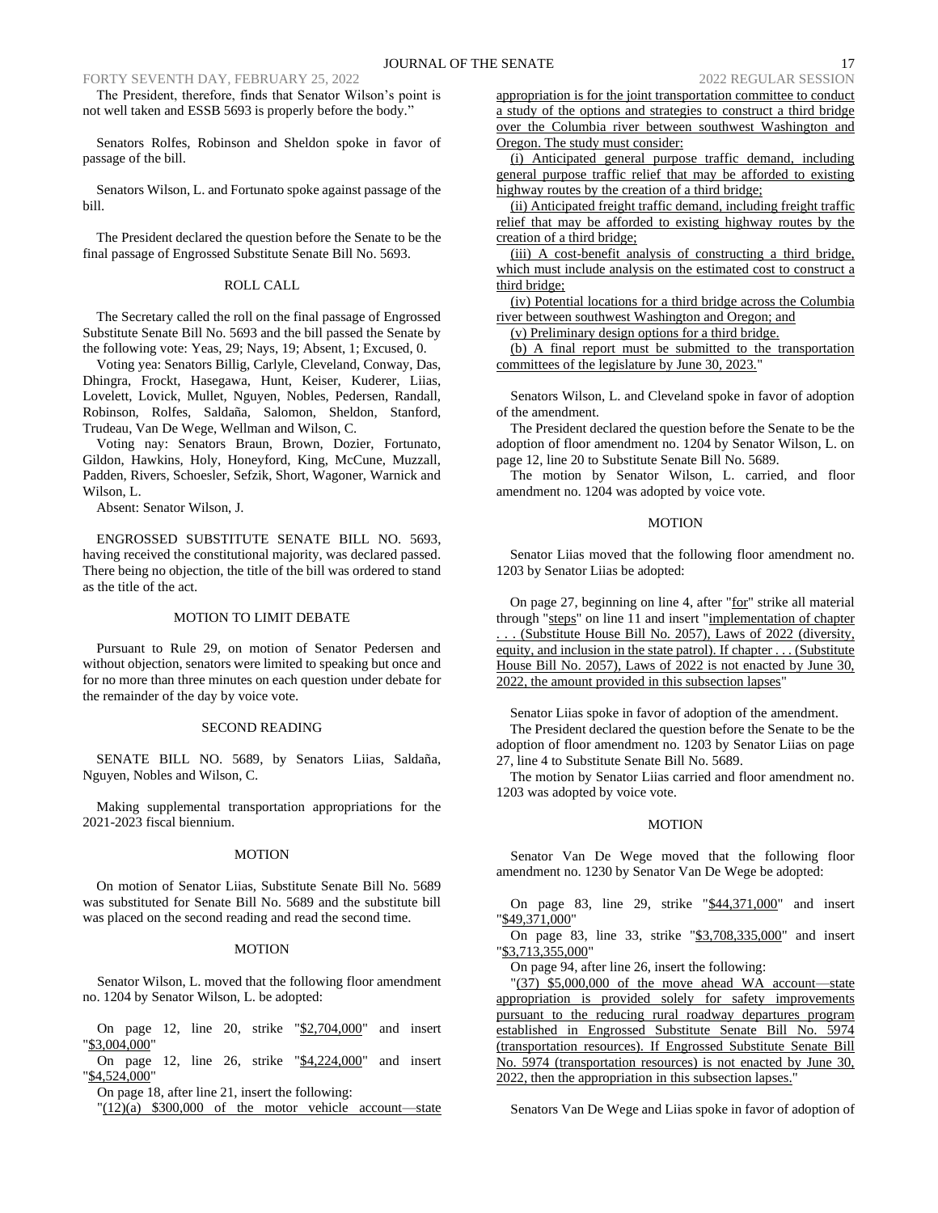The President, therefore, finds that Senator Wilson's point is not well taken and ESSB 5693 is properly before the body."

Senators Rolfes, Robinson and Sheldon spoke in favor of passage of the bill.

Senators Wilson, L. and Fortunato spoke against passage of the bill.

The President declared the question before the Senate to be the final passage of Engrossed Substitute Senate Bill No. 5693.

## ROLL CALL

The Secretary called the roll on the final passage of Engrossed Substitute Senate Bill No. 5693 and the bill passed the Senate by the following vote: Yeas, 29; Nays, 19; Absent, 1; Excused, 0.

Voting yea: Senators Billig, Carlyle, Cleveland, Conway, Das, Dhingra, Frockt, Hasegawa, Hunt, Keiser, Kuderer, Liias, Lovelett, Lovick, Mullet, Nguyen, Nobles, Pedersen, Randall, Robinson, Rolfes, Saldaña, Salomon, Sheldon, Stanford, Trudeau, Van De Wege, Wellman and Wilson, C.

Voting nay: Senators Braun, Brown, Dozier, Fortunato, Gildon, Hawkins, Holy, Honeyford, King, McCune, Muzzall, Padden, Rivers, Schoesler, Sefzik, Short, Wagoner, Warnick and Wilson, L.

Absent: Senator Wilson, J.

ENGROSSED SUBSTITUTE SENATE BILL NO. 5693, having received the constitutional majority, was declared passed. There being no objection, the title of the bill was ordered to stand as the title of the act.

## MOTION TO LIMIT DEBATE

Pursuant to Rule 29, on motion of Senator Pedersen and without objection, senators were limited to speaking but once and for no more than three minutes on each question under debate for the remainder of the day by voice vote.

## SECOND READING

SENATE BILL NO. 5689, by Senators Liias, Saldaña, Nguyen, Nobles and Wilson, C.

Making supplemental transportation appropriations for the 2021-2023 fiscal biennium.

## MOTION

On motion of Senator Liias, Substitute Senate Bill No. 5689 was substituted for Senate Bill No. 5689 and the substitute bill was placed on the second reading and read the second time.

## MOTION

Senator Wilson, L. moved that the following floor amendment no. 1204 by Senator Wilson, L. be adopted:

On page 12, line 20, strike "$2,704,000" and insert "$3,004,000"

On page 12, line 26, strike "$4,224,000" and insert "$4,524,000"

On page 18, after line 21, insert the following:

"(12)(a) $300,000 of the motor vehicle account—state appropriation is for the joint transportation committee to conduct a study of the options and strategies to construct a third bridge over the Columbia river between southwest Washington and Oregon. The study must consider:

(i) Anticipated general purpose traffic demand, including general purpose traffic relief that may be afforded to existing highway routes by the creation of a third bridge;

(ii) Anticipated freight traffic demand, including freight traffic relief that may be afforded to existing highway routes by the creation of a third bridge;

(iii) A cost-benefit analysis of constructing a third bridge, which must include analysis on the estimated cost to construct a third bridge;

(iv) Potential locations for a third bridge across the Columbia river between southwest Washington and Oregon; and

(v) Preliminary design options for a third bridge.

(b) A final report must be submitted to the transportation committees of the legislature by June 30, 2023."

Senators Wilson, L. and Cleveland spoke in favor of adoption of the amendment.

The President declared the question before the Senate to be the adoption of floor amendment no. 1204 by Senator Wilson, L. on page 12, line 20 to Substitute Senate Bill No. 5689.

The motion by Senator Wilson, L. carried, and floor amendment no. 1204 was adopted by voice vote.

## MOTION

Senator Liias moved that the following floor amendment no. 1203 by Senator Liias be adopted:

On page 27, beginning on line 4, after "for" strike all material through "steps" on line 11 and insert "implementation of chapter . . . (Substitute House Bill No. 2057), Laws of 2022 (diversity, equity, and inclusion in the state patrol). If chapter . . . (Substitute House Bill No. 2057), Laws of 2022 is not enacted by June 30, 2022, the amount provided in this subsection lapses"

Senator Liias spoke in favor of adoption of the amendment.

The President declared the question before the Senate to be the adoption of floor amendment no. 1203 by Senator Liias on page 27, line 4 to Substitute Senate Bill No. 5689.

The motion by Senator Liias carried and floor amendment no. 1203 was adopted by voice vote.

## MOTION

Senator Van De Wege moved that the following floor amendment no. 1230 by Senator Van De Wege be adopted:

On page 83, line 29, strike "$44,371,000" and insert "$49,371,000"

On page 83, line 33, strike "$3,708,335,000" and insert "$3,713,355,000"

On page 94, after line 26, insert the following:

"(37) $5,000,000 of the move ahead WA account—state appropriation is provided solely for safety improvements pursuant to the reducing rural roadway departures program established in Engrossed Substitute Senate Bill No. 5974 (transportation resources). If Engrossed Substitute Senate Bill No. 5974 (transportation resources) is not enacted by June 30, 2022, then the appropriation in this subsection lapses."

Senators Van De Wege and Liias spoke in favor of adoption of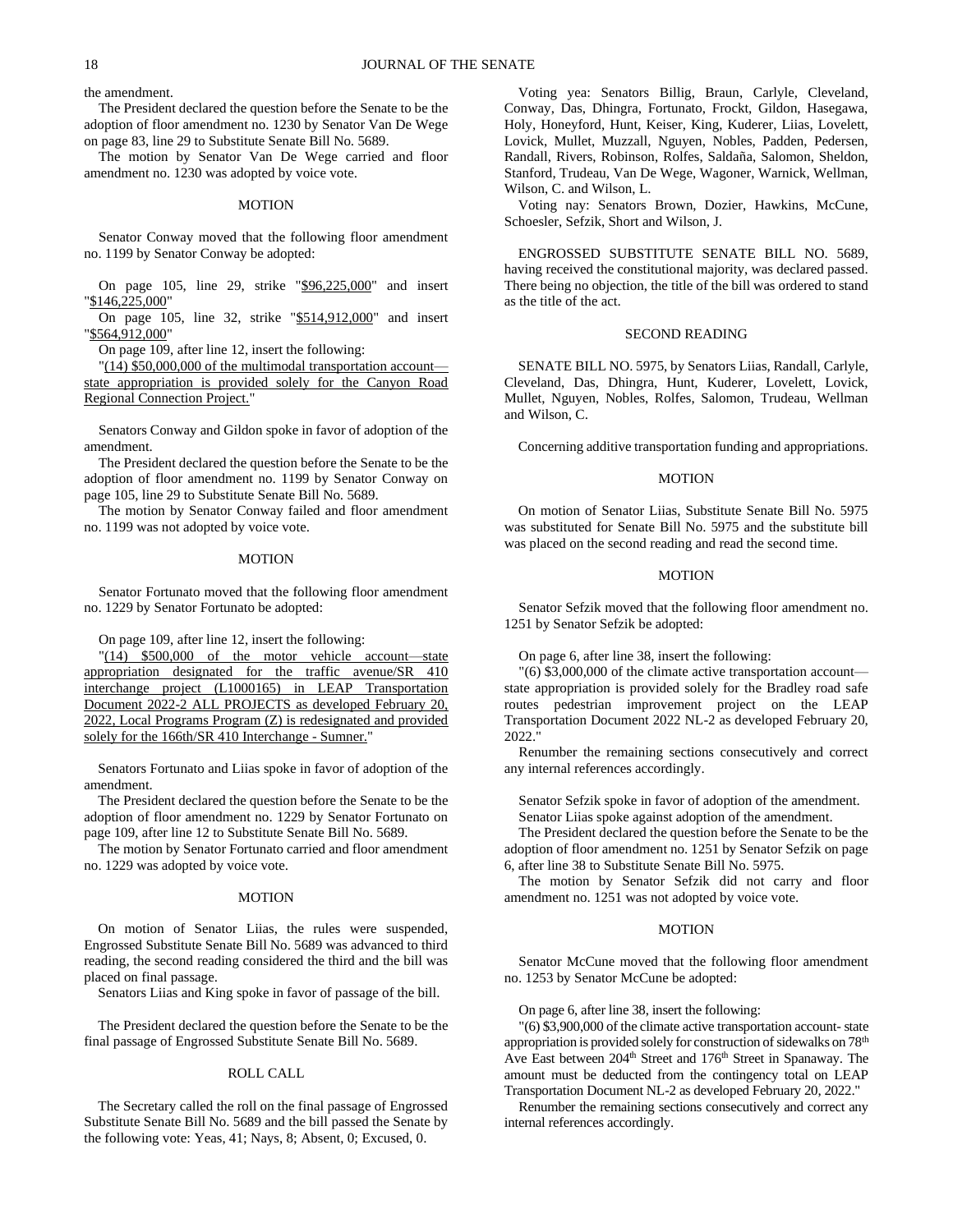the amendment.

The President declared the question before the Senate to be the adoption of floor amendment no. 1230 by Senator Van De Wege on page 83, line 29 to Substitute Senate Bill No. 5689.

The motion by Senator Van De Wege carried and floor amendment no. 1230 was adopted by voice vote.

## MOTION

Senator Conway moved that the following floor amendment no. 1199 by Senator Conway be adopted:

On page 105, line 29, strike "$96,225,000" and insert "$146,225,000"

On page 105, line 32, strike "$514,912,000" and insert "$564,912,000"

On page 109, after line 12, insert the following:

"(14) $50,000,000 of the multimodal transportation account—state appropriation is provided solely for the Canyon Road Regional Connection Project."

Senators Conway and Gildon spoke in favor of adoption of the amendment.

The President declared the question before the Senate to be the adoption of floor amendment no. 1199 by Senator Conway on page 105, line 29 to Substitute Senate Bill No. 5689.

The motion by Senator Conway failed and floor amendment no. 1199 was not adopted by voice vote.

## MOTION

Senator Fortunato moved that the following floor amendment no. 1229 by Senator Fortunato be adopted:

On page 109, after line 12, insert the following:

"(14) $500,000 of the motor vehicle account—state appropriation designated for the traffic avenue/SR 410 interchange project (L1000165) in LEAP Transportation Document 2022-2 ALL PROJECTS as developed February 20, 2022, Local Programs Program (Z) is redesignated and provided solely for the 166th/SR 410 Interchange - Sumner."

Senators Fortunato and Liias spoke in favor of adoption of the amendment.

The President declared the question before the Senate to be the adoption of floor amendment no. 1229 by Senator Fortunato on page 109, after line 12 to Substitute Senate Bill No. 5689.

The motion by Senator Fortunato carried and floor amendment no. 1229 was adopted by voice vote.

## MOTION

On motion of Senator Liias, the rules were suspended, Engrossed Substitute Senate Bill No. 5689 was advanced to third reading, the second reading considered the third and the bill was placed on final passage.

Senators Liias and King spoke in favor of passage of the bill.

The President declared the question before the Senate to be the final passage of Engrossed Substitute Senate Bill No. 5689.

## ROLL CALL

The Secretary called the roll on the final passage of Engrossed Substitute Senate Bill No. 5689 and the bill passed the Senate by the following vote: Yeas, 41; Nays, 8; Absent, 0; Excused, 0.

Voting yea: Senators Billig, Braun, Carlyle, Cleveland, Conway, Das, Dhingra, Fortunato, Frockt, Gildon, Hasegawa, Holy, Honeyford, Hunt, Keiser, King, Kuderer, Liias, Lovelett, Lovick, Mullet, Muzzall, Nguyen, Nobles, Padden, Pedersen, Randall, Rivers, Robinson, Rolfes, Saldaña, Salomon, Sheldon, Stanford, Trudeau, Van De Wege, Wagoner, Warnick, Wellman, Wilson, C. and Wilson, L.

Voting nay: Senators Brown, Dozier, Hawkins, McCune, Schoesler, Sefzik, Short and Wilson, J.

ENGROSSED SUBSTITUTE SENATE BILL NO. 5689, having received the constitutional majority, was declared passed. There being no objection, the title of the bill was ordered to stand as the title of the act.

## SECOND READING

SENATE BILL NO. 5975, by Senators Liias, Randall, Carlyle, Cleveland, Das, Dhingra, Hunt, Kuderer, Lovelett, Lovick, Mullet, Nguyen, Nobles, Rolfes, Salomon, Trudeau, Wellman and Wilson, C.

Concerning additive transportation funding and appropriations.

## MOTION

On motion of Senator Liias, Substitute Senate Bill No. 5975 was substituted for Senate Bill No. 5975 and the substitute bill was placed on the second reading and read the second time.

## MOTION

Senator Sefzik moved that the following floor amendment no. 1251 by Senator Sefzik be adopted:

On page 6, after line 38, insert the following:

"(6) $3,000,000 of the climate active transportation account—state appropriation is provided solely for the Bradley road safe routes pedestrian improvement project on the LEAP Transportation Document 2022 NL-2 as developed February 20, 2022."

Renumber the remaining sections consecutively and correct any internal references accordingly.

Senator Sefzik spoke in favor of adoption of the amendment.

Senator Liias spoke against adoption of the amendment.

The President declared the question before the Senate to be the adoption of floor amendment no. 1251 by Senator Sefzik on page 6, after line 38 to Substitute Senate Bill No. 5975.

The motion by Senator Sefzik did not carry and floor amendment no. 1251 was not adopted by voice vote.

## MOTION

Senator McCune moved that the following floor amendment no. 1253 by Senator McCune be adopted:

On page 6, after line 38, insert the following:

"(6) $3,900,000 of the climate active transportation account- state appropriation is provided solely for construction of sidewalks on 78th Ave East between 204th Street and 176th Street in Spanaway. The amount must be deducted from the contingency total on LEAP Transportation Document NL-2 as developed February 20, 2022."

Renumber the remaining sections consecutively and correct any internal references accordingly.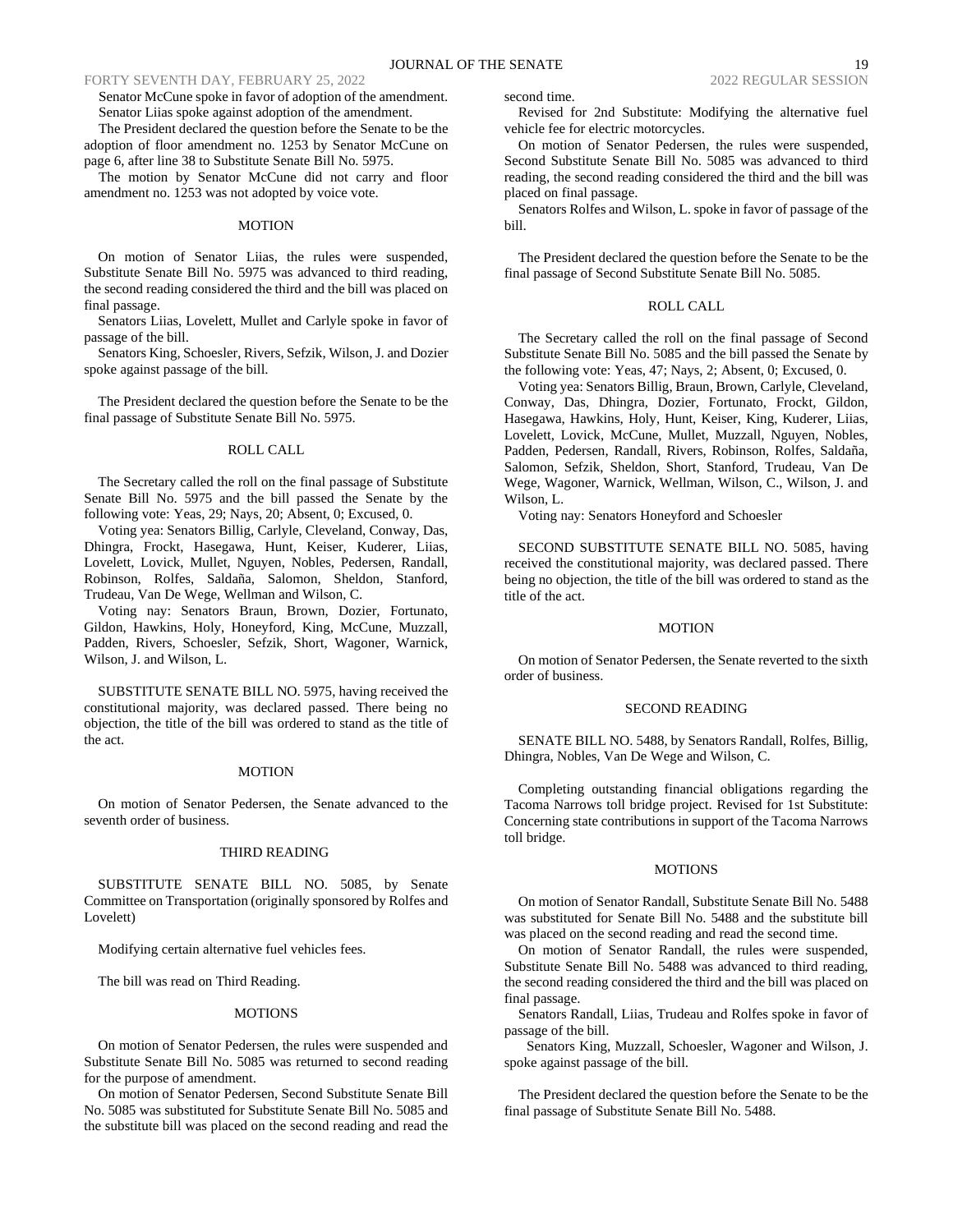Senator McCune spoke in favor of adoption of the amendment.

Senator Liias spoke against adoption of the amendment.

The President declared the question before the Senate to be the adoption of floor amendment no. 1253 by Senator McCune on page 6, after line 38 to Substitute Senate Bill No. 5975.

The motion by Senator McCune did not carry and floor amendment no. 1253 was not adopted by voice vote.

MOTION

On motion of Senator Liias, the rules were suspended, Substitute Senate Bill No. 5975 was advanced to third reading, the second reading considered the third and the bill was placed on final passage.

Senators Liias, Lovelett, Mullet and Carlyle spoke in favor of passage of the bill.

Senators King, Schoesler, Rivers, Sefzik, Wilson, J. and Dozier spoke against passage of the bill.

The President declared the question before the Senate to be the final passage of Substitute Senate Bill No. 5975.

ROLL CALL

The Secretary called the roll on the final passage of Substitute Senate Bill No. 5975 and the bill passed the Senate by the following vote: Yeas, 29; Nays, 20; Absent, 0; Excused, 0.

Voting yea: Senators Billig, Carlyle, Cleveland, Conway, Das, Dhingra, Frockt, Hasegawa, Hunt, Keiser, Kuderer, Liias, Lovelett, Lovick, Mullet, Nguyen, Nobles, Pedersen, Randall, Robinson, Rolfes, Saldaña, Salomon, Sheldon, Stanford, Trudeau, Van De Wege, Wellman and Wilson, C.

Voting nay: Senators Braun, Brown, Dozier, Fortunato, Gildon, Hawkins, Holy, Honeyford, King, McCune, Muzzall, Padden, Rivers, Schoesler, Sefzik, Short, Wagoner, Warnick, Wilson, J. and Wilson, L.

SUBSTITUTE SENATE BILL NO. 5975, having received the constitutional majority, was declared passed. There being no objection, the title of the bill was ordered to stand as the title of the act.

MOTION

On motion of Senator Pedersen, the Senate advanced to the seventh order of business.

THIRD READING

SUBSTITUTE SENATE BILL NO. 5085, by Senate Committee on Transportation (originally sponsored by Rolfes and Lovelett)

Modifying certain alternative fuel vehicles fees.

The bill was read on Third Reading.

MOTIONS

On motion of Senator Pedersen, the rules were suspended and Substitute Senate Bill No. 5085 was returned to second reading for the purpose of amendment.

On motion of Senator Pedersen, Second Substitute Senate Bill No. 5085 was substituted for Substitute Senate Bill No. 5085 and the substitute bill was placed on the second reading and read the second time.

Revised for 2nd Substitute: Modifying the alternative fuel vehicle fee for electric motorcycles.

On motion of Senator Pedersen, the rules were suspended, Second Substitute Senate Bill No. 5085 was advanced to third reading, the second reading considered the third and the bill was placed on final passage.

Senators Rolfes and Wilson, L. spoke in favor of passage of the bill.

The President declared the question before the Senate to be the final passage of Second Substitute Senate Bill No. 5085.

ROLL CALL

The Secretary called the roll on the final passage of Second Substitute Senate Bill No. 5085 and the bill passed the Senate by the following vote: Yeas, 47; Nays, 2; Absent, 0; Excused, 0.

Voting yea: Senators Billig, Braun, Brown, Carlyle, Cleveland, Conway, Das, Dhingra, Dozier, Fortunato, Frockt, Gildon, Hasegawa, Hawkins, Holy, Hunt, Keiser, King, Kuderer, Liias, Lovelett, Lovick, McCune, Mullet, Muzzall, Nguyen, Nobles, Padden, Pedersen, Randall, Rivers, Robinson, Rolfes, Saldaña, Salomon, Sefzik, Sheldon, Short, Stanford, Trudeau, Van De Wege, Wagoner, Warnick, Wellman, Wilson, C., Wilson, J. and Wilson, L.

Voting nay: Senators Honeyford and Schoesler

SECOND SUBSTITUTE SENATE BILL NO. 5085, having received the constitutional majority, was declared passed. There being no objection, the title of the bill was ordered to stand as the title of the act.

MOTION

On motion of Senator Pedersen, the Senate reverted to the sixth order of business.

SECOND READING

SENATE BILL NO. 5488, by Senators Randall, Rolfes, Billig, Dhingra, Nobles, Van De Wege and Wilson, C.

Completing outstanding financial obligations regarding the Tacoma Narrows toll bridge project. Revised for 1st Substitute: Concerning state contributions in support of the Tacoma Narrows toll bridge.

MOTIONS

On motion of Senator Randall, Substitute Senate Bill No. 5488 was substituted for Senate Bill No. 5488 and the substitute bill was placed on the second reading and read the second time.

On motion of Senator Randall, the rules were suspended, Substitute Senate Bill No. 5488 was advanced to third reading, the second reading considered the third and the bill was placed on final passage.

Senators Randall, Liias, Trudeau and Rolfes spoke in favor of passage of the bill.

Senators King, Muzzall, Schoesler, Wagoner and Wilson, J. spoke against passage of the bill.

The President declared the question before the Senate to be the final passage of Substitute Senate Bill No. 5488.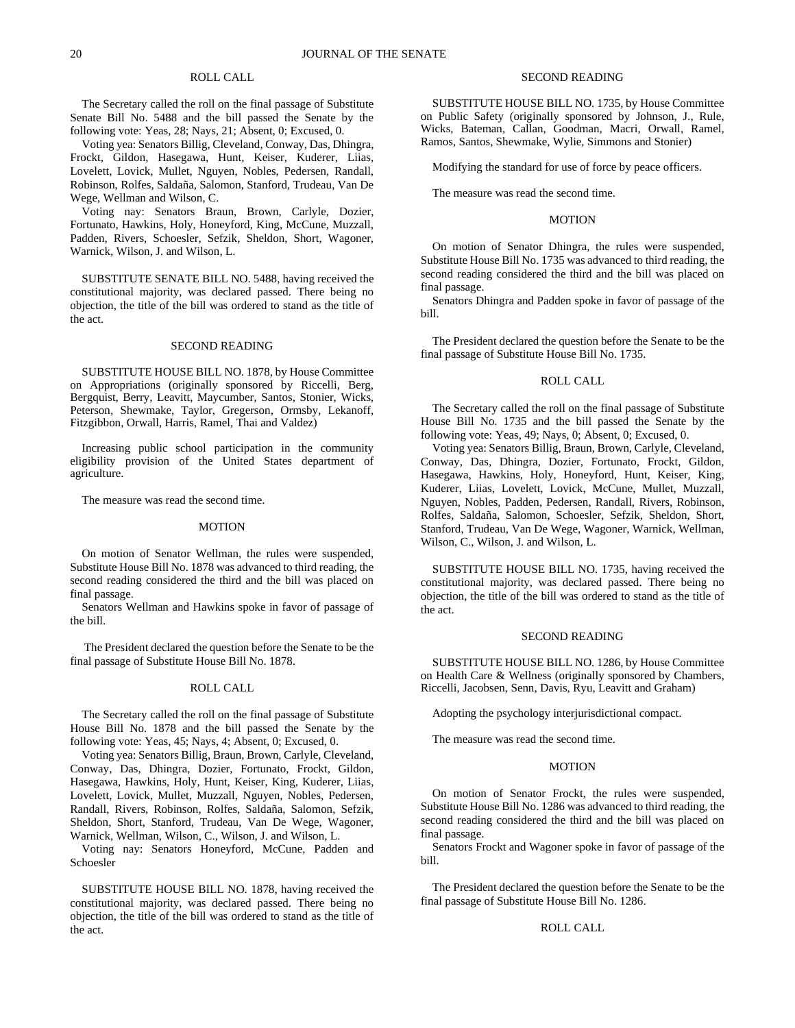ROLL CALL

The Secretary called the roll on the final passage of Substitute Senate Bill No. 5488 and the bill passed the Senate by the following vote: Yeas, 28; Nays, 21; Absent, 0; Excused, 0.

Voting yea: Senators Billig, Cleveland, Conway, Das, Dhingra, Frockt, Gildon, Hasegawa, Hunt, Keiser, Kuderer, Liias, Lovelett, Lovick, Mullet, Nguyen, Nobles, Pedersen, Randall, Robinson, Rolfes, Saldaña, Salomon, Stanford, Trudeau, Van De Wege, Wellman and Wilson, C.

Voting nay: Senators Braun, Brown, Carlyle, Dozier, Fortunato, Hawkins, Holy, Honeyford, King, McCune, Muzzall, Padden, Rivers, Schoesler, Sefzik, Sheldon, Short, Wagoner, Warnick, Wilson, J. and Wilson, L.

SUBSTITUTE SENATE BILL NO. 5488, having received the constitutional majority, was declared passed. There being no objection, the title of the bill was ordered to stand as the title of the act.

SECOND READING

SUBSTITUTE HOUSE BILL NO. 1878, by House Committee on Appropriations (originally sponsored by Riccelli, Berg, Bergquist, Berry, Leavitt, Maycumber, Santos, Stonier, Wicks, Peterson, Shewmake, Taylor, Gregerson, Ormsby, Lekanoff, Fitzgibbon, Orwall, Harris, Ramel, Thai and Valdez)

Increasing public school participation in the community eligibility provision of the United States department of agriculture.

The measure was read the second time.

MOTION

On motion of Senator Wellman, the rules were suspended, Substitute House Bill No. 1878 was advanced to third reading, the second reading considered the third and the bill was placed on final passage.

Senators Wellman and Hawkins spoke in favor of passage of the bill.

The President declared the question before the Senate to be the final passage of Substitute House Bill No. 1878.

ROLL CALL

The Secretary called the roll on the final passage of Substitute House Bill No. 1878 and the bill passed the Senate by the following vote: Yeas, 45; Nays, 4; Absent, 0; Excused, 0.

Voting yea: Senators Billig, Braun, Brown, Carlyle, Cleveland, Conway, Das, Dhingra, Dozier, Fortunato, Frockt, Gildon, Hasegawa, Hawkins, Holy, Hunt, Keiser, King, Kuderer, Liias, Lovelett, Lovick, Mullet, Muzzall, Nguyen, Nobles, Pedersen, Randall, Rivers, Robinson, Rolfes, Saldaña, Salomon, Sefzik, Sheldon, Short, Stanford, Trudeau, Van De Wege, Wagoner, Warnick, Wellman, Wilson, C., Wilson, J. and Wilson, L.

Voting nay: Senators Honeyford, McCune, Padden and Schoesler

SUBSTITUTE HOUSE BILL NO. 1878, having received the constitutional majority, was declared passed. There being no objection, the title of the bill was ordered to stand as the title of the act.

SECOND READING

SUBSTITUTE HOUSE BILL NO. 1735, by House Committee on Public Safety (originally sponsored by Johnson, J., Rule, Wicks, Bateman, Callan, Goodman, Macri, Orwall, Ramel, Ramos, Santos, Shewmake, Wylie, Simmons and Stonier)

Modifying the standard for use of force by peace officers.

The measure was read the second time.

MOTION

On motion of Senator Dhingra, the rules were suspended, Substitute House Bill No. 1735 was advanced to third reading, the second reading considered the third and the bill was placed on final passage.

Senators Dhingra and Padden spoke in favor of passage of the bill.

The President declared the question before the Senate to be the final passage of Substitute House Bill No. 1735.

ROLL CALL

The Secretary called the roll on the final passage of Substitute House Bill No. 1735 and the bill passed the Senate by the following vote: Yeas, 49; Nays, 0; Absent, 0; Excused, 0.

Voting yea: Senators Billig, Braun, Brown, Carlyle, Cleveland, Conway, Das, Dhingra, Dozier, Fortunato, Frockt, Gildon, Hasegawa, Hawkins, Holy, Honeyford, Hunt, Keiser, King, Kuderer, Liias, Lovelett, Lovick, McCune, Mullet, Muzzall, Nguyen, Nobles, Padden, Pedersen, Randall, Rivers, Robinson, Rolfes, Saldaña, Salomon, Schoesler, Sefzik, Sheldon, Short, Stanford, Trudeau, Van De Wege, Wagoner, Warnick, Wellman, Wilson, C., Wilson, J. and Wilson, L.

SUBSTITUTE HOUSE BILL NO. 1735, having received the constitutional majority, was declared passed. There being no objection, the title of the bill was ordered to stand as the title of the act.

SECOND READING

SUBSTITUTE HOUSE BILL NO. 1286, by House Committee on Health Care & Wellness (originally sponsored by Chambers, Riccelli, Jacobsen, Senn, Davis, Ryu, Leavitt and Graham)

Adopting the psychology interjurisdictional compact.

The measure was read the second time.

MOTION

On motion of Senator Frockt, the rules were suspended, Substitute House Bill No. 1286 was advanced to third reading, the second reading considered the third and the bill was placed on final passage.

Senators Frockt and Wagoner spoke in favor of passage of the bill.

The President declared the question before the Senate to be the final passage of Substitute House Bill No. 1286.

ROLL CALL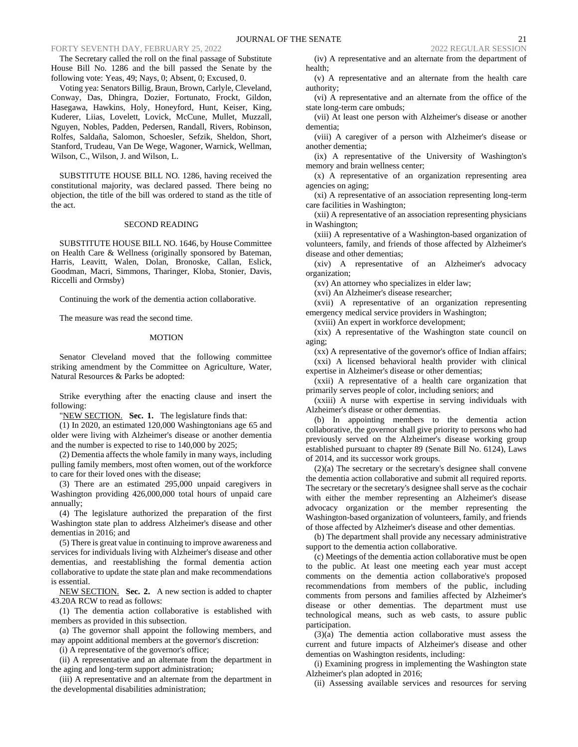The Secretary called the roll on the final passage of Substitute House Bill No. 1286 and the bill passed the Senate by the following vote: Yeas, 49; Nays, 0; Absent, 0; Excused, 0.

Voting yea: Senators Billig, Braun, Brown, Carlyle, Cleveland, Conway, Das, Dhingra, Dozier, Fortunato, Frockt, Gildon, Hasegawa, Hawkins, Holy, Honeyford, Hunt, Keiser, King, Kuderer, Liias, Lovelett, Lovick, McCune, Mullet, Muzzall, Nguyen, Nobles, Padden, Pedersen, Randall, Rivers, Robinson, Rolfes, Saldaña, Salomon, Schoesler, Sefzik, Sheldon, Short, Stanford, Trudeau, Van De Wege, Wagoner, Warnick, Wellman, Wilson, C., Wilson, J. and Wilson, L.

SUBSTITUTE HOUSE BILL NO. 1286, having received the constitutional majority, was declared passed. There being no objection, the title of the bill was ordered to stand as the title of the act.

## SECOND READING

SUBSTITUTE HOUSE BILL NO. 1646, by House Committee on Health Care & Wellness (originally sponsored by Bateman, Harris, Leavitt, Walen, Dolan, Bronoske, Callan, Eslick, Goodman, Macri, Simmons, Tharinger, Kloba, Stonier, Davis, Riccelli and Ormsby)

Continuing the work of the dementia action collaborative.

The measure was read the second time.

## MOTION

Senator Cleveland moved that the following committee striking amendment by the Committee on Agriculture, Water, Natural Resources & Parks be adopted:

Strike everything after the enacting clause and insert the following:

"NEW SECTION. **Sec. 1.** The legislature finds that:

(1) In 2020, an estimated 120,000 Washingtonians age 65 and older were living with Alzheimer's disease or another dementia and the number is expected to rise to 140,000 by 2025;

(2) Dementia affects the whole family in many ways, including pulling family members, most often women, out of the workforce to care for their loved ones with the disease;

(3) There are an estimated 295,000 unpaid caregivers in Washington providing 426,000,000 total hours of unpaid care annually;

(4) The legislature authorized the preparation of the first Washington state plan to address Alzheimer's disease and other dementias in 2016; and

(5) There is great value in continuing to improve awareness and services for individuals living with Alzheimer's disease and other dementias, and reestablishing the formal dementia action collaborative to update the state plan and make recommendations is essential.

NEW SECTION. **Sec. 2.** A new section is added to chapter 43.20A RCW to read as follows:

(1) The dementia action collaborative is established with members as provided in this subsection.

(a) The governor shall appoint the following members, and may appoint additional members at the governor's discretion:

(i) A representative of the governor's office;

(ii) A representative and an alternate from the department in the aging and long-term support administration;

(iii) A representative and an alternate from the department in the developmental disabilities administration;

(iv) A representative and an alternate from the department of health;

(v) A representative and an alternate from the health care authority;

(vi) A representative and an alternate from the office of the state long-term care ombuds;

(vii) At least one person with Alzheimer's disease or another dementia;

(viii) A caregiver of a person with Alzheimer's disease or another dementia;

(ix) A representative of the University of Washington's memory and brain wellness center;

(x) A representative of an organization representing area agencies on aging;

(xi) A representative of an association representing long-term care facilities in Washington;

(xii) A representative of an association representing physicians in Washington;

(xiii) A representative of a Washington-based organization of volunteers, family, and friends of those affected by Alzheimer's disease and other dementias;

(xiv) A representative of an Alzheimer's advocacy organization;

(xv) An attorney who specializes in elder law;

(xvi) An Alzheimer's disease researcher;

(xvii) A representative of an organization representing emergency medical service providers in Washington;

(xviii) An expert in workforce development;

(xix) A representative of the Washington state council on aging;

(xx) A representative of the governor's office of Indian affairs;

(xxi) A licensed behavioral health provider with clinical expertise in Alzheimer's disease or other dementias;

(xxii) A representative of a health care organization that primarily serves people of color, including seniors; and

(xxiii) A nurse with expertise in serving individuals with Alzheimer's disease or other dementias.

(b) In appointing members to the dementia action collaborative, the governor shall give priority to persons who had previously served on the Alzheimer's disease working group established pursuant to chapter 89 (Senate Bill No. 6124), Laws of 2014, and its successor work groups.

(2)(a) The secretary or the secretary's designee shall convene the dementia action collaborative and submit all required reports. The secretary or the secretary's designee shall serve as the cochair with either the member representing an Alzheimer's disease advocacy organization or the member representing the Washington-based organization of volunteers, family, and friends of those affected by Alzheimer's disease and other dementias.

(b) The department shall provide any necessary administrative support to the dementia action collaborative.

(c) Meetings of the dementia action collaborative must be open to the public. At least one meeting each year must accept comments on the dementia action collaborative's proposed recommendations from members of the public, including comments from persons and families affected by Alzheimer's disease or other dementias. The department must use technological means, such as web casts, to assure public participation.

(3)(a) The dementia action collaborative must assess the current and future impacts of Alzheimer's disease and other dementias on Washington residents, including:

(i) Examining progress in implementing the Washington state Alzheimer's plan adopted in 2016;

(ii) Assessing available services and resources for serving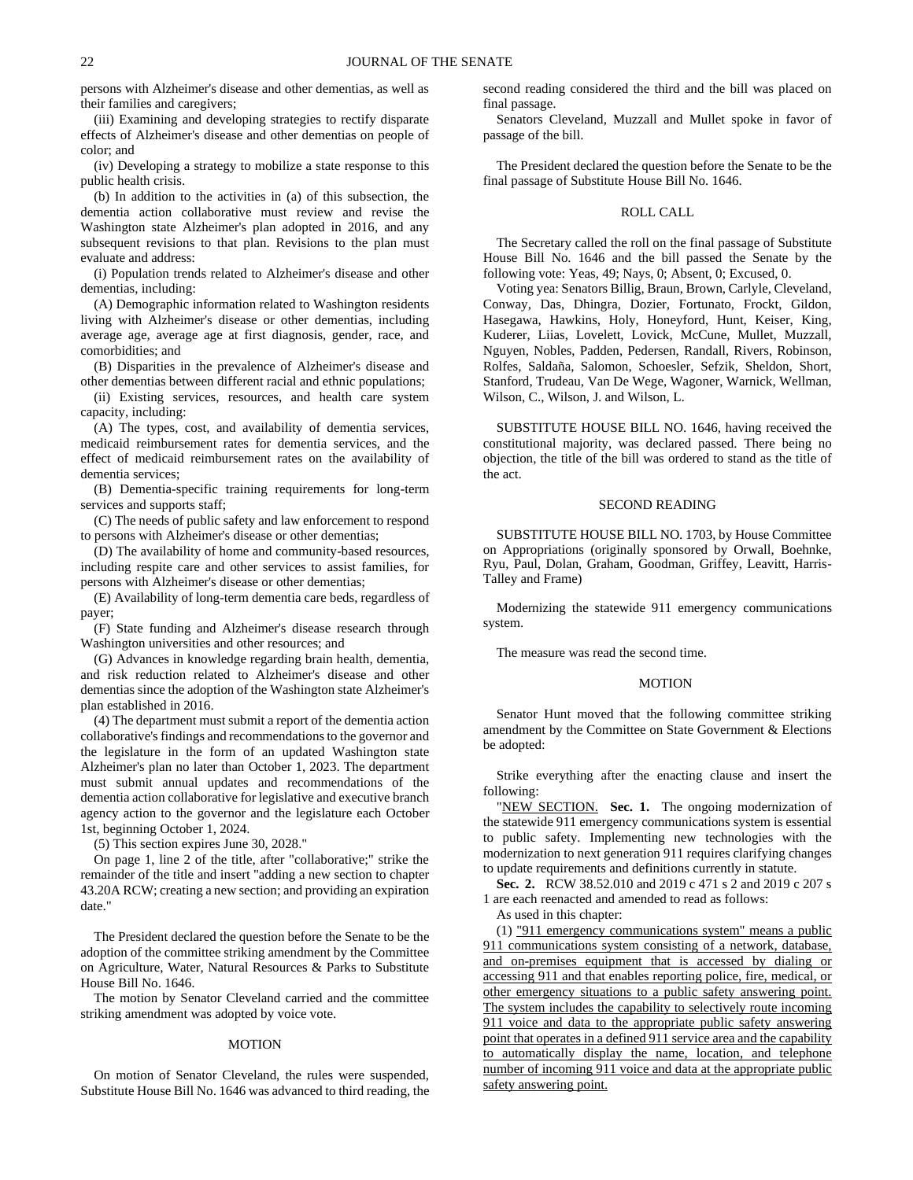persons with Alzheimer's disease and other dementias, as well as their families and caregivers;

(iii) Examining and developing strategies to rectify disparate effects of Alzheimer's disease and other dementias on people of color; and

(iv) Developing a strategy to mobilize a state response to this public health crisis.

(b) In addition to the activities in (a) of this subsection, the dementia action collaborative must review and revise the Washington state Alzheimer's plan adopted in 2016, and any subsequent revisions to that plan. Revisions to the plan must evaluate and address:

(i) Population trends related to Alzheimer's disease and other dementias, including:

(A) Demographic information related to Washington residents living with Alzheimer's disease or other dementias, including average age, average age at first diagnosis, gender, race, and comorbidities; and

(B) Disparities in the prevalence of Alzheimer's disease and other dementias between different racial and ethnic populations;

(ii) Existing services, resources, and health care system capacity, including:

(A) The types, cost, and availability of dementia services, medicaid reimbursement rates for dementia services, and the effect of medicaid reimbursement rates on the availability of dementia services;

(B) Dementia-specific training requirements for long-term services and supports staff;

(C) The needs of public safety and law enforcement to respond to persons with Alzheimer's disease or other dementias;

(D) The availability of home and community-based resources, including respite care and other services to assist families, for persons with Alzheimer's disease or other dementias;

(E) Availability of long-term dementia care beds, regardless of payer;

(F) State funding and Alzheimer's disease research through Washington universities and other resources; and

(G) Advances in knowledge regarding brain health, dementia, and risk reduction related to Alzheimer's disease and other dementias since the adoption of the Washington state Alzheimer's plan established in 2016.

(4) The department must submit a report of the dementia action collaborative's findings and recommendations to the governor and the legislature in the form of an updated Washington state Alzheimer's plan no later than October 1, 2023. The department must submit annual updates and recommendations of the dementia action collaborative for legislative and executive branch agency action to the governor and the legislature each October 1st, beginning October 1, 2024.

(5) This section expires June 30, 2028."

On page 1, line 2 of the title, after "collaborative;" strike the remainder of the title and insert "adding a new section to chapter 43.20A RCW; creating a new section; and providing an expiration date."

The President declared the question before the Senate to be the adoption of the committee striking amendment by the Committee on Agriculture, Water, Natural Resources & Parks to Substitute House Bill No. 1646.

The motion by Senator Cleveland carried and the committee striking amendment was adopted by voice vote.

## MOTION

On motion of Senator Cleveland, the rules were suspended, Substitute House Bill No. 1646 was advanced to third reading, the second reading considered the third and the bill was placed on final passage.

Senators Cleveland, Muzzall and Mullet spoke in favor of passage of the bill.

The President declared the question before the Senate to be the final passage of Substitute House Bill No. 1646.

## ROLL CALL

The Secretary called the roll on the final passage of Substitute House Bill No. 1646 and the bill passed the Senate by the following vote: Yeas, 49; Nays, 0; Absent, 0; Excused, 0.

Voting yea: Senators Billig, Braun, Brown, Carlyle, Cleveland, Conway, Das, Dhingra, Dozier, Fortunato, Frockt, Gildon, Hasegawa, Hawkins, Holy, Honeyford, Hunt, Keiser, King, Kuderer, Liias, Lovelett, Lovick, McCune, Mullet, Muzzall, Nguyen, Nobles, Padden, Pedersen, Randall, Rivers, Robinson, Rolfes, Saldaña, Salomon, Schoesler, Sefzik, Sheldon, Short, Stanford, Trudeau, Van De Wege, Wagoner, Warnick, Wellman, Wilson, C., Wilson, J. and Wilson, L.

SUBSTITUTE HOUSE BILL NO. 1646, having received the constitutional majority, was declared passed. There being no objection, the title of the bill was ordered to stand as the title of the act.

## SECOND READING

SUBSTITUTE HOUSE BILL NO. 1703, by House Committee on Appropriations (originally sponsored by Orwall, Boehnke, Ryu, Paul, Dolan, Graham, Goodman, Griffey, Leavitt, Harris-Talley and Frame)

Modernizing the statewide 911 emergency communications system.

The measure was read the second time.

## MOTION

Senator Hunt moved that the following committee striking amendment by the Committee on State Government & Elections be adopted:

Strike everything after the enacting clause and insert the following:

"NEW SECTION. **Sec. 1.** The ongoing modernization of the statewide 911 emergency communications system is essential to public safety. Implementing new technologies with the modernization to next generation 911 requires clarifying changes to update requirements and definitions currently in statute.

**Sec. 2.** RCW 38.52.010 and 2019 c 471 s 2 and 2019 c 207 s 1 are each reenacted and amended to read as follows:

As used in this chapter:

(1) "911 emergency communications system" means a public 911 communications system consisting of a network, database, and on-premises equipment that is accessed by dialing or accessing 911 and that enables reporting police, fire, medical, or other emergency situations to a public safety answering point. The system includes the capability to selectively route incoming 911 voice and data to the appropriate public safety answering point that operates in a defined 911 service area and the capability to automatically display the name, location, and telephone number of incoming 911 voice and data at the appropriate public safety answering point.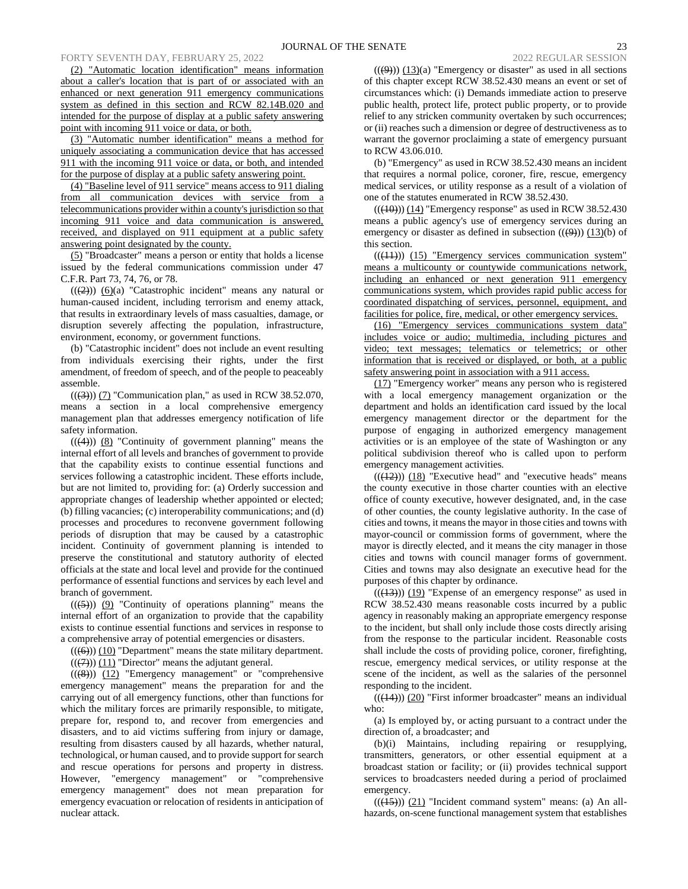(2) "Automatic location identification" means information about a caller's location that is part of or associated with an enhanced or next generation 911 emergency communications system as defined in this section and RCW 82.14B.020 and intended for the purpose of display at a public safety answering point with incoming 911 voice or data, or both.

(3) "Automatic number identification" means a method for uniquely associating a communication device that has accessed 911 with the incoming 911 voice or data, or both, and intended for the purpose of display at a public safety answering point.

(4) "Baseline level of 911 service" means access to 911 dialing from all communication devices with service from a telecommunications provider within a county's jurisdiction so that incoming 911 voice and data communication is answered, received, and displayed on 911 equipment at a public safety answering point designated by the county.

(5) "Broadcaster" means a person or entity that holds a license issued by the federal communications commission under 47 C.F.R. Part 73, 74, 76, or 78.

(((2))) (6)(a) "Catastrophic incident" means any natural or human-caused incident, including terrorism and enemy attack, that results in extraordinary levels of mass casualties, damage, or disruption severely affecting the population, infrastructure, environment, economy, or government functions.

(b) "Catastrophic incident" does not include an event resulting from individuals exercising their rights, under the first amendment, of freedom of speech, and of the people to peaceably assemble.

(((3))) (7) "Communication plan," as used in RCW 38.52.070, means a section in a local comprehensive emergency management plan that addresses emergency notification of life safety information.

(((4))) (8) "Continuity of government planning" means the internal effort of all levels and branches of government to provide that the capability exists to continue essential functions and services following a catastrophic incident. These efforts include, but are not limited to, providing for: (a) Orderly succession and appropriate changes of leadership whether appointed or elected; (b) filling vacancies; (c) interoperability communications; and (d) processes and procedures to reconvene government following periods of disruption that may be caused by a catastrophic incident. Continuity of government planning is intended to preserve the constitutional and statutory authority of elected officials at the state and local level and provide for the continued performance of essential functions and services by each level and branch of government.

(((5))) (9) "Continuity of operations planning" means the internal effort of an organization to provide that the capability exists to continue essential functions and services in response to a comprehensive array of potential emergencies or disasters.

(((6))) (10) "Department" means the state military department.

(((7))) (11) "Director" means the adjutant general.

(((8))) (12) "Emergency management" or "comprehensive emergency management" means the preparation for and the carrying out of all emergency functions, other than functions for which the military forces are primarily responsible, to mitigate, prepare for, respond to, and recover from emergencies and disasters, and to aid victims suffering from injury or damage, resulting from disasters caused by all hazards, whether natural, technological, or human caused, and to provide support for search and rescue operations for persons and property in distress. However, "emergency management" or "comprehensive emergency management" does not mean preparation for emergency evacuation or relocation of residents in anticipation of nuclear attack.

(((9))) (13)(a) "Emergency or disaster" as used in all sections of this chapter except RCW 38.52.430 means an event or set of circumstances which: (i) Demands immediate action to preserve public health, protect life, protect public property, or to provide relief to any stricken community overtaken by such occurrences; or (ii) reaches such a dimension or degree of destructiveness as to warrant the governor proclaiming a state of emergency pursuant to RCW 43.06.010.

(b) "Emergency" as used in RCW 38.52.430 means an incident that requires a normal police, coroner, fire, rescue, emergency medical services, or utility response as a result of a violation of one of the statutes enumerated in RCW 38.52.430.

(((10))) (14) "Emergency response" as used in RCW 38.52.430 means a public agency's use of emergency services during an emergency or disaster as defined in subsection (((9))) (13)(b) of this section.

(((11))) (15) "Emergency services communication system" means a multicounty or countywide communications network, including an enhanced or next generation 911 emergency communications system, which provides rapid public access for coordinated dispatching of services, personnel, equipment, and facilities for police, fire, medical, or other emergency services.

(16) "Emergency services communications system data" includes voice or audio; multimedia, including pictures and video; text messages; telematics or telemetrics; or other information that is received or displayed, or both, at a public safety answering point in association with a 911 access.

(17) "Emergency worker" means any person who is registered with a local emergency management organization or the department and holds an identification card issued by the local emergency management director or the department for the purpose of engaging in authorized emergency management activities or is an employee of the state of Washington or any political subdivision thereof who is called upon to perform emergency management activities.

(((12))) (18) "Executive head" and "executive heads" means the county executive in those charter counties with an elective office of county executive, however designated, and, in the case of other counties, the county legislative authority. In the case of cities and towns, it means the mayor in those cities and towns with mayor-council or commission forms of government, where the mayor is directly elected, and it means the city manager in those cities and towns with council manager forms of government. Cities and towns may also designate an executive head for the purposes of this chapter by ordinance.

(((13))) (19) "Expense of an emergency response" as used in RCW 38.52.430 means reasonable costs incurred by a public agency in reasonably making an appropriate emergency response to the incident, but shall only include those costs directly arising from the response to the particular incident. Reasonable costs shall include the costs of providing police, coroner, firefighting, rescue, emergency medical services, or utility response at the scene of the incident, as well as the salaries of the personnel responding to the incident.

(((14))) (20) "First informer broadcaster" means an individual who:

(a) Is employed by, or acting pursuant to a contract under the direction of, a broadcaster; and

(b)(i) Maintains, including repairing or resupplying, transmitters, generators, or other essential equipment at a broadcast station or facility; or (ii) provides technical support services to broadcasters needed during a period of proclaimed emergency.

(((15))) (21) "Incident command system" means: (a) An all-hazards, on-scene functional management system that establishes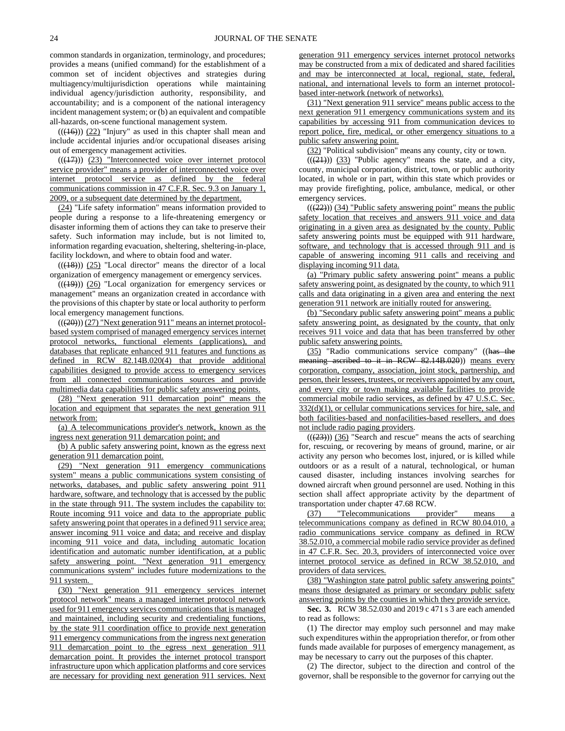common standards in organization, terminology, and procedures; provides a means (unified command) for the establishment of a common set of incident objectives and strategies during multiagency/multijurisdiction operations while maintaining individual agency/jurisdiction authority, responsibility, and accountability; and is a component of the national interagency incident management system; or (b) an equivalent and compatible all-hazards, on-scene functional management system.

(((16))) (22) "Injury" as used in this chapter shall mean and include accidental injuries and/or occupational diseases arising out of emergency management activities.

(((17))) (23) "Interconnected voice over internet protocol service provider" means a provider of interconnected voice over internet protocol service as defined by the federal communications commission in 47 C.F.R. Sec. 9.3 on January 1, 2009, or a subsequent date determined by the department.

(24) "Life safety information" means information provided to people during a response to a life-threatening emergency or disaster informing them of actions they can take to preserve their safety. Such information may include, but is not limited to, information regarding evacuation, sheltering, sheltering-in-place, facility lockdown, and where to obtain food and water.

(((18))) (25) "Local director" means the director of a local organization of emergency management or emergency services.

(((19))) (26) "Local organization for emergency services or management" means an organization created in accordance with the provisions of this chapter by state or local authority to perform local emergency management functions.

(((20))) (27) "Next generation 911" means an internet protocol-based system comprised of managed emergency services internet protocol networks, functional elements (applications), and databases that replicate enhanced 911 features and functions as defined in RCW 82.14B.020(4) that provide additional capabilities designed to provide access to emergency services from all connected communications sources and provide multimedia data capabilities for public safety answering points.

(28) "Next generation 911 demarcation point" means the location and equipment that separates the next generation 911 network from:

(a) A telecommunications provider's network, known as the ingress next generation 911 demarcation point; and

(b) A public safety answering point, known as the egress next generation 911 demarcation point.

(29) "Next generation 911 emergency communications system" means a public communications system consisting of networks, databases, and public safety answering point 911 hardware, software, and technology that is accessed by the public in the state through 911. The system includes the capability to: Route incoming 911 voice and data to the appropriate public safety answering point that operates in a defined 911 service area; answer incoming 911 voice and data; and receive and display incoming 911 voice and data, including automatic location identification and automatic number identification, at a public safety answering point. "Next generation 911 emergency communications system" includes future modernizations to the 911 system.

(30) "Next generation 911 emergency services internet protocol network" means a managed internet protocol network used for 911 emergency services communications that is managed and maintained, including security and credentialing functions, by the state 911 coordination office to provide next generation 911 emergency communications from the ingress next generation 911 demarcation point to the egress next generation 911 demarcation point. It provides the internet protocol transport infrastructure upon which application platforms and core services are necessary for providing next generation 911 services. Next generation 911 emergency services internet protocol networks may be constructed from a mix of dedicated and shared facilities and may be interconnected at local, regional, state, federal, national, and international levels to form an internet protocol-based inter-network (network of networks).

(31) "Next generation 911 service" means public access to the next generation 911 emergency communications system and its capabilities by accessing 911 from communication devices to report police, fire, medical, or other emergency situations to a public safety answering point.

(32) "Political subdivision" means any county, city or town.

(((21))) (33) "Public agency" means the state, and a city, county, municipal corporation, district, town, or public authority located, in whole or in part, within this state which provides or may provide firefighting, police, ambulance, medical, or other emergency services.

(((22))) (34) "Public safety answering point" means the public safety location that receives and answers 911 voice and data originating in a given area as designated by the county. Public safety answering points must be equipped with 911 hardware, software, and technology that is accessed through 911 and is capable of answering incoming 911 calls and receiving and displaying incoming 911 data.

(a) "Primary public safety answering point" means a public safety answering point, as designated by the county, to which 911 calls and data originating in a given area and entering the next generation 911 network are initially routed for answering.

(b) "Secondary public safety answering point" means a public safety answering point, as designated by the county, that only receives 911 voice and data that has been transferred by other public safety answering points.

(35) "Radio communications service company" ((has the meaning ascribed to it in RCW 82.14B.020)) means every corporation, company, association, joint stock, partnership, and person, their lessees, trustees, or receivers appointed by any court, and every city or town making available facilities to provide commercial mobile radio services, as defined by 47 U.S.C. Sec. 332(d)(1), or cellular communications services for hire, sale, and both facilities-based and nonfacilities-based resellers, and does not include radio paging providers.

(((23))) (36) "Search and rescue" means the acts of searching for, rescuing, or recovering by means of ground, marine, or air activity any person who becomes lost, injured, or is killed while outdoors or as a result of a natural, technological, or human caused disaster, including instances involving searches for downed aircraft when ground personnel are used. Nothing in this section shall affect appropriate activity by the department of transportation under chapter 47.68 RCW.

(37) "Telecommunications provider" means a telecommunications company as defined in RCW 80.04.010, a radio communications service company as defined in RCW 38.52.010, a commercial mobile radio service provider as defined in 47 C.F.R. Sec. 20.3, providers of interconnected voice over internet protocol service as defined in RCW 38.52.010, and providers of data services.

(38) "Washington state patrol public safety answering points" means those designated as primary or secondary public safety answering points by the counties in which they provide service.

**Sec. 3.** RCW 38.52.030 and 2019 c 471 s 3 are each amended to read as follows:

(1) The director may employ such personnel and may make such expenditures within the appropriation therefor, or from other funds made available for purposes of emergency management, as may be necessary to carry out the purposes of this chapter.

(2) The director, subject to the direction and control of the governor, shall be responsible to the governor for carrying out the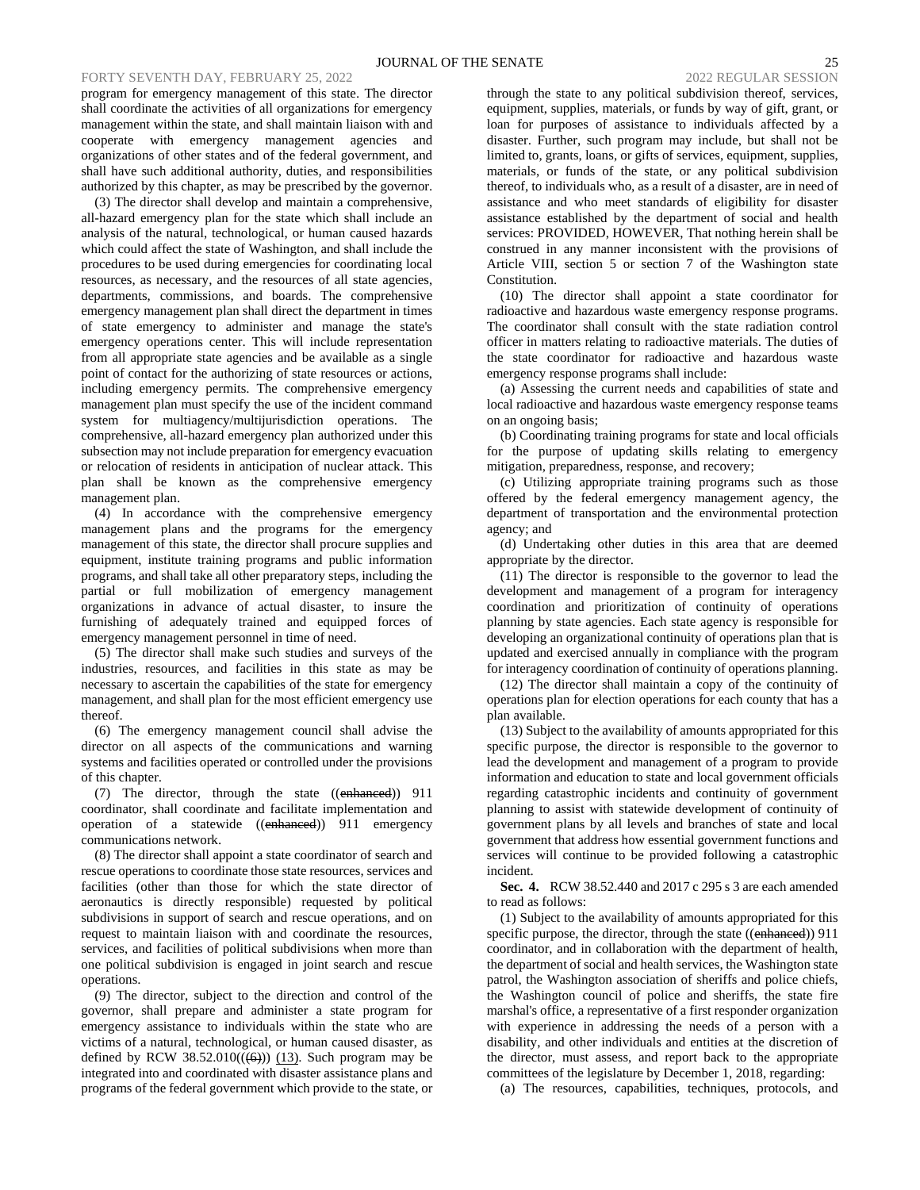program for emergency management of this state. The director shall coordinate the activities of all organizations for emergency management within the state, and shall maintain liaison with and cooperate with emergency management agencies and organizations of other states and of the federal government, and shall have such additional authority, duties, and responsibilities authorized by this chapter, as may be prescribed by the governor.

(3) The director shall develop and maintain a comprehensive, all-hazard emergency plan for the state which shall include an analysis of the natural, technological, or human caused hazards which could affect the state of Washington, and shall include the procedures to be used during emergencies for coordinating local resources, as necessary, and the resources of all state agencies, departments, commissions, and boards. The comprehensive emergency management plan shall direct the department in times of state emergency to administer and manage the state's emergency operations center. This will include representation from all appropriate state agencies and be available as a single point of contact for the authorizing of state resources or actions, including emergency permits. The comprehensive emergency management plan must specify the use of the incident command system for multiagency/multijurisdiction operations. The comprehensive, all-hazard emergency plan authorized under this subsection may not include preparation for emergency evacuation or relocation of residents in anticipation of nuclear attack. This plan shall be known as the comprehensive emergency management plan.

(4) In accordance with the comprehensive emergency management plans and the programs for the emergency management of this state, the director shall procure supplies and equipment, institute training programs and public information programs, and shall take all other preparatory steps, including the partial or full mobilization of emergency management organizations in advance of actual disaster, to insure the furnishing of adequately trained and equipped forces of emergency management personnel in time of need.

(5) The director shall make such studies and surveys of the industries, resources, and facilities in this state as may be necessary to ascertain the capabilities of the state for emergency management, and shall plan for the most efficient emergency use thereof.

(6) The emergency management council shall advise the director on all aspects of the communications and warning systems and facilities operated or controlled under the provisions of this chapter.

(7) The director, through the state ((~~enhanced~~)) 911 coordinator, shall coordinate and facilitate implementation and operation of a statewide ((~~enhanced~~)) 911 emergency communications network.

(8) The director shall appoint a state coordinator of search and rescue operations to coordinate those state resources, services and facilities (other than those for which the state director of aeronautics is directly responsible) requested by political subdivisions in support of search and rescue operations, and on request to maintain liaison with and coordinate the resources, services, and facilities of political subdivisions when more than one political subdivision is engaged in joint search and rescue operations.

(9) The director, subject to the direction and control of the governor, shall prepare and administer a state program for emergency assistance to individuals within the state who are victims of a natural, technological, or human caused disaster, as defined by RCW 38.52.010((~~(6)~~)) <u>(13)</u>. Such program may be integrated into and coordinated with disaster assistance plans and programs of the federal government which provide to the state, or through the state to any political subdivision thereof, services, equipment, supplies, materials, or funds by way of gift, grant, or loan for purposes of assistance to individuals affected by a disaster. Further, such program may include, but shall not be limited to, grants, loans, or gifts of services, equipment, supplies, materials, or funds of the state, or any political subdivision thereof, to individuals who, as a result of a disaster, are in need of assistance and who meet standards of eligibility for disaster assistance established by the department of social and health services: PROVIDED, HOWEVER, That nothing herein shall be construed in any manner inconsistent with the provisions of Article VIII, section 5 or section 7 of the Washington state Constitution.

(10) The director shall appoint a state coordinator for radioactive and hazardous waste emergency response programs. The coordinator shall consult with the state radiation control officer in matters relating to radioactive materials. The duties of the state coordinator for radioactive and hazardous waste emergency response programs shall include:

(a) Assessing the current needs and capabilities of state and local radioactive and hazardous waste emergency response teams on an ongoing basis;

(b) Coordinating training programs for state and local officials for the purpose of updating skills relating to emergency mitigation, preparedness, response, and recovery;

(c) Utilizing appropriate training programs such as those offered by the federal emergency management agency, the department of transportation and the environmental protection agency; and

(d) Undertaking other duties in this area that are deemed appropriate by the director.

(11) The director is responsible to the governor to lead the development and management of a program for interagency coordination and prioritization of continuity of operations planning by state agencies. Each state agency is responsible for developing an organizational continuity of operations plan that is updated and exercised annually in compliance with the program for interagency coordination of continuity of operations planning.

(12) The director shall maintain a copy of the continuity of operations plan for election operations for each county that has a plan available.

(13) Subject to the availability of amounts appropriated for this specific purpose, the director is responsible to the governor to lead the development and management of a program to provide information and education to state and local government officials regarding catastrophic incidents and continuity of government planning to assist with statewide development of continuity of government plans by all levels and branches of state and local government that address how essential government functions and services will continue to be provided following a catastrophic incident.

**Sec. 4.** RCW 38.52.440 and 2017 c 295 s 3 are each amended to read as follows:

(1) Subject to the availability of amounts appropriated for this specific purpose, the director, through the state ((~~enhanced~~)) 911 coordinator, and in collaboration with the department of health, the department of social and health services, the Washington state patrol, the Washington association of sheriffs and police chiefs, the Washington council of police and sheriffs, the state fire marshal's office, a representative of a first responder organization with experience in addressing the needs of a person with a disability, and other individuals and entities at the discretion of the director, must assess, and report back to the appropriate committees of the legislature by December 1, 2018, regarding:

(a) The resources, capabilities, techniques, protocols, and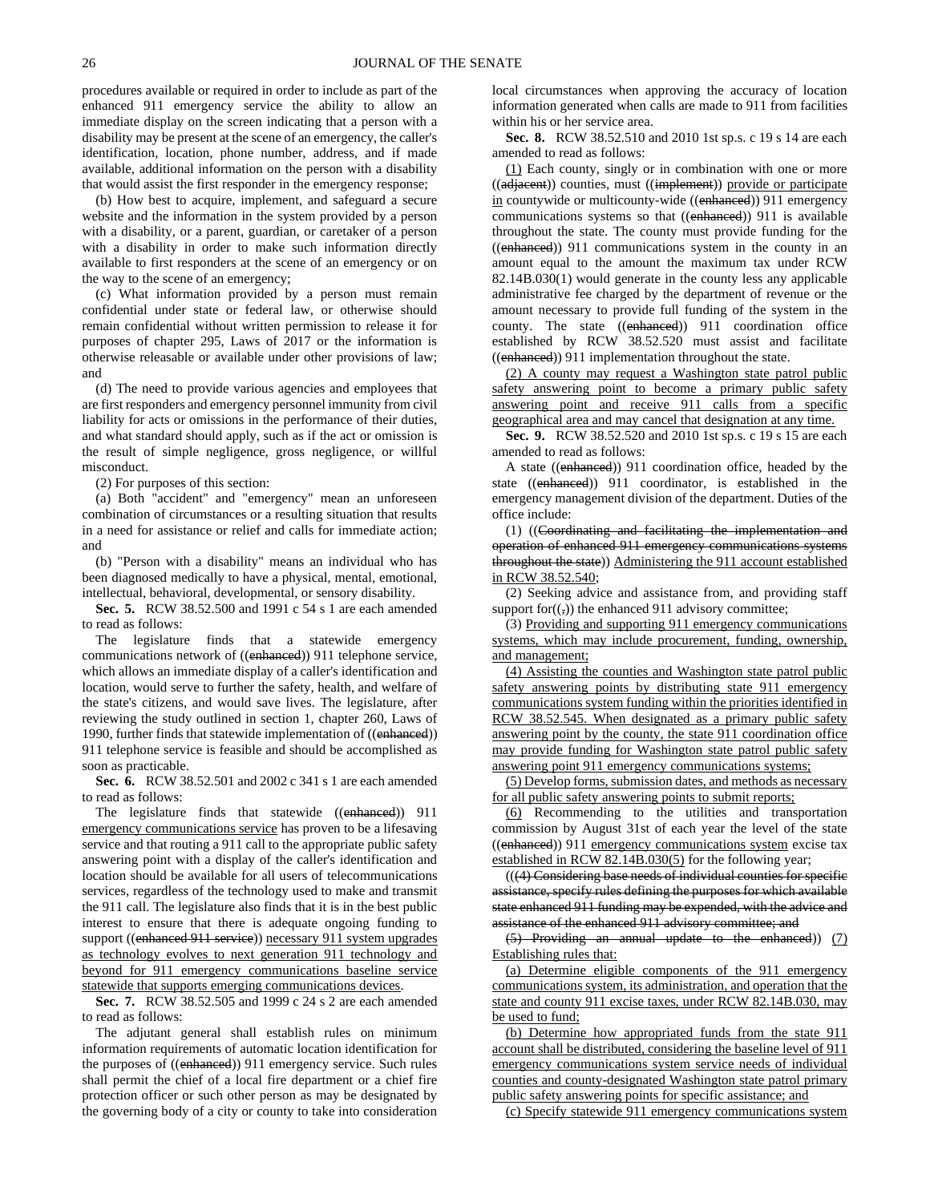procedures available or required in order to include as part of the enhanced 911 emergency service the ability to allow an immediate display on the screen indicating that a person with a disability may be present at the scene of an emergency, the caller's identification, location, phone number, address, and if made available, additional information on the person with a disability that would assist the first responder in the emergency response;

(b) How best to acquire, implement, and safeguard a secure website and the information in the system provided by a person with a disability, or a parent, guardian, or caretaker of a person with a disability in order to make such information directly available to first responders at the scene of an emergency or on the way to the scene of an emergency;

(c) What information provided by a person must remain confidential under state or federal law, or otherwise should remain confidential without written permission to release it for purposes of chapter 295, Laws of 2017 or the information is otherwise releasable or available under other provisions of law; and

(d) The need to provide various agencies and employees that are first responders and emergency personnel immunity from civil liability for acts or omissions in the performance of their duties, and what standard should apply, such as if the act or omission is the result of simple negligence, gross negligence, or willful misconduct.

(2) For purposes of this section:

(a) Both "accident" and "emergency" mean an unforeseen combination of circumstances or a resulting situation that results in a need for assistance or relief and calls for immediate action; and

(b) "Person with a disability" means an individual who has been diagnosed medically to have a physical, mental, emotional, intellectual, behavioral, developmental, or sensory disability.

**Sec. 5.** RCW 38.52.500 and 1991 c 54 s 1 are each amended to read as follows:

The legislature finds that a statewide emergency communications network of ((~~enhanced~~)) 911 telephone service, which allows an immediate display of a caller's identification and location, would serve to further the safety, health, and welfare of the state's citizens, and would save lives. The legislature, after reviewing the study outlined in section 1, chapter 260, Laws of 1990, further finds that statewide implementation of ((~~enhanced~~)) 911 telephone service is feasible and should be accomplished as soon as practicable.

**Sec. 6.** RCW 38.52.501 and 2002 c 341 s 1 are each amended to read as follows:

The legislature finds that statewide ((~~enhanced~~)) 911 <u>emergency communications service</u> has proven to be a lifesaving service and that routing a 911 call to the appropriate public safety answering point with a display of the caller's identification and location should be available for all users of telecommunications services, regardless of the technology used to make and transmit the 911 call. The legislature also finds that it is in the best public interest to ensure that there is adequate ongoing funding to support ((~~enhanced 911 service~~)) <u>necessary 911 system upgrades as technology evolves to next generation 911 technology and beyond for 911 emergency communications baseline service statewide that supports emerging communications devices</u>.

**Sec. 7.** RCW 38.52.505 and 1999 c 24 s 2 are each amended to read as follows:

The adjutant general shall establish rules on minimum information requirements of automatic location identification for the purposes of ((~~enhanced~~)) 911 emergency service. Such rules shall permit the chief of a local fire department or a chief fire protection officer or such other person as may be designated by the governing body of a city or county to take into consideration local circumstances when approving the accuracy of location information generated when calls are made to 911 from facilities within his or her service area.

**Sec. 8.** RCW 38.52.510 and 2010 1st sp.s. c 19 s 14 are each amended to read as follows:

<u>(1)</u> Each county, singly or in combination with one or more ((~~adjacent~~)) counties, must ((~~implement~~)) <u>provide or participate in</u> countywide or multicounty-wide ((~~enhanced~~)) 911 emergency communications systems so that ((~~enhanced~~)) 911 is available throughout the state. The county must provide funding for the ((~~enhanced~~)) 911 communications system in the county in an amount equal to the amount the maximum tax under RCW 82.14B.030(1) would generate in the county less any applicable administrative fee charged by the department of revenue or the amount necessary to provide full funding of the system in the county. The state ((~~enhanced~~)) 911 coordination office established by RCW 38.52.520 must assist and facilitate ((~~enhanced~~)) 911 implementation throughout the state.

<u>(2) A county may request a Washington state patrol public safety answering point to become a primary public safety answering point and receive 911 calls from a specific geographical area and may cancel that designation at any time.</u>

**Sec. 9.** RCW 38.52.520 and 2010 1st sp.s. c 19 s 15 are each amended to read as follows:

A state ((~~enhanced~~)) 911 coordination office, headed by the state ((~~enhanced~~)) 911 coordinator, is established in the emergency management division of the department. Duties of the office include:

(1) ((~~Coordinating and facilitating the implementation and operation of enhanced 911 emergency communications systems throughout the state~~)) <u>Administering the 911 account established in RCW 38.52.540</u>;

(2) Seeking advice and assistance from, and providing staff support for((~~,~~)) the enhanced 911 advisory committee;

(3) <u>Providing and supporting 911 emergency communications systems, which may include procurement, funding, ownership, and management;</u>

<u>(4) Assisting the counties and Washington state patrol public safety answering points by distributing state 911 emergency communications system funding within the priorities identified in RCW 38.52.545. When designated as a primary public safety answering point by the county, the state 911 coordination office may provide funding for Washington state patrol public safety answering point 911 emergency communications systems;</u>

<u>(5) Develop forms, submission dates, and methods as necessary for all public safety answering points to submit reports;</u>

<u>(6)</u> Recommending to the utilities and transportation commission by August 31st of each year the level of the state ((~~enhanced~~)) 911 <u>emergency communications system</u> excise tax <u>established in RCW 82.14B.030(5)</u> for the following year;

((~~(4) Considering base needs of individual counties for specific assistance, specify rules defining the purposes for which available state enhanced 911 funding may be expended, with the advice and assistance of the enhanced 911 advisory committee; and~~

~~(5) Providing an annual update to the enhanced~~)) <u>(7)</u> <u>Establishing rules that:</u>

<u>(a) Determine eligible components of the 911 emergency communications system, its administration, and operation that the state and county 911 excise taxes, under RCW 82.14B.030, may be used to fund;</u>

<u>(b) Determine how appropriated funds from the state 911 account shall be distributed, considering the baseline level of 911 emergency communications system service needs of individual counties and county-designated Washington state patrol primary public safety answering points for specific assistance; and</u>

<u>(c) Specify statewide 911 emergency communications system</u>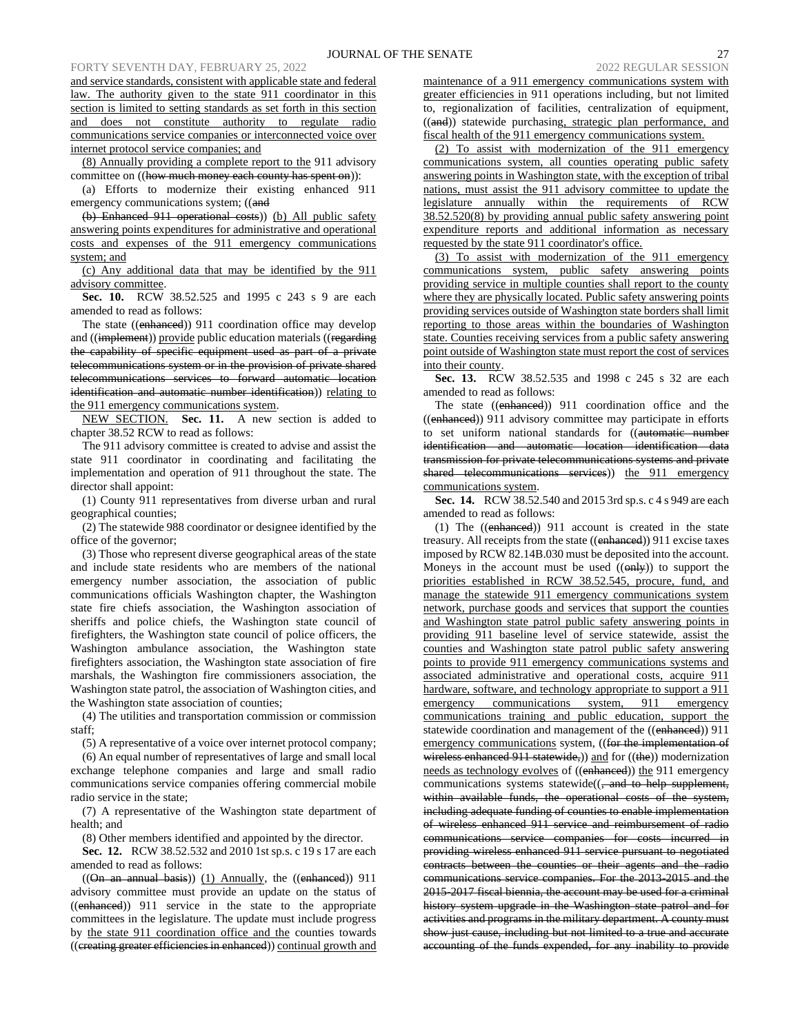and service standards, consistent with applicable state and federal law. The authority given to the state 911 coordinator in this section is limited to setting standards as set forth in this section and does not constitute authority to regulate radio communications service companies or interconnected voice over internet protocol service companies; and

(8) Annually providing a complete report to the 911 advisory committee on ((how much money each county has spent on)):

(a) Efforts to modernize their existing enhanced 911 emergency communications system; ((and

(b) Enhanced 911 operational costs)) (b) All public safety answering points expenditures for administrative and operational costs and expenses of the 911 emergency communications system; and

(c) Any additional data that may be identified by the 911 advisory committee.

**Sec. 10.** RCW 38.52.525 and 1995 c 243 s 9 are each amended to read as follows:

The state ((enhanced)) 911 coordination office may develop and ((implement)) provide public education materials ((regarding the capability of specific equipment used as part of a private telecommunications system or in the provision of private shared telecommunications services to forward automatic location identification and automatic number identification)) relating to the 911 emergency communications system.

NEW SECTION. **Sec. 11.** A new section is added to chapter 38.52 RCW to read as follows:

The 911 advisory committee is created to advise and assist the state 911 coordinator in coordinating and facilitating the implementation and operation of 911 throughout the state. The director shall appoint:

(1) County 911 representatives from diverse urban and rural geographical counties;

(2) The statewide 988 coordinator or designee identified by the office of the governor;

(3) Those who represent diverse geographical areas of the state and include state residents who are members of the national emergency number association, the association of public communications officials Washington chapter, the Washington state fire chiefs association, the Washington association of sheriffs and police chiefs, the Washington state council of firefighters, the Washington state council of police officers, the Washington ambulance association, the Washington state firefighters association, the Washington state association of fire marshals, the Washington fire commissioners association, the Washington state patrol, the association of Washington cities, and the Washington state association of counties;

(4) The utilities and transportation commission or commission staff;

(5) A representative of a voice over internet protocol company;

(6) An equal number of representatives of large and small local exchange telephone companies and large and small radio communications service companies offering commercial mobile radio service in the state;

(7) A representative of the Washington state department of health; and

(8) Other members identified and appointed by the director.

**Sec. 12.** RCW 38.52.532 and 2010 1st sp.s. c 19 s 17 are each amended to read as follows:

((On an annual basis)) (1) Annually, the ((enhanced)) 911 advisory committee must provide an update on the status of ((enhanced)) 911 service in the state to the appropriate committees in the legislature. The update must include progress by the state 911 coordination office and the counties towards ((creating greater efficiencies in enhanced)) continual growth and maintenance of a 911 emergency communications system with greater efficiencies in 911 operations including, but not limited to, regionalization of facilities, centralization of equipment, ((and)) statewide purchasing, strategic plan performance, and fiscal health of the 911 emergency communications system.

(2) To assist with modernization of the 911 emergency communications system, all counties operating public safety answering points in Washington state, with the exception of tribal nations, must assist the 911 advisory committee to update the legislature annually within the requirements of RCW 38.52.520(8) by providing annual public safety answering point expenditure reports and additional information as necessary requested by the state 911 coordinator's office.

(3) To assist with modernization of the 911 emergency communications system, public safety answering points providing service in multiple counties shall report to the county where they are physically located. Public safety answering points providing services outside of Washington state borders shall limit reporting to those areas within the boundaries of Washington state. Counties receiving services from a public safety answering point outside of Washington state must report the cost of services into their county.

**Sec. 13.** RCW 38.52.535 and 1998 c 245 s 32 are each amended to read as follows:

The state ((enhanced)) 911 coordination office and the ((enhanced)) 911 advisory committee may participate in efforts to set uniform national standards for ((automatic number identification and automatic location identification data transmission for private telecommunications systems and private shared telecommunications services)) the 911 emergency communications system.

**Sec. 14.** RCW 38.52.540 and 2015 3rd sp.s. c 4 s 949 are each amended to read as follows:

(1) The ((enhanced)) 911 account is created in the state treasury. All receipts from the state ((enhanced)) 911 excise taxes imposed by RCW 82.14B.030 must be deposited into the account. Moneys in the account must be used ((only)) to support the priorities established in RCW 38.52.545, procure, fund, and manage the statewide 911 emergency communications system network, purchase goods and services that support the counties and Washington state patrol public safety answering points in providing 911 baseline level of service statewide, assist the counties and Washington state patrol public safety answering points to provide 911 emergency communications systems and associated administrative and operational costs, acquire 911 hardware, software, and technology appropriate to support a 911 emergency communications system, 911 emergency communications training and public education, support the statewide coordination and management of the ((enhanced)) 911 emergency communications system, ((for the implementation of wireless enhanced 911 statewide,)) and for ((the)) modernization needs as technology evolves of ((enhanced)) the 911 emergency communications systems statewide((, and to help supplement, within available funds, the operational costs of the system, including adequate funding of counties to enable implementation of wireless enhanced 911 service and reimbursement of radio communications service companies for costs incurred in providing wireless enhanced 911 service pursuant to negotiated contracts between the counties or their agents and the radio communications service companies. For the 2013-2015 and the 2015-2017 fiscal biennia, the account may be used for a criminal history system upgrade in the Washington state patrol and for activities and programs in the military department. A county must show just cause, including but not limited to a true and accurate accounting of the funds expended, for any inability to provide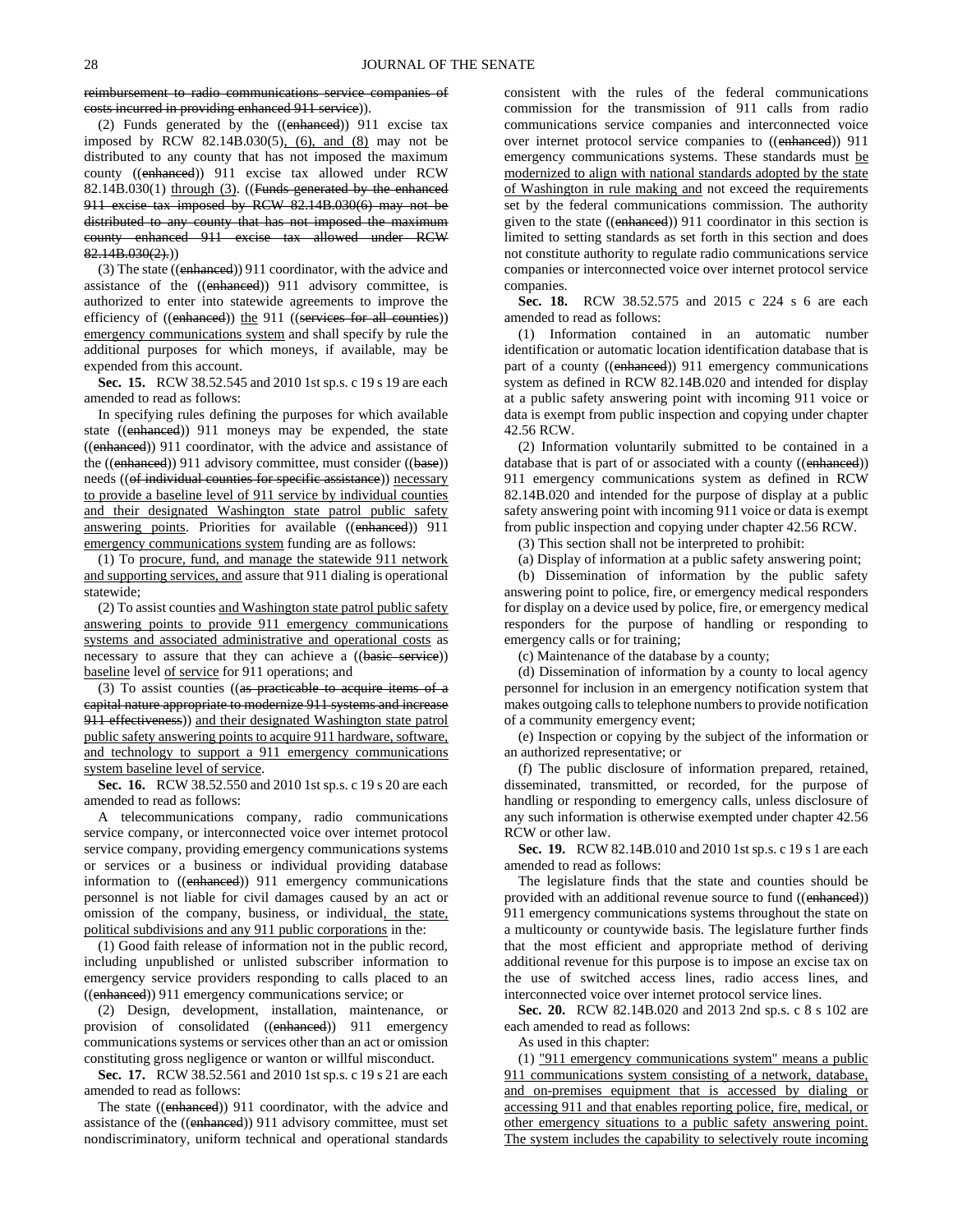reimbursement to radio communications service companies of costs incurred in providing enhanced 911 service)).

(2) Funds generated by the ((enhanced)) 911 excise tax imposed by RCW 82.14B.030(5), (6), and (8) may not be distributed to any county that has not imposed the maximum county ((enhanced)) 911 excise tax allowed under RCW 82.14B.030(1) through (3). ((Funds generated by the enhanced 911 excise tax imposed by RCW 82.14B.030(6) may not be distributed to any county that has not imposed the maximum county enhanced 911 excise tax allowed under RCW 82.14B.030(2).))

(3) The state ((enhanced)) 911 coordinator, with the advice and assistance of the ((enhanced)) 911 advisory committee, is authorized to enter into statewide agreements to improve the efficiency of ((enhanced)) the 911 ((services for all counties)) emergency communications system and shall specify by rule the additional purposes for which moneys, if available, may be expended from this account.

**Sec. 15.** RCW 38.52.545 and 2010 1st sp.s. c 19 s 19 are each amended to read as follows:

In specifying rules defining the purposes for which available state ((enhanced)) 911 moneys may be expended, the state ((enhanced)) 911 coordinator, with the advice and assistance of the ((enhanced)) 911 advisory committee, must consider ((base)) needs ((of individual counties for specific assistance)) necessary to provide a baseline level of 911 service by individual counties and their designated Washington state patrol public safety answering points. Priorities for available ((enhanced)) 911 emergency communications system funding are as follows:

(1) To procure, fund, and manage the statewide 911 network and supporting services, and assure that 911 dialing is operational statewide;

(2) To assist counties and Washington state patrol public safety answering points to provide 911 emergency communications systems and associated administrative and operational costs as necessary to assure that they can achieve a ((basic service)) baseline level of service for 911 operations; and

(3) To assist counties ((as practicable to acquire items of a capital nature appropriate to modernize 911 systems and increase 911 effectiveness)) and their designated Washington state patrol public safety answering points to acquire 911 hardware, software, and technology to support a 911 emergency communications system baseline level of service.

**Sec. 16.** RCW 38.52.550 and 2010 1st sp.s. c 19 s 20 are each amended to read as follows:

A telecommunications company, radio communications service company, or interconnected voice over internet protocol service company, providing emergency communications systems or services or a business or individual providing database information to ((enhanced)) 911 emergency communications personnel is not liable for civil damages caused by an act or omission of the company, business, or individual, the state, political subdivisions and any 911 public corporations in the:

(1) Good faith release of information not in the public record, including unpublished or unlisted subscriber information to emergency service providers responding to calls placed to an ((enhanced)) 911 emergency communications service; or

(2) Design, development, installation, maintenance, or provision of consolidated ((enhanced)) 911 emergency communications systems or services other than an act or omission constituting gross negligence or wanton or willful misconduct.

**Sec. 17.** RCW 38.52.561 and 2010 1st sp.s. c 19 s 21 are each amended to read as follows:

The state ((enhanced)) 911 coordinator, with the advice and assistance of the ((enhanced)) 911 advisory committee, must set nondiscriminatory, uniform technical and operational standards consistent with the rules of the federal communications commission for the transmission of 911 calls from radio communications service companies and interconnected voice over internet protocol service companies to ((enhanced)) 911 emergency communications systems. These standards must be modernized to align with national standards adopted by the state of Washington in rule making and not exceed the requirements set by the federal communications commission. The authority given to the state ((enhanced)) 911 coordinator in this section is limited to setting standards as set forth in this section and does not constitute authority to regulate radio communications service companies or interconnected voice over internet protocol service companies.

**Sec. 18.** RCW 38.52.575 and 2015 c 224 s 6 are each amended to read as follows:

(1) Information contained in an automatic number identification or automatic location identification database that is part of a county ((enhanced)) 911 emergency communications system as defined in RCW 82.14B.020 and intended for display at a public safety answering point with incoming 911 voice or data is exempt from public inspection and copying under chapter 42.56 RCW.

(2) Information voluntarily submitted to be contained in a database that is part of or associated with a county ((enhanced)) 911 emergency communications system as defined in RCW 82.14B.020 and intended for the purpose of display at a public safety answering point with incoming 911 voice or data is exempt from public inspection and copying under chapter 42.56 RCW.

(3) This section shall not be interpreted to prohibit:

(a) Display of information at a public safety answering point;

(b) Dissemination of information by the public safety answering point to police, fire, or emergency medical responders for display on a device used by police, fire, or emergency medical responders for the purpose of handling or responding to emergency calls or for training;

(c) Maintenance of the database by a county;

(d) Dissemination of information by a county to local agency personnel for inclusion in an emergency notification system that makes outgoing calls to telephone numbers to provide notification of a community emergency event;

(e) Inspection or copying by the subject of the information or an authorized representative; or

(f) The public disclosure of information prepared, retained, disseminated, transmitted, or recorded, for the purpose of handling or responding to emergency calls, unless disclosure of any such information is otherwise exempted under chapter 42.56 RCW or other law.

**Sec. 19.** RCW 82.14B.010 and 2010 1st sp.s. c 19 s 1 are each amended to read as follows:

The legislature finds that the state and counties should be provided with an additional revenue source to fund ((enhanced)) 911 emergency communications systems throughout the state on a multicounty or countywide basis. The legislature further finds that the most efficient and appropriate method of deriving additional revenue for this purpose is to impose an excise tax on the use of switched access lines, radio access lines, and interconnected voice over internet protocol service lines.

**Sec. 20.** RCW 82.14B.020 and 2013 2nd sp.s. c 8 s 102 are each amended to read as follows:

As used in this chapter:

(1) "911 emergency communications system" means a public 911 communications system consisting of a network, database, and on-premises equipment that is accessed by dialing or accessing 911 and that enables reporting police, fire, medical, or other emergency situations to a public safety answering point. The system includes the capability to selectively route incoming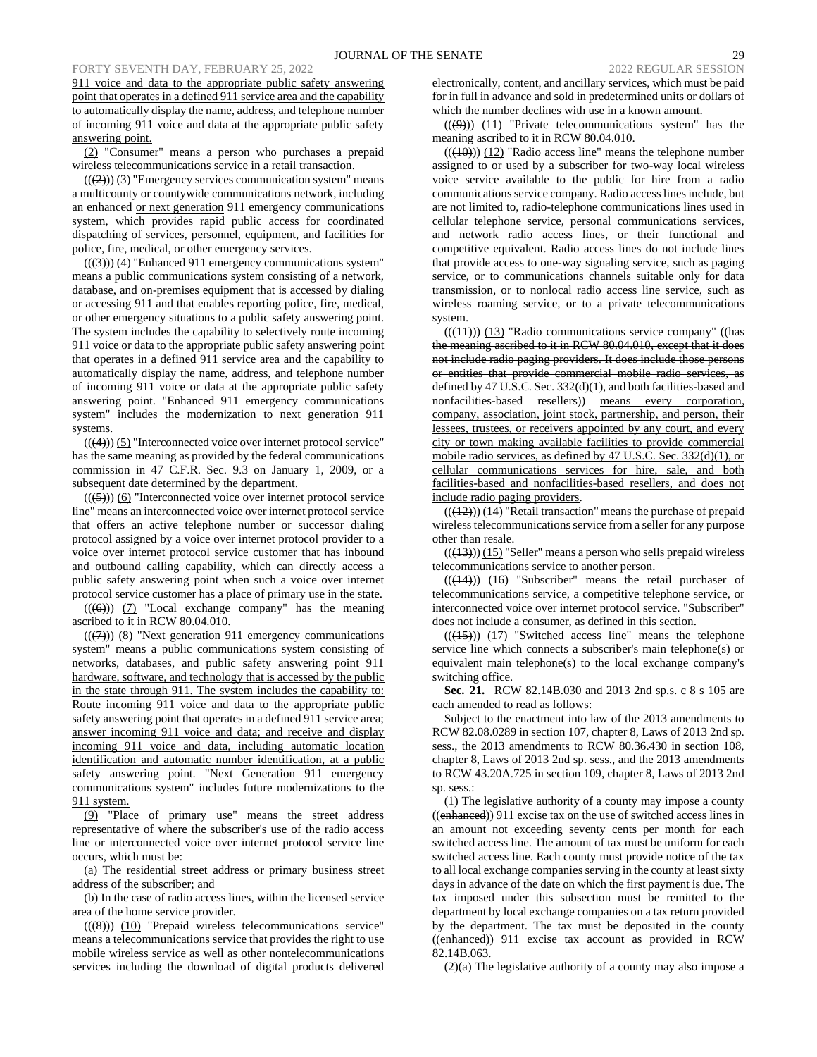911 voice and data to the appropriate public safety answering point that operates in a defined 911 service area and the capability to automatically display the name, address, and telephone number of incoming 911 voice and data at the appropriate public safety answering point.

(2) "Consumer" means a person who purchases a prepaid wireless telecommunications service in a retail transaction.

(((2))) (3) "Emergency services communication system" means a multicounty or countywide communications network, including an enhanced or next generation 911 emergency communications system, which provides rapid public access for coordinated dispatching of services, personnel, equipment, and facilities for police, fire, medical, or other emergency services.

(((3))) (4) "Enhanced 911 emergency communications system" means a public communications system consisting of a network, database, and on-premises equipment that is accessed by dialing or accessing 911 and that enables reporting police, fire, medical, or other emergency situations to a public safety answering point. The system includes the capability to selectively route incoming 911 voice or data to the appropriate public safety answering point that operates in a defined 911 service area and the capability to automatically display the name, address, and telephone number of incoming 911 voice or data at the appropriate public safety answering point. "Enhanced 911 emergency communications system" includes the modernization to next generation 911 systems.

(((4))) (5) "Interconnected voice over internet protocol service" has the same meaning as provided by the federal communications commission in 47 C.F.R. Sec. 9.3 on January 1, 2009, or a subsequent date determined by the department.

(((5))) (6) "Interconnected voice over internet protocol service line" means an interconnected voice over internet protocol service that offers an active telephone number or successor dialing protocol assigned by a voice over internet protocol provider to a voice over internet protocol service customer that has inbound and outbound calling capability, which can directly access a public safety answering point when such a voice over internet protocol service customer has a place of primary use in the state.

(((6))) (7) "Local exchange company" has the meaning ascribed to it in RCW 80.04.010.

(((7))) (8) "Next generation 911 emergency communications system" means a public communications system consisting of networks, databases, and public safety answering point 911 hardware, software, and technology that is accessed by the public in the state through 911. The system includes the capability to: Route incoming 911 voice and data to the appropriate public safety answering point that operates in a defined 911 service area; answer incoming 911 voice and data; and receive and display incoming 911 voice and data, including automatic location identification and automatic number identification, at a public safety answering point. "Next Generation 911 emergency communications system" includes future modernizations to the 911 system.

(9) "Place of primary use" means the street address representative of where the subscriber's use of the radio access line or interconnected voice over internet protocol service line occurs, which must be:

(a) The residential street address or primary business street address of the subscriber; and

(b) In the case of radio access lines, within the licensed service area of the home service provider.

(((8))) (10) "Prepaid wireless telecommunications service" means a telecommunications service that provides the right to use mobile wireless service as well as other nontelecommunications services including the download of digital products delivered electronically, content, and ancillary services, which must be paid for in full in advance and sold in predetermined units or dollars of which the number declines with use in a known amount.

(((9))) (11) "Private telecommunications system" has the meaning ascribed to it in RCW 80.04.010.

(((10))) (12) "Radio access line" means the telephone number assigned to or used by a subscriber for two-way local wireless voice service available to the public for hire from a radio communications service company. Radio access lines include, but are not limited to, radio-telephone communications lines used in cellular telephone service, personal communications services, and network radio access lines, or their functional and competitive equivalent. Radio access lines do not include lines that provide access to one-way signaling service, such as paging service, or to communications channels suitable only for data transmission, or to nonlocal radio access line service, such as wireless roaming service, or to a private telecommunications system.

(((11))) (13) "Radio communications service company" ((has the meaning ascribed to it in RCW 80.04.010, except that it does not include radio paging providers. It does include those persons or entities that provide commercial mobile radio services, as defined by 47 U.S.C. Sec. 332(d)(1), and both facilities-based and nonfacilities-based resellers)) means every corporation, company, association, joint stock, partnership, and person, their lessees, trustees, or receivers appointed by any court, and every city or town making available facilities to provide commercial mobile radio services, as defined by 47 U.S.C. Sec. 332(d)(1), or cellular communications services for hire, sale, and both facilities-based and nonfacilities-based resellers, and does not include radio paging providers.

(((12))) (14) "Retail transaction" means the purchase of prepaid wireless telecommunications service from a seller for any purpose other than resale.

(((13))) (15) "Seller" means a person who sells prepaid wireless telecommunications service to another person.

(((14))) (16) "Subscriber" means the retail purchaser of telecommunications service, a competitive telephone service, or interconnected voice over internet protocol service. "Subscriber" does not include a consumer, as defined in this section.

(((15))) (17) "Switched access line" means the telephone service line which connects a subscriber's main telephone(s) or equivalent main telephone(s) to the local exchange company's switching office.

**Sec. 21.** RCW 82.14B.030 and 2013 2nd sp.s. c 8 s 105 are each amended to read as follows:

Subject to the enactment into law of the 2013 amendments to RCW 82.08.0289 in section 107, chapter 8, Laws of 2013 2nd sp. sess., the 2013 amendments to RCW 80.36.430 in section 108, chapter 8, Laws of 2013 2nd sp. sess., and the 2013 amendments to RCW 43.20A.725 in section 109, chapter 8, Laws of 2013 2nd sp. sess.:

(1) The legislative authority of a county may impose a county ((enhanced)) 911 excise tax on the use of switched access lines in an amount not exceeding seventy cents per month for each switched access line. The amount of tax must be uniform for each switched access line. Each county must provide notice of the tax to all local exchange companies serving in the county at least sixty days in advance of the date on which the first payment is due. The tax imposed under this subsection must be remitted to the department by local exchange companies on a tax return provided by the department. The tax must be deposited in the county ((enhanced)) 911 excise tax account as provided in RCW 82.14B.063.

(2)(a) The legislative authority of a county may also impose a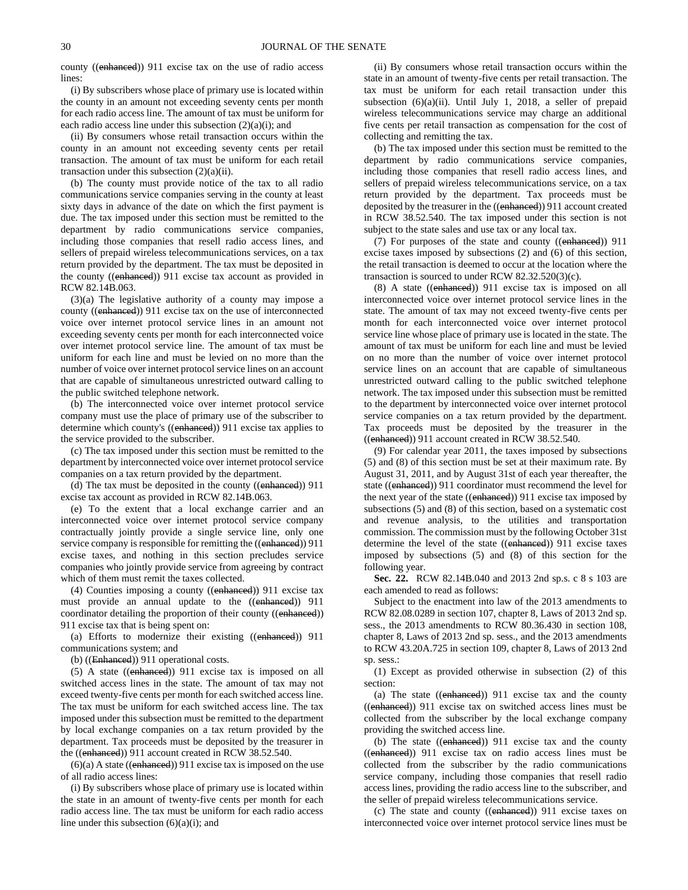county ((~~enhanced~~)) 911 excise tax on the use of radio access lines:

(i) By subscribers whose place of primary use is located within the county in an amount not exceeding seventy cents per month for each radio access line. The amount of tax must be uniform for each radio access line under this subsection (2)(a)(i); and

(ii) By consumers whose retail transaction occurs within the county in an amount not exceeding seventy cents per retail transaction. The amount of tax must be uniform for each retail transaction under this subsection (2)(a)(ii).

(b) The county must provide notice of the tax to all radio communications service companies serving in the county at least sixty days in advance of the date on which the first payment is due. The tax imposed under this section must be remitted to the department by radio communications service companies, including those companies that resell radio access lines, and sellers of prepaid wireless telecommunications services, on a tax return provided by the department. The tax must be deposited in the county ((~~enhanced~~)) 911 excise tax account as provided in RCW 82.14B.063.

(3)(a) The legislative authority of a county may impose a county ((~~enhanced~~)) 911 excise tax on the use of interconnected voice over internet protocol service lines in an amount not exceeding seventy cents per month for each interconnected voice over internet protocol service line. The amount of tax must be uniform for each line and must be levied on no more than the number of voice over internet protocol service lines on an account that are capable of simultaneous unrestricted outward calling to the public switched telephone network.

(b) The interconnected voice over internet protocol service company must use the place of primary use of the subscriber to determine which county's ((~~enhanced~~)) 911 excise tax applies to the service provided to the subscriber.

(c) The tax imposed under this section must be remitted to the department by interconnected voice over internet protocol service companies on a tax return provided by the department.

(d) The tax must be deposited in the county ((~~enhanced~~)) 911 excise tax account as provided in RCW 82.14B.063.

(e) To the extent that a local exchange carrier and an interconnected voice over internet protocol service company contractually jointly provide a single service line, only one service company is responsible for remitting the ((~~enhanced~~)) 911 excise taxes, and nothing in this section precludes service companies who jointly provide service from agreeing by contract which of them must remit the taxes collected.

(4) Counties imposing a county ((~~enhanced~~)) 911 excise tax must provide an annual update to the ((~~enhanced~~)) 911 coordinator detailing the proportion of their county ((~~enhanced~~)) 911 excise tax that is being spent on:

(a) Efforts to modernize their existing ((~~enhanced~~)) 911 communications system; and

(b) ((~~Enhanced~~)) 911 operational costs.

(5) A state ((~~enhanced~~)) 911 excise tax is imposed on all switched access lines in the state. The amount of tax may not exceed twenty-five cents per month for each switched access line. The tax must be uniform for each switched access line. The tax imposed under this subsection must be remitted to the department by local exchange companies on a tax return provided by the department. Tax proceeds must be deposited by the treasurer in the ((~~enhanced~~)) 911 account created in RCW 38.52.540.

(6)(a) A state ((~~enhanced~~)) 911 excise tax is imposed on the use of all radio access lines:

(i) By subscribers whose place of primary use is located within the state in an amount of twenty-five cents per month for each radio access line. The tax must be uniform for each radio access line under this subsection (6)(a)(i); and

(ii) By consumers whose retail transaction occurs within the state in an amount of twenty-five cents per retail transaction. The tax must be uniform for each retail transaction under this subsection (6)(a)(ii). Until July 1, 2018, a seller of prepaid wireless telecommunications service may charge an additional five cents per retail transaction as compensation for the cost of collecting and remitting the tax.

(b) The tax imposed under this section must be remitted to the department by radio communications service companies, including those companies that resell radio access lines, and sellers of prepaid wireless telecommunications service, on a tax return provided by the department. Tax proceeds must be deposited by the treasurer in the ((~~enhanced~~)) 911 account created in RCW 38.52.540. The tax imposed under this section is not subject to the state sales and use tax or any local tax.

(7) For purposes of the state and county ((~~enhanced~~)) 911 excise taxes imposed by subsections (2) and (6) of this section, the retail transaction is deemed to occur at the location where the transaction is sourced to under RCW 82.32.520(3)(c).

(8) A state ((~~enhanced~~)) 911 excise tax is imposed on all interconnected voice over internet protocol service lines in the state. The amount of tax may not exceed twenty-five cents per month for each interconnected voice over internet protocol service line whose place of primary use is located in the state. The amount of tax must be uniform for each line and must be levied on no more than the number of voice over internet protocol service lines on an account that are capable of simultaneous unrestricted outward calling to the public switched telephone network. The tax imposed under this subsection must be remitted to the department by interconnected voice over internet protocol service companies on a tax return provided by the department. Tax proceeds must be deposited by the treasurer in the ((~~enhanced~~)) 911 account created in RCW 38.52.540.

(9) For calendar year 2011, the taxes imposed by subsections (5) and (8) of this section must be set at their maximum rate. By August 31, 2011, and by August 31st of each year thereafter, the state ((~~enhanced~~)) 911 coordinator must recommend the level for the next year of the state ((~~enhanced~~)) 911 excise tax imposed by subsections (5) and (8) of this section, based on a systematic cost and revenue analysis, to the utilities and transportation commission. The commission must by the following October 31st determine the level of the state ((~~enhanced~~)) 911 excise taxes imposed by subsections (5) and (8) of this section for the following year.

**Sec. 22.** RCW 82.14B.040 and 2013 2nd sp.s. c 8 s 103 are each amended to read as follows:

Subject to the enactment into law of the 2013 amendments to RCW 82.08.0289 in section 107, chapter 8, Laws of 2013 2nd sp. sess., the 2013 amendments to RCW 80.36.430 in section 108, chapter 8, Laws of 2013 2nd sp. sess., and the 2013 amendments to RCW 43.20A.725 in section 109, chapter 8, Laws of 2013 2nd sp. sess.:

(1) Except as provided otherwise in subsection (2) of this section:

(a) The state ((~~enhanced~~)) 911 excise tax and the county ((~~enhanced~~)) 911 excise tax on switched access lines must be collected from the subscriber by the local exchange company providing the switched access line.

(b) The state ((~~enhanced~~)) 911 excise tax and the county ((~~enhanced~~)) 911 excise tax on radio access lines must be collected from the subscriber by the radio communications service company, including those companies that resell radio access lines, providing the radio access line to the subscriber, and the seller of prepaid wireless telecommunications service.

(c) The state and county ((~~enhanced~~)) 911 excise taxes on interconnected voice over internet protocol service lines must be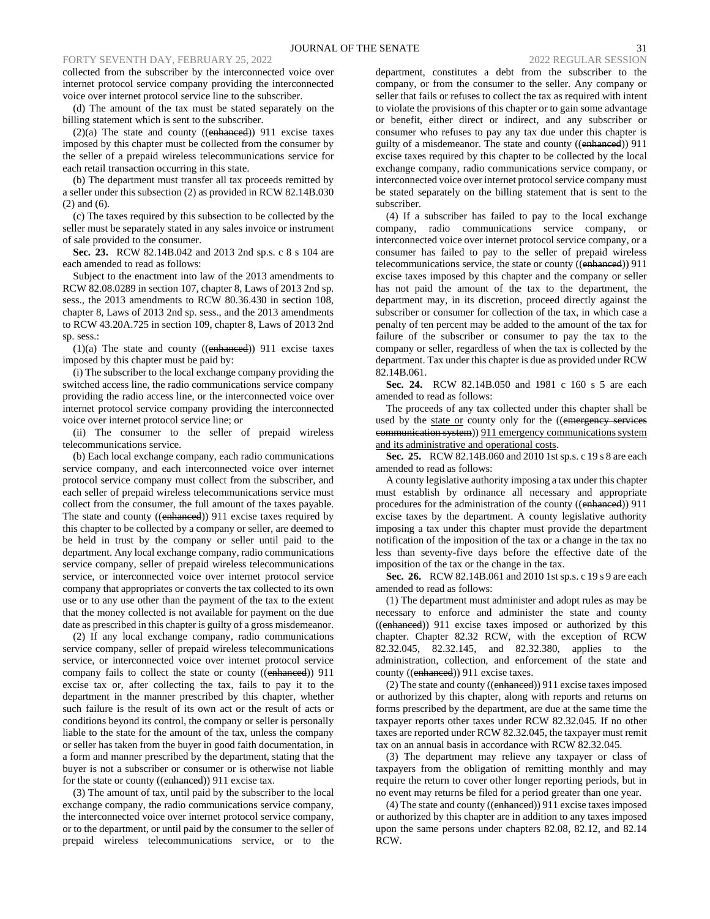collected from the subscriber by the interconnected voice over internet protocol service company providing the interconnected voice over internet protocol service line to the subscriber.

(d) The amount of the tax must be stated separately on the billing statement which is sent to the subscriber.

(2)(a) The state and county ((~~enhanced~~)) 911 excise taxes imposed by this chapter must be collected from the consumer by the seller of a prepaid wireless telecommunications service for each retail transaction occurring in this state.

(b) The department must transfer all tax proceeds remitted by a seller under this subsection (2) as provided in RCW 82.14B.030 (2) and (6).

(c) The taxes required by this subsection to be collected by the seller must be separately stated in any sales invoice or instrument of sale provided to the consumer.

**Sec. 23.** RCW 82.14B.042 and 2013 2nd sp.s. c 8 s 104 are each amended to read as follows:

Subject to the enactment into law of the 2013 amendments to RCW 82.08.0289 in section 107, chapter 8, Laws of 2013 2nd sp. sess., the 2013 amendments to RCW 80.36.430 in section 108, chapter 8, Laws of 2013 2nd sp. sess., and the 2013 amendments to RCW 43.20A.725 in section 109, chapter 8, Laws of 2013 2nd sp. sess.:

(1)(a) The state and county ((~~enhanced~~)) 911 excise taxes imposed by this chapter must be paid by:

(i) The subscriber to the local exchange company providing the switched access line, the radio communications service company providing the radio access line, or the interconnected voice over internet protocol service company providing the interconnected voice over internet protocol service line; or

(ii) The consumer to the seller of prepaid wireless telecommunications service.

(b) Each local exchange company, each radio communications service company, and each interconnected voice over internet protocol service company must collect from the subscriber, and each seller of prepaid wireless telecommunications service must collect from the consumer, the full amount of the taxes payable. The state and county ((~~enhanced~~)) 911 excise taxes required by this chapter to be collected by a company or seller, are deemed to be held in trust by the company or seller until paid to the department. Any local exchange company, radio communications service company, seller of prepaid wireless telecommunications service, or interconnected voice over internet protocol service company that appropriates or converts the tax collected to its own use or to any use other than the payment of the tax to the extent that the money collected is not available for payment on the due date as prescribed in this chapter is guilty of a gross misdemeanor.

(2) If any local exchange company, radio communications service company, seller of prepaid wireless telecommunications service, or interconnected voice over internet protocol service company fails to collect the state or county ((~~enhanced~~)) 911 excise tax or, after collecting the tax, fails to pay it to the department in the manner prescribed by this chapter, whether such failure is the result of its own act or the result of acts or conditions beyond its control, the company or seller is personally liable to the state for the amount of the tax, unless the company or seller has taken from the buyer in good faith documentation, in a form and manner prescribed by the department, stating that the buyer is not a subscriber or consumer or is otherwise not liable for the state or county ((~~enhanced~~)) 911 excise tax.

(3) The amount of tax, until paid by the subscriber to the local exchange company, the radio communications service company, the interconnected voice over internet protocol service company, or to the department, or until paid by the consumer to the seller of prepaid wireless telecommunications service, or to the department, constitutes a debt from the subscriber to the company, or from the consumer to the seller. Any company or seller that fails or refuses to collect the tax as required with intent to violate the provisions of this chapter or to gain some advantage or benefit, either direct or indirect, and any subscriber or consumer who refuses to pay any tax due under this chapter is guilty of a misdemeanor. The state and county ((~~enhanced~~)) 911 excise taxes required by this chapter to be collected by the local exchange company, radio communications service company, or interconnected voice over internet protocol service company must be stated separately on the billing statement that is sent to the subscriber.

(4) If a subscriber has failed to pay to the local exchange company, radio communications service company, or interconnected voice over internet protocol service company, or a consumer has failed to pay to the seller of prepaid wireless telecommunications service, the state or county ((~~enhanced~~)) 911 excise taxes imposed by this chapter and the company or seller has not paid the amount of the tax to the department, the department may, in its discretion, proceed directly against the subscriber or consumer for collection of the tax, in which case a penalty of ten percent may be added to the amount of the tax for failure of the subscriber or consumer to pay the tax to the company or seller, regardless of when the tax is collected by the department. Tax under this chapter is due as provided under RCW 82.14B.061.

**Sec. 24.** RCW 82.14B.050 and 1981 c 160 s 5 are each amended to read as follows:

The proceeds of any tax collected under this chapter shall be used by the <u>state or</u> county only for the ((~~emergency services communication system~~)) <u>911 emergency communications system and its administrative and operational costs</u>.

**Sec. 25.** RCW 82.14B.060 and 2010 1st sp.s. c 19 s 8 are each amended to read as follows:

A county legislative authority imposing a tax under this chapter must establish by ordinance all necessary and appropriate procedures for the administration of the county ((~~enhanced~~)) 911 excise taxes by the department. A county legislative authority imposing a tax under this chapter must provide the department notification of the imposition of the tax or a change in the tax no less than seventy-five days before the effective date of the imposition of the tax or the change in the tax.

**Sec. 26.** RCW 82.14B.061 and 2010 1st sp.s. c 19 s 9 are each amended to read as follows:

(1) The department must administer and adopt rules as may be necessary to enforce and administer the state and county ((~~enhanced~~)) 911 excise taxes imposed or authorized by this chapter. Chapter 82.32 RCW, with the exception of RCW 82.32.045, 82.32.145, and 82.32.380, applies to the administration, collection, and enforcement of the state and county ((~~enhanced~~)) 911 excise taxes.

(2) The state and county ((~~enhanced~~)) 911 excise taxes imposed or authorized by this chapter, along with reports and returns on forms prescribed by the department, are due at the same time the taxpayer reports other taxes under RCW 82.32.045. If no other taxes are reported under RCW 82.32.045, the taxpayer must remit tax on an annual basis in accordance with RCW 82.32.045.

(3) The department may relieve any taxpayer or class of taxpayers from the obligation of remitting monthly and may require the return to cover other longer reporting periods, but in no event may returns be filed for a period greater than one year.

(4) The state and county ((~~enhanced~~)) 911 excise taxes imposed or authorized by this chapter are in addition to any taxes imposed upon the same persons under chapters 82.08, 82.12, and 82.14 RCW.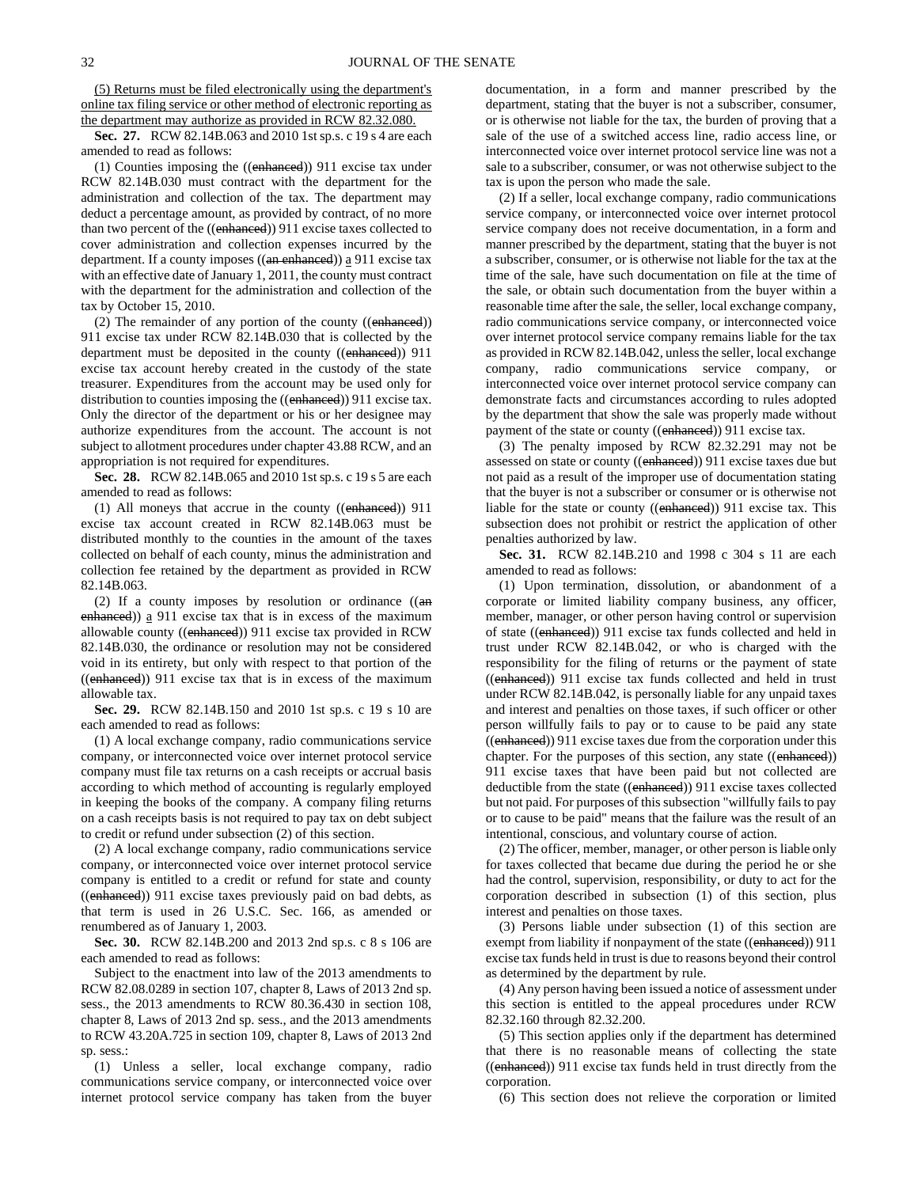(5) Returns must be filed electronically using the department's online tax filing service or other method of electronic reporting as the department may authorize as provided in RCW 82.32.080.

**Sec. 27.** RCW 82.14B.063 and 2010 1st sp.s. c 19 s 4 are each amended to read as follows:

(1) Counties imposing the ((~~enhanced~~)) 911 excise tax under RCW 82.14B.030 must contract with the department for the administration and collection of the tax. The department may deduct a percentage amount, as provided by contract, of no more than two percent of the ((~~enhanced~~)) 911 excise taxes collected to cover administration and collection expenses incurred by the department. If a county imposes ((~~an enhanced~~)) a 911 excise tax with an effective date of January 1, 2011, the county must contract with the department for the administration and collection of the tax by October 15, 2010.

(2) The remainder of any portion of the county ((~~enhanced~~)) 911 excise tax under RCW 82.14B.030 that is collected by the department must be deposited in the county ((~~enhanced~~)) 911 excise tax account hereby created in the custody of the state treasurer. Expenditures from the account may be used only for distribution to counties imposing the ((~~enhanced~~)) 911 excise tax. Only the director of the department or his or her designee may authorize expenditures from the account. The account is not subject to allotment procedures under chapter 43.88 RCW, and an appropriation is not required for expenditures.

**Sec. 28.** RCW 82.14B.065 and 2010 1st sp.s. c 19 s 5 are each amended to read as follows:

(1) All moneys that accrue in the county ((~~enhanced~~)) 911 excise tax account created in RCW 82.14B.063 must be distributed monthly to the counties in the amount of the taxes collected on behalf of each county, minus the administration and collection fee retained by the department as provided in RCW 82.14B.063.

(2) If a county imposes by resolution or ordinance ((~~an enhanced~~)) a 911 excise tax that is in excess of the maximum allowable county ((~~enhanced~~)) 911 excise tax provided in RCW 82.14B.030, the ordinance or resolution may not be considered void in its entirety, but only with respect to that portion of the ((~~enhanced~~)) 911 excise tax that is in excess of the maximum allowable tax.

**Sec. 29.** RCW 82.14B.150 and 2010 1st sp.s. c 19 s 10 are each amended to read as follows:

(1) A local exchange company, radio communications service company, or interconnected voice over internet protocol service company must file tax returns on a cash receipts or accrual basis according to which method of accounting is regularly employed in keeping the books of the company. A company filing returns on a cash receipts basis is not required to pay tax on debt subject to credit or refund under subsection (2) of this section.

(2) A local exchange company, radio communications service company, or interconnected voice over internet protocol service company is entitled to a credit or refund for state and county ((~~enhanced~~)) 911 excise taxes previously paid on bad debts, as that term is used in 26 U.S.C. Sec. 166, as amended or renumbered as of January 1, 2003.

**Sec. 30.** RCW 82.14B.200 and 2013 2nd sp.s. c 8 s 106 are each amended to read as follows:

Subject to the enactment into law of the 2013 amendments to RCW 82.08.0289 in section 107, chapter 8, Laws of 2013 2nd sp. sess., the 2013 amendments to RCW 80.36.430 in section 108, chapter 8, Laws of 2013 2nd sp. sess., and the 2013 amendments to RCW 43.20A.725 in section 109, chapter 8, Laws of 2013 2nd sp. sess.:

(1) Unless a seller, local exchange company, radio communications service company, or interconnected voice over internet protocol service company has taken from the buyer documentation, in a form and manner prescribed by the department, stating that the buyer is not a subscriber, consumer, or is otherwise not liable for the tax, the burden of proving that a sale of the use of a switched access line, radio access line, or interconnected voice over internet protocol service line was not a sale to a subscriber, consumer, or was not otherwise subject to the tax is upon the person who made the sale.

(2) If a seller, local exchange company, radio communications service company, or interconnected voice over internet protocol service company does not receive documentation, in a form and manner prescribed by the department, stating that the buyer is not a subscriber, consumer, or is otherwise not liable for the tax at the time of the sale, have such documentation on file at the time of the sale, or obtain such documentation from the buyer within a reasonable time after the sale, the seller, local exchange company, radio communications service company, or interconnected voice over internet protocol service company remains liable for the tax as provided in RCW 82.14B.042, unless the seller, local exchange company, radio communications service company, or interconnected voice over internet protocol service company can demonstrate facts and circumstances according to rules adopted by the department that show the sale was properly made without payment of the state or county ((~~enhanced~~)) 911 excise tax.

(3) The penalty imposed by RCW 82.32.291 may not be assessed on state or county ((~~enhanced~~)) 911 excise taxes due but not paid as a result of the improper use of documentation stating that the buyer is not a subscriber or consumer or is otherwise not liable for the state or county ((~~enhanced~~)) 911 excise tax. This subsection does not prohibit or restrict the application of other penalties authorized by law.

**Sec. 31.** RCW 82.14B.210 and 1998 c 304 s 11 are each amended to read as follows:

(1) Upon termination, dissolution, or abandonment of a corporate or limited liability company business, any officer, member, manager, or other person having control or supervision of state ((~~enhanced~~)) 911 excise tax funds collected and held in trust under RCW 82.14B.042, or who is charged with the responsibility for the filing of returns or the payment of state ((~~enhanced~~)) 911 excise tax funds collected and held in trust under RCW 82.14B.042, is personally liable for any unpaid taxes and interest and penalties on those taxes, if such officer or other person willfully fails to pay or to cause to be paid any state ((~~enhanced~~)) 911 excise taxes due from the corporation under this chapter. For the purposes of this section, any state ((~~enhanced~~)) 911 excise taxes that have been paid but not collected are deductible from the state ((~~enhanced~~)) 911 excise taxes collected but not paid. For purposes of this subsection "willfully fails to pay or to cause to be paid" means that the failure was the result of an intentional, conscious, and voluntary course of action.

(2) The officer, member, manager, or other person is liable only for taxes collected that became due during the period he or she had the control, supervision, responsibility, or duty to act for the corporation described in subsection (1) of this section, plus interest and penalties on those taxes.

(3) Persons liable under subsection (1) of this section are exempt from liability if nonpayment of the state ((~~enhanced~~)) 911 excise tax funds held in trust is due to reasons beyond their control as determined by the department by rule.

(4) Any person having been issued a notice of assessment under this section is entitled to the appeal procedures under RCW 82.32.160 through 82.32.200.

(5) This section applies only if the department has determined that there is no reasonable means of collecting the state ((~~enhanced~~)) 911 excise tax funds held in trust directly from the corporation.

(6) This section does not relieve the corporation or limited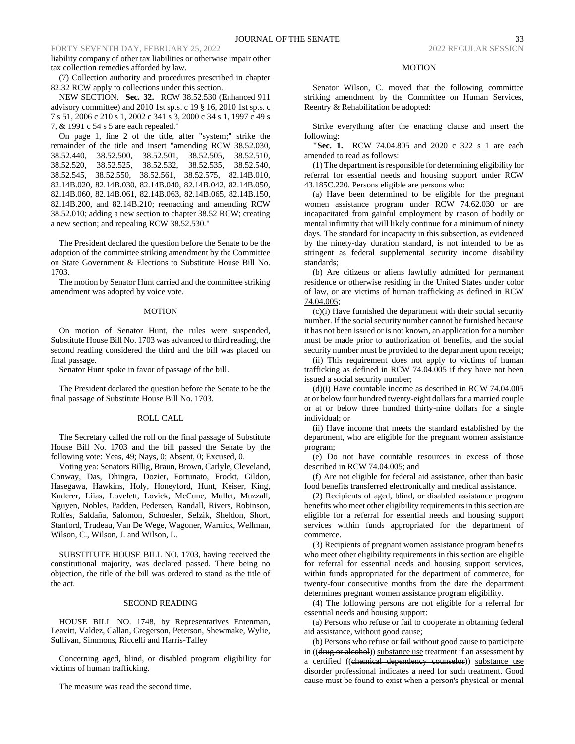liability company of other tax liabilities or otherwise impair other tax collection remedies afforded by law.

(7) Collection authority and procedures prescribed in chapter 82.32 RCW apply to collections under this section.

NEW SECTION. **Sec. 32.** RCW 38.52.530 (Enhanced 911 advisory committee) and 2010 1st sp.s. c 19 § 16, 2010 1st sp.s. c 7 s 51, 2006 c 210 s 1, 2002 c 341 s 3, 2000 c 34 s 1, 1997 c 49 s 7, & 1991 c 54 s 5 are each repealed."

On page 1, line 2 of the title, after "system;" strike the remainder of the title and insert "amending RCW 38.52.030, 38.52.440, 38.52.500, 38.52.501, 38.52.505, 38.52.510, 38.52.520, 38.52.525, 38.52.532, 38.52.535, 38.52.540, 38.52.545, 38.52.550, 38.52.561, 38.52.575, 82.14B.010, 82.14B.020, 82.14B.030, 82.14B.040, 82.14B.042, 82.14B.050, 82.14B.060, 82.14B.061, 82.14B.063, 82.14B.065, 82.14B.150, 82.14B.200, and 82.14B.210; reenacting and amending RCW 38.52.010; adding a new section to chapter 38.52 RCW; creating a new section; and repealing RCW 38.52.530."

The President declared the question before the Senate to be the adoption of the committee striking amendment by the Committee on State Government & Elections to Substitute House Bill No. 1703.

The motion by Senator Hunt carried and the committee striking amendment was adopted by voice vote.

MOTION

On motion of Senator Hunt, the rules were suspended, Substitute House Bill No. 1703 was advanced to third reading, the second reading considered the third and the bill was placed on final passage.

Senator Hunt spoke in favor of passage of the bill.

The President declared the question before the Senate to be the final passage of Substitute House Bill No. 1703.

ROLL CALL

The Secretary called the roll on the final passage of Substitute House Bill No. 1703 and the bill passed the Senate by the following vote: Yeas, 49; Nays, 0; Absent, 0; Excused, 0.

Voting yea: Senators Billig, Braun, Brown, Carlyle, Cleveland, Conway, Das, Dhingra, Dozier, Fortunato, Frockt, Gildon, Hasegawa, Hawkins, Holy, Honeyford, Hunt, Keiser, King, Kuderer, Liias, Lovelett, Lovick, McCune, Mullet, Muzzall, Nguyen, Nobles, Padden, Pedersen, Randall, Rivers, Robinson, Rolfes, Saldaña, Salomon, Schoesler, Sefzik, Sheldon, Short, Stanford, Trudeau, Van De Wege, Wagoner, Warnick, Wellman, Wilson, C., Wilson, J. and Wilson, L.

SUBSTITUTE HOUSE BILL NO. 1703, having received the constitutional majority, was declared passed. There being no objection, the title of the bill was ordered to stand as the title of the act.

SECOND READING

HOUSE BILL NO. 1748, by Representatives Entenman, Leavitt, Valdez, Callan, Gregerson, Peterson, Shewmake, Wylie, Sullivan, Simmons, Riccelli and Harris-Talley

Concerning aged, blind, or disabled program eligibility for victims of human trafficking.

The measure was read the second time.

MOTION

Senator Wilson, C. moved that the following committee striking amendment by the Committee on Human Services, Reentry & Rehabilitation be adopted:

Strike everything after the enacting clause and insert the following:

"**Sec. 1.** RCW 74.04.805 and 2020 c 322 s 1 are each amended to read as follows:

(1) The department is responsible for determining eligibility for referral for essential needs and housing support under RCW 43.185C.220. Persons eligible are persons who:

(a) Have been determined to be eligible for the pregnant women assistance program under RCW 74.62.030 or are incapacitated from gainful employment by reason of bodily or mental infirmity that will likely continue for a minimum of ninety days. The standard for incapacity in this subsection, as evidenced by the ninety-day duration standard, is not intended to be as stringent as federal supplemental security income disability standards;

(b) Are citizens or aliens lawfully admitted for permanent residence or otherwise residing in the United States under color of law, or are victims of human trafficking as defined in RCW 74.04.005;

(c)(i) Have furnished the department with their social security number. If the social security number cannot be furnished because it has not been issued or is not known, an application for a number must be made prior to authorization of benefits, and the social security number must be provided to the department upon receipt;

(ii) This requirement does not apply to victims of human trafficking as defined in RCW 74.04.005 if they have not been issued a social security number;

(d)(i) Have countable income as described in RCW 74.04.005 at or below four hundred twenty-eight dollars for a married couple or at or below three hundred thirty-nine dollars for a single individual; or

(ii) Have income that meets the standard established by the department, who are eligible for the pregnant women assistance program;

(e) Do not have countable resources in excess of those described in RCW 74.04.005; and

(f) Are not eligible for federal aid assistance, other than basic food benefits transferred electronically and medical assistance.

(2) Recipients of aged, blind, or disabled assistance program benefits who meet other eligibility requirements in this section are eligible for a referral for essential needs and housing support services within funds appropriated for the department of commerce.

(3) Recipients of pregnant women assistance program benefits who meet other eligibility requirements in this section are eligible for referral for essential needs and housing support services, within funds appropriated for the department of commerce, for twenty-four consecutive months from the date the department determines pregnant women assistance program eligibility.

(4) The following persons are not eligible for a referral for essential needs and housing support:

(a) Persons who refuse or fail to cooperate in obtaining federal aid assistance, without good cause;

(b) Persons who refuse or fail without good cause to participate in ((~~drug or alcohol~~)) substance use treatment if an assessment by a certified ((~~chemical dependency counselor~~)) substance use disorder professional indicates a need for such treatment. Good cause must be found to exist when a person's physical or mental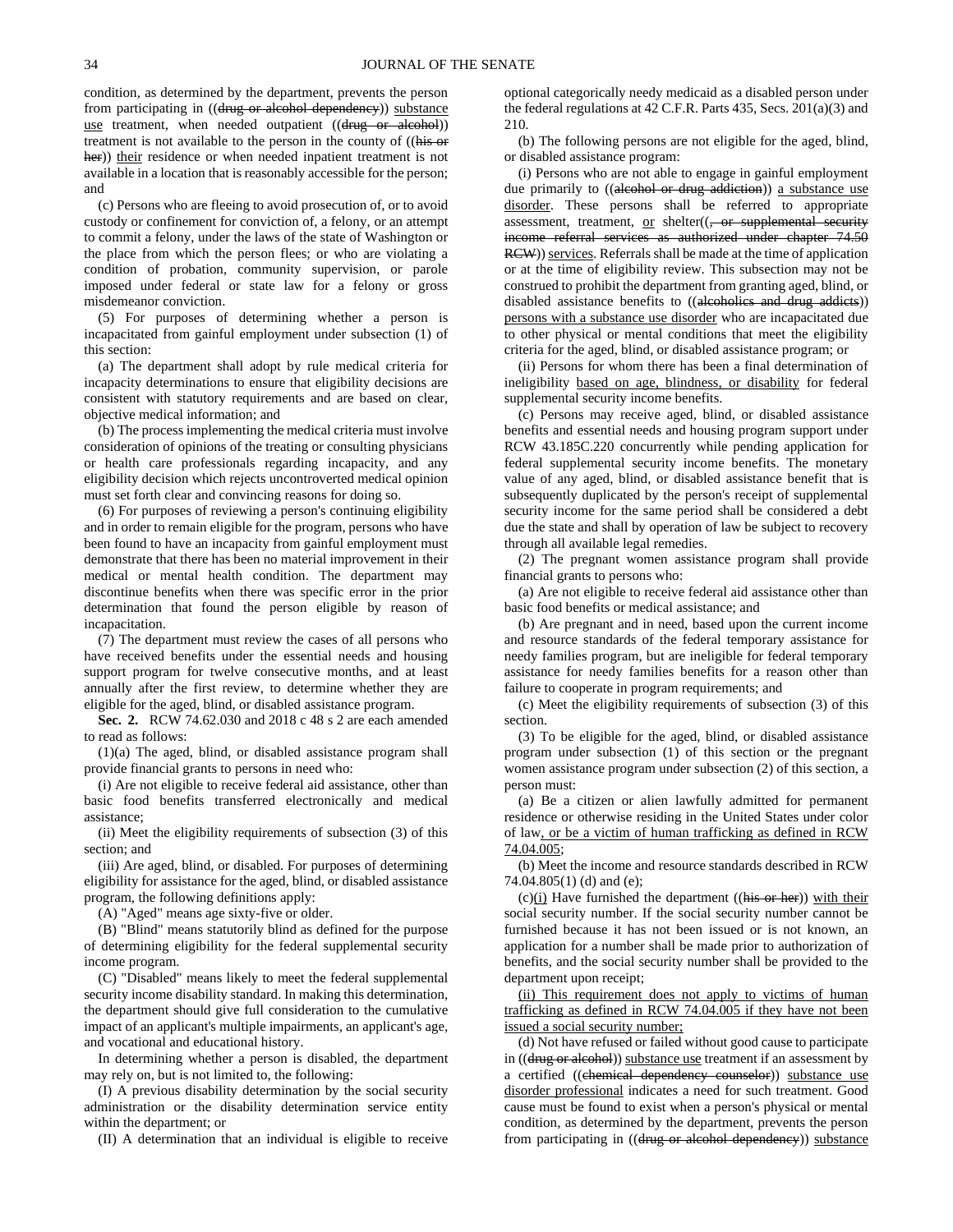condition, as determined by the department, prevents the person from participating in ((~~drug or alcohol dependency~~)) <u>substance use</u> treatment, when needed outpatient ((~~drug or alcohol~~)) treatment is not available to the person in the county of ((~~his or her~~)) <u>their</u> residence or when needed inpatient treatment is not available in a location that is reasonably accessible for the person; and

(c) Persons who are fleeing to avoid prosecution of, or to avoid custody or confinement for conviction of, a felony, or an attempt to commit a felony, under the laws of the state of Washington or the place from which the person flees; or who are violating a condition of probation, community supervision, or parole imposed under federal or state law for a felony or gross misdemeanor conviction.

(5) For purposes of determining whether a person is incapacitated from gainful employment under subsection (1) of this section:

(a) The department shall adopt by rule medical criteria for incapacity determinations to ensure that eligibility decisions are consistent with statutory requirements and are based on clear, objective medical information; and

(b) The process implementing the medical criteria must involve consideration of opinions of the treating or consulting physicians or health care professionals regarding incapacity, and any eligibility decision which rejects uncontroverted medical opinion must set forth clear and convincing reasons for doing so.

(6) For purposes of reviewing a person's continuing eligibility and in order to remain eligible for the program, persons who have been found to have an incapacity from gainful employment must demonstrate that there has been no material improvement in their medical or mental health condition. The department may discontinue benefits when there was specific error in the prior determination that found the person eligible by reason of incapacitation.

(7) The department must review the cases of all persons who have received benefits under the essential needs and housing support program for twelve consecutive months, and at least annually after the first review, to determine whether they are eligible for the aged, blind, or disabled assistance program.

**Sec. 2.** RCW 74.62.030 and 2018 c 48 s 2 are each amended to read as follows:

(1)(a) The aged, blind, or disabled assistance program shall provide financial grants to persons in need who:

(i) Are not eligible to receive federal aid assistance, other than basic food benefits transferred electronically and medical assistance;

(ii) Meet the eligibility requirements of subsection (3) of this section; and

(iii) Are aged, blind, or disabled. For purposes of determining eligibility for assistance for the aged, blind, or disabled assistance program, the following definitions apply:

(A) "Aged" means age sixty-five or older.

(B) "Blind" means statutorily blind as defined for the purpose of determining eligibility for the federal supplemental security income program.

(C) "Disabled" means likely to meet the federal supplemental security income disability standard. In making this determination, the department should give full consideration to the cumulative impact of an applicant's multiple impairments, an applicant's age, and vocational and educational history.

In determining whether a person is disabled, the department may rely on, but is not limited to, the following:

(I) A previous disability determination by the social security administration or the disability determination service entity within the department; or

(II) A determination that an individual is eligible to receive optional categorically needy medicaid as a disabled person under the federal regulations at 42 C.F.R. Parts 435, Secs. 201(a)(3) and 210.

(b) The following persons are not eligible for the aged, blind, or disabled assistance program:

(i) Persons who are not able to engage in gainful employment due primarily to ((~~alcohol or drug addiction~~)) <u>a substance use disorder</u>. These persons shall be referred to appropriate assessment, treatment, <u>or</u> shelter((~~, or supplemental security income referral services as authorized under chapter 74.50 RCW~~)) <u>services</u>. Referrals shall be made at the time of application or at the time of eligibility review. This subsection may not be construed to prohibit the department from granting aged, blind, or disabled assistance benefits to ((~~alcoholics and drug addicts~~)) <u>persons with a substance use disorder</u> who are incapacitated due to other physical or mental conditions that meet the eligibility criteria for the aged, blind, or disabled assistance program; or

(ii) Persons for whom there has been a final determination of ineligibility <u>based on age, blindness, or disability</u> for federal supplemental security income benefits.

(c) Persons may receive aged, blind, or disabled assistance benefits and essential needs and housing program support under RCW 43.185C.220 concurrently while pending application for federal supplemental security income benefits. The monetary value of any aged, blind, or disabled assistance benefit that is subsequently duplicated by the person's receipt of supplemental security income for the same period shall be considered a debt due the state and shall by operation of law be subject to recovery through all available legal remedies.

(2) The pregnant women assistance program shall provide financial grants to persons who:

(a) Are not eligible to receive federal aid assistance other than basic food benefits or medical assistance; and

(b) Are pregnant and in need, based upon the current income and resource standards of the federal temporary assistance for needy families program, but are ineligible for federal temporary assistance for needy families benefits for a reason other than failure to cooperate in program requirements; and

(c) Meet the eligibility requirements of subsection (3) of this section.

(3) To be eligible for the aged, blind, or disabled assistance program under subsection (1) of this section or the pregnant women assistance program under subsection (2) of this section, a person must:

(a) Be a citizen or alien lawfully admitted for permanent residence or otherwise residing in the United States under color of law<u>, or be a victim of human trafficking as defined in RCW 74.04.005</u>;

(b) Meet the income and resource standards described in RCW 74.04.805(1) (d) and (e);

(c)<u>(i)</u> Have furnished the department ((~~his or her~~)) <u>with their</u> social security number. If the social security number cannot be furnished because it has not been issued or is not known, an application for a number shall be made prior to authorization of benefits, and the social security number shall be provided to the department upon receipt;

<u>(ii) This requirement does not apply to victims of human trafficking as defined in RCW 74.04.005 if they have not been issued a social security number;</u>

(d) Not have refused or failed without good cause to participate in ((~~drug or alcohol~~)) <u>substance use</u> treatment if an assessment by a certified ((~~chemical dependency counselor~~)) <u>substance use disorder professional</u> indicates a need for such treatment. Good cause must be found to exist when a person's physical or mental condition, as determined by the department, prevents the person from participating in ((~~drug or alcohol dependency~~)) <u>substance</u>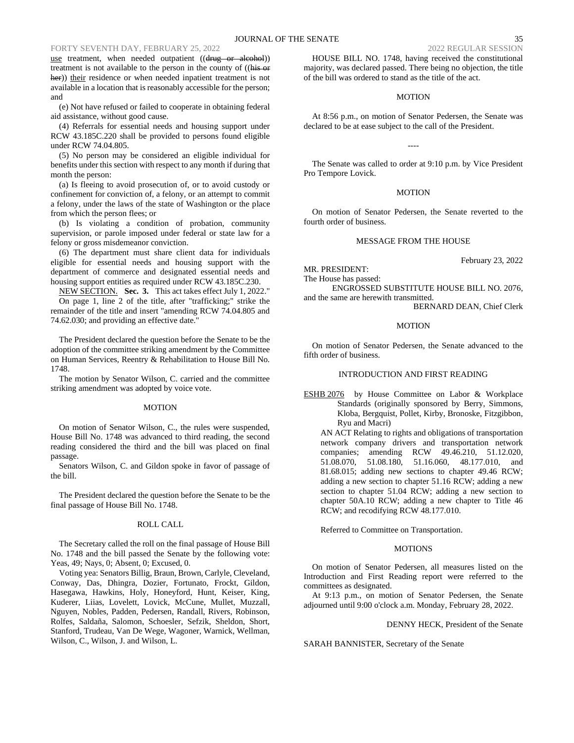use treatment, when needed outpatient ((~~drug or alcohol~~)) treatment is not available to the person in the county of ((~~his or her~~)) their residence or when needed inpatient treatment is not available in a location that is reasonably accessible for the person; and

(e) Not have refused or failed to cooperate in obtaining federal aid assistance, without good cause.

(4) Referrals for essential needs and housing support under RCW 43.185C.220 shall be provided to persons found eligible under RCW 74.04.805.

(5) No person may be considered an eligible individual for benefits under this section with respect to any month if during that month the person:

(a) Is fleeing to avoid prosecution of, or to avoid custody or confinement for conviction of, a felony, or an attempt to commit a felony, under the laws of the state of Washington or the place from which the person flees; or

(b) Is violating a condition of probation, community supervision, or parole imposed under federal or state law for a felony or gross misdemeanor conviction.

(6) The department must share client data for individuals eligible for essential needs and housing support with the department of commerce and designated essential needs and housing support entities as required under RCW 43.185C.230.

NEW SECTION. **Sec. 3.** This act takes effect July 1, 2022."

On page 1, line 2 of the title, after "trafficking;" strike the remainder of the title and insert "amending RCW 74.04.805 and 74.62.030; and providing an effective date."

The President declared the question before the Senate to be the adoption of the committee striking amendment by the Committee on Human Services, Reentry & Rehabilitation to House Bill No. 1748.

The motion by Senator Wilson, C. carried and the committee striking amendment was adopted by voice vote.

MOTION

On motion of Senator Wilson, C., the rules were suspended, House Bill No. 1748 was advanced to third reading, the second reading considered the third and the bill was placed on final passage.

Senators Wilson, C. and Gildon spoke in favor of passage of the bill.

The President declared the question before the Senate to be the final passage of House Bill No. 1748.

ROLL CALL

The Secretary called the roll on the final passage of House Bill No. 1748 and the bill passed the Senate by the following vote: Yeas, 49; Nays, 0; Absent, 0; Excused, 0.

Voting yea: Senators Billig, Braun, Brown, Carlyle, Cleveland, Conway, Das, Dhingra, Dozier, Fortunato, Frockt, Gildon, Hasegawa, Hawkins, Holy, Honeyford, Hunt, Keiser, King, Kuderer, Liias, Lovelett, Lovick, McCune, Mullet, Muzzall, Nguyen, Nobles, Padden, Pedersen, Randall, Rivers, Robinson, Rolfes, Saldaña, Salomon, Schoesler, Sefzik, Sheldon, Short, Stanford, Trudeau, Van De Wege, Wagoner, Warnick, Wellman, Wilson, C., Wilson, J. and Wilson, L.

HOUSE BILL NO. 1748, having received the constitutional majority, was declared passed. There being no objection, the title of the bill was ordered to stand as the title of the act.

MOTION

At 8:56 p.m., on motion of Senator Pedersen, the Senate was declared to be at ease subject to the call of the President.

----

The Senate was called to order at 9:10 p.m. by Vice President Pro Tempore Lovick.

MOTION

On motion of Senator Pedersen, the Senate reverted to the fourth order of business.

MESSAGE FROM THE HOUSE

February 23, 2022

MR. PRESIDENT:
The House has passed:

ENGROSSED SUBSTITUTE HOUSE BILL NO. 2076, and the same are herewith transmitted.

BERNARD DEAN, Chief Clerk

MOTION

On motion of Senator Pedersen, the Senate advanced to the fifth order of business.

INTRODUCTION AND FIRST READING

ESHB 2076 by House Committee on Labor & Workplace Standards (originally sponsored by Berry, Simmons, Kloba, Bergquist, Pollet, Kirby, Bronoske, Fitzgibbon, Ryu and Macri)

AN ACT Relating to rights and obligations of transportation network company drivers and transportation network companies; amending RCW 49.46.210, 51.12.020, 51.08.070, 51.08.180, 51.16.060, 48.177.010, and 81.68.015; adding new sections to chapter 49.46 RCW; adding a new section to chapter 51.16 RCW; adding a new section to chapter 51.04 RCW; adding a new section to chapter 50A.10 RCW; adding a new chapter to Title 46 RCW; and recodifying RCW 48.177.010.

Referred to Committee on Transportation.

MOTIONS

On motion of Senator Pedersen, all measures listed on the Introduction and First Reading report were referred to the committees as designated.

At 9:13 p.m., on motion of Senator Pedersen, the Senate adjourned until 9:00 o'clock a.m. Monday, February 28, 2022.

DENNY HECK, President of the Senate

SARAH BANNISTER, Secretary of the Senate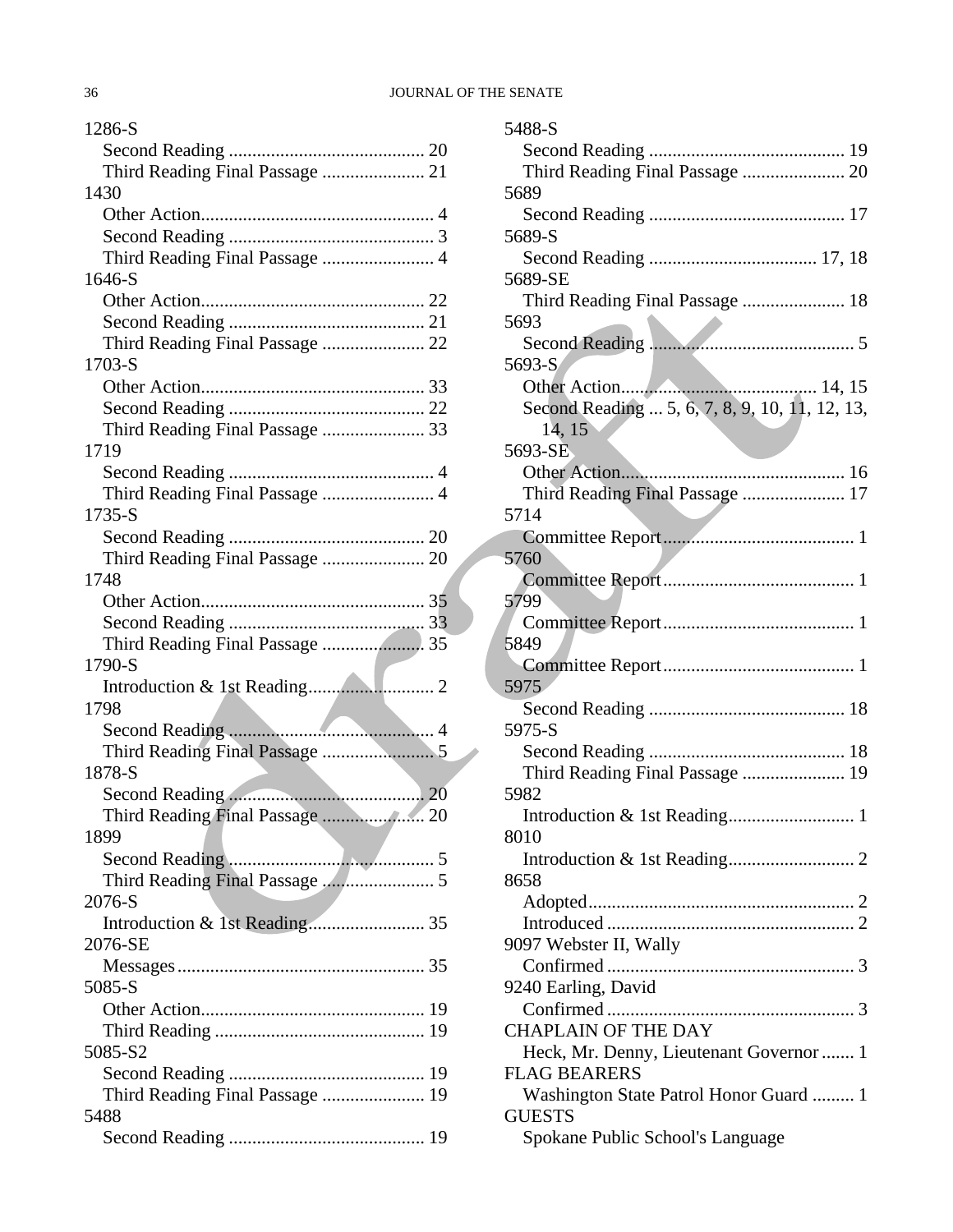1286-S
  Second Reading .......................................... 20
  Third Reading Final Passage ...................... 21
1430
  Other Action.................................................. 4
  Second Reading ............................................ 3
  Third Reading Final Passage ........................ 4
1646-S
  Other Action................................................ 22
  Second Reading .......................................... 21
  Third Reading Final Passage ...................... 22
1703-S
  Other Action................................................ 33
  Second Reading .......................................... 22
  Third Reading Final Passage ...................... 33
1719
  Second Reading ............................................ 4
  Third Reading Final Passage ........................ 4
1735-S
  Second Reading .......................................... 20
  Third Reading Final Passage ...................... 20
1748
  Other Action................................................ 35
  Second Reading .......................................... 33
  Third Reading Final Passage ...................... 35
1790-S
  Introduction & 1st Reading........................... 2
1798
  Second Reading ............................................ 4
  Third Reading Final Passage ........................ 5
1878-S
  Second Reading .......................................... 20
  Third Reading Final Passage ...................... 20
1899
  Second Reading ............................................ 5
  Third Reading Final Passage ........................ 5
2076-S
  Introduction & 1st Reading......................... 35
2076-SE
  Messages .................................................... 35
5085-S
  Other Action................................................ 19
  Third Reading ............................................. 19
5085-S2
  Second Reading .......................................... 19
  Third Reading Final Passage ...................... 19
5488
  Second Reading .......................................... 19
5488-S
  Second Reading .......................................... 19
  Third Reading Final Passage ...................... 20
5689
  Second Reading .......................................... 17
5689-S
  Second Reading .................................... 17, 18
5689-SE
  Third Reading Final Passage ...................... 18
5693
  Second Reading ............................................ 5
5693-S
  Other Action........................................... 14, 15
  Second Reading ... 5, 6, 7, 8, 9, 10, 11, 12, 13, 14, 15
5693-SE
  Other Action................................................ 16
  Third Reading Final Passage ...................... 17
5714
  Committee Report......................................... 1
5760
  Committee Report......................................... 1
5799
  Committee Report......................................... 1
5849
  Committee Report......................................... 1
5975
  Second Reading .......................................... 18
5975-S
  Second Reading .......................................... 18
  Third Reading Final Passage ...................... 19
5982
  Introduction & 1st Reading........................... 1
8010
  Introduction & 1st Reading........................... 2
8658
  Adopted......................................................... 2
  Introduced ..................................................... 2
9097 Webster II, Wally
  Confirmed ..................................................... 3
9240 Earling, David
  Confirmed ..................................................... 3
CHAPLAIN OF THE DAY
  Heck, Mr. Denny, Lieutenant Governor ....... 1
FLAG BEARERS
  Washington State Patrol Honor Guard ......... 1
GUESTS
  Spokane Public School's Language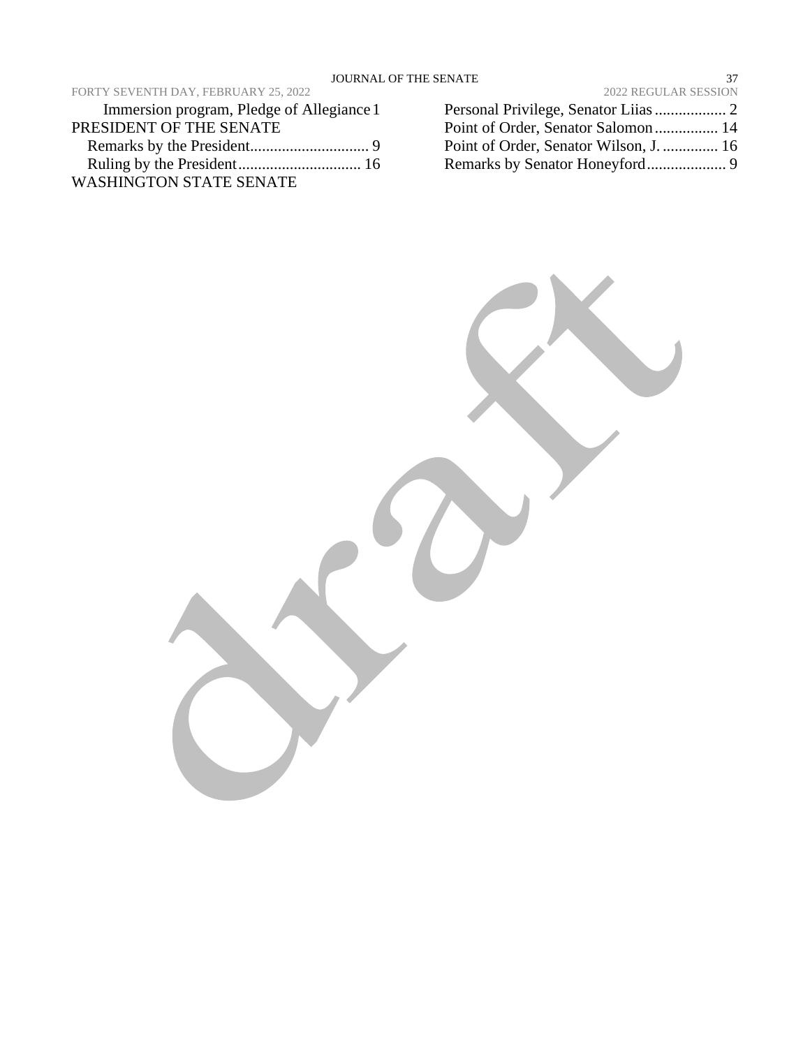Immersion program, Pledge of Allegiance 1

PRESIDENT OF THE SENATE

Remarks by the President.............................. 9

Ruling by the President............................... 16

WASHINGTON STATE SENATE

Personal Privilege, Senator Liias.................. 2

Point of Order, Senator Salomon................ 14

Point of Order, Senator Wilson, J. .............. 16

Remarks by Senator Honeyford.................... 9